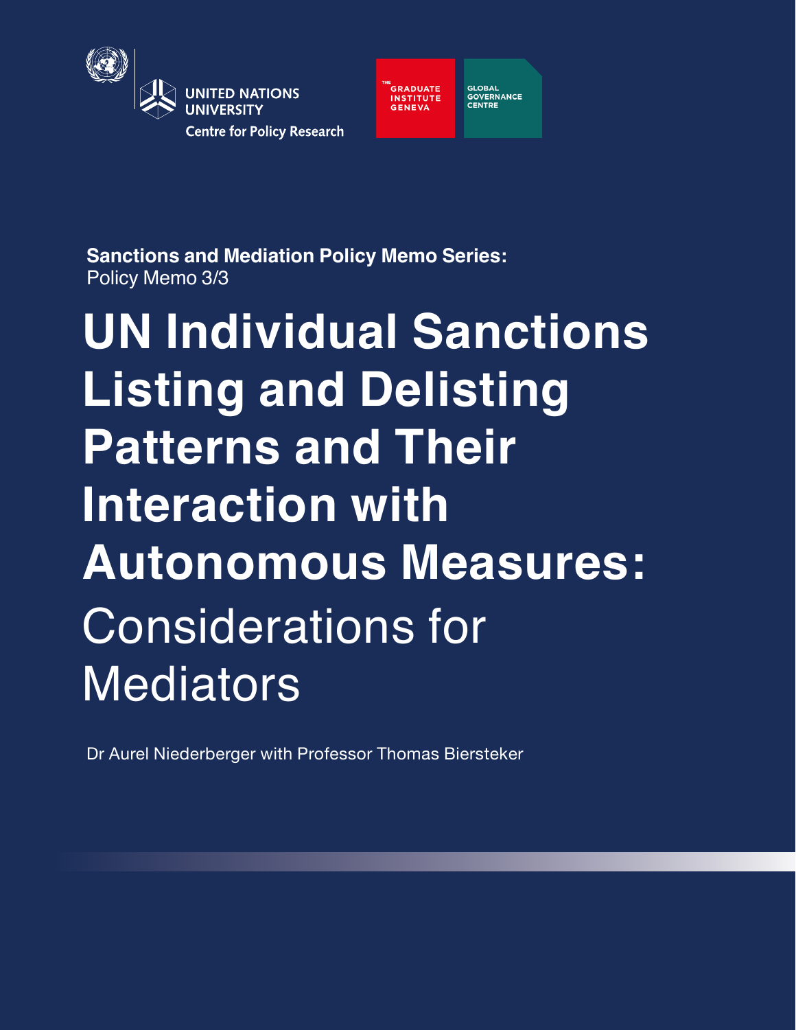UNITED NATIONS UNIVERSITY

Centre for Policy Research

THE GRADUATE INSTITUTE GENEVA

GLOBAL GOVERNANCE CENTRE

**Sanctions and Mediation Policy Memo Series:**
Policy Memo 3/3

# UN Individual Sanctions Listing and Delisting Patterns and Their Interaction with Autonomous Measures: Considerations for Mediators

Dr Aurel Niederberger with Professor Thomas Biersteker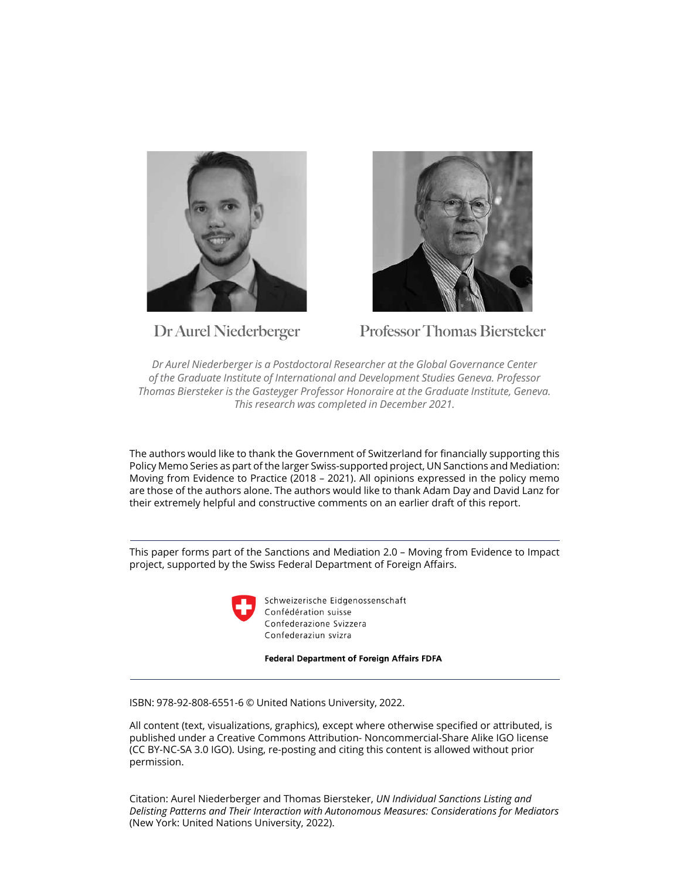**Dr Aurel Niederberger** | **Professor Thomas Biersteker**

*Dr Aurel Niederberger is a Postdoctoral Researcher at the Global Governance Center of the Graduate Institute of International and Development Studies Geneva. Professor Thomas Biersteker is the Gasteyger Professor Honoraire at the Graduate Institute, Geneva. This research was completed in December 2021.*

The authors would like to thank the Government of Switzerland for financially supporting this Policy Memo Series as part of the larger Swiss-supported project, UN Sanctions and Mediation: Moving from Evidence to Practice (2018 – 2021). All opinions expressed in the policy memo are those of the authors alone. The authors would like to thank Adam Day and David Lanz for their extremely helpful and constructive comments on an earlier draft of this report.

---

This paper forms part of the Sanctions and Mediation 2.0 – Moving from Evidence to Impact project, supported by the Swiss Federal Department of Foreign Affairs.

Schweizerische Eidgenossenschaft
Confédération suisse
Confederazione Svizzera
Confederaziun svizra

**Federal Department of Foreign Affairs FDFA**

---

ISBN: 978-92-808-6551-6 © United Nations University, 2022.

All content (text, visualizations, graphics), except where otherwise specified or attributed, is published under a Creative Commons Attribution- Noncommercial-Share Alike IGO license (CC BY-NC-SA 3.0 IGO). Using, re-posting and citing this content is allowed without prior permission.

Citation: Aurel Niederberger and Thomas Biersteker, *UN Individual Sanctions Listing and Delisting Patterns and Their Interaction with Autonomous Measures: Considerations for Mediators* (New York: United Nations University, 2022).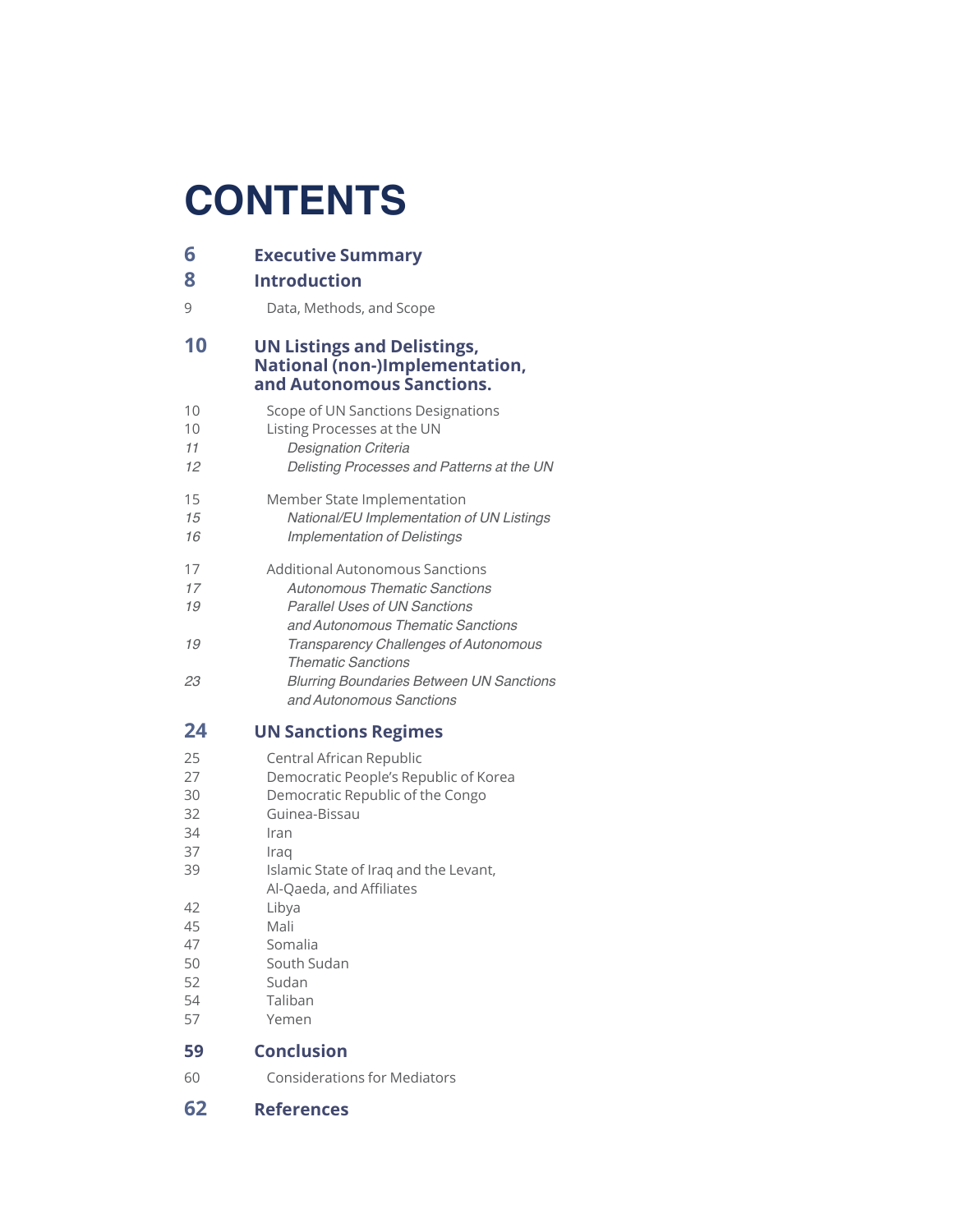# CONTENTS

**6** **Executive Summary**

**8** **Introduction**

9 Data, Methods, and Scope

**10** **UN Listings and Delistings, National (non-)Implementation, and Autonomous Sanctions.**

10 Scope of UN Sanctions Designations

10 Listing Processes at the UN

*11* *Designation Criteria*

*12* *Delisting Processes and Patterns at the UN*

15 Member State Implementation

*15* *National/EU Implementation of UN Listings*

*16* *Implementation of Delistings*

17 Additional Autonomous Sanctions

*17* *Autonomous Thematic Sanctions*

*19* *Parallel Uses of UN Sanctions and Autonomous Thematic Sanctions*

*19* *Transparency Challenges of Autonomous Thematic Sanctions*

*23* *Blurring Boundaries Between UN Sanctions and Autonomous Sanctions*

**24** **UN Sanctions Regimes**

25 Central African Republic

27 Democratic People's Republic of Korea

30 Democratic Republic of the Congo

32 Guinea-Bissau

34 Iran

37 Iraq

39 Islamic State of Iraq and the Levant, Al-Qaeda, and Affiliates

42 Libya

45 Mali

47 Somalia

50 South Sudan

52 Sudan

54 Taliban

57 Yemen

**59** **Conclusion**

60 Considerations for Mediators

**62** **References**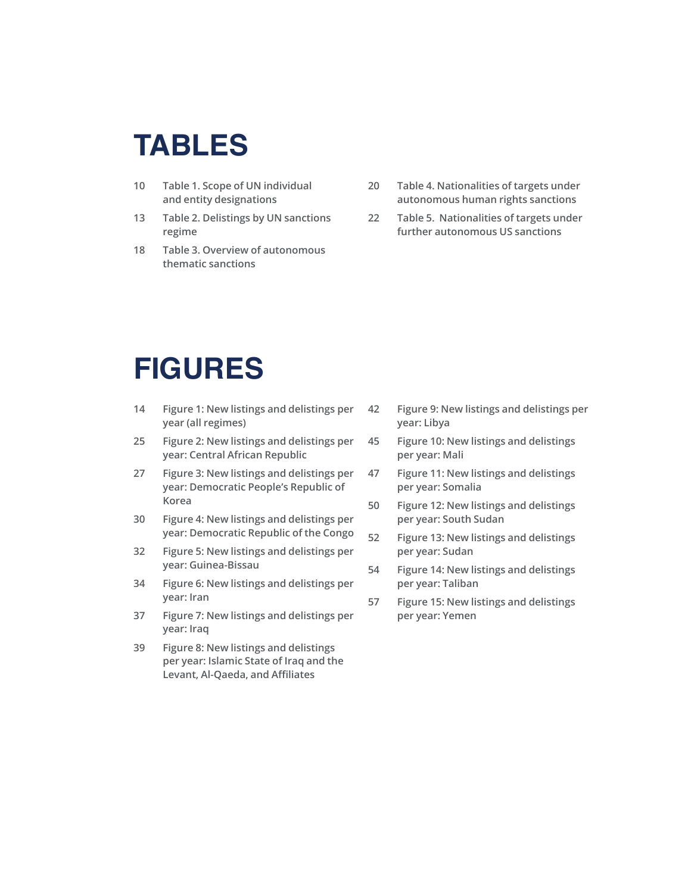# TABLES

10 Table 1. Scope of UN individual and entity designations

13 Table 2. Delistings by UN sanctions regime

18 Table 3. Overview of autonomous thematic sanctions

20 Table 4. Nationalities of targets under autonomous human rights sanctions

22 Table 5. Nationalities of targets under further autonomous US sanctions

# FIGURES

14 Figure 1: New listings and delistings per year (all regimes)

25 Figure 2: New listings and delistings per year: Central African Republic

27 Figure 3: New listings and delistings per year: Democratic People's Republic of Korea

30 Figure 4: New listings and delistings per year: Democratic Republic of the Congo

32 Figure 5: New listings and delistings per year: Guinea-Bissau

34 Figure 6: New listings and delistings per year: Iran

37 Figure 7: New listings and delistings per year: Iraq

39 Figure 8: New listings and delistings per year: Islamic State of Iraq and the Levant, Al-Qaeda, and Affiliates

42 Figure 9: New listings and delistings per year: Libya

45 Figure 10: New listings and delistings per year: Mali

47 Figure 11: New listings and delistings per year: Somalia

50 Figure 12: New listings and delistings per year: South Sudan

52 Figure 13: New listings and delistings per year: Sudan

54 Figure 14: New listings and delistings per year: Taliban

57 Figure 15: New listings and delistings per year: Yemen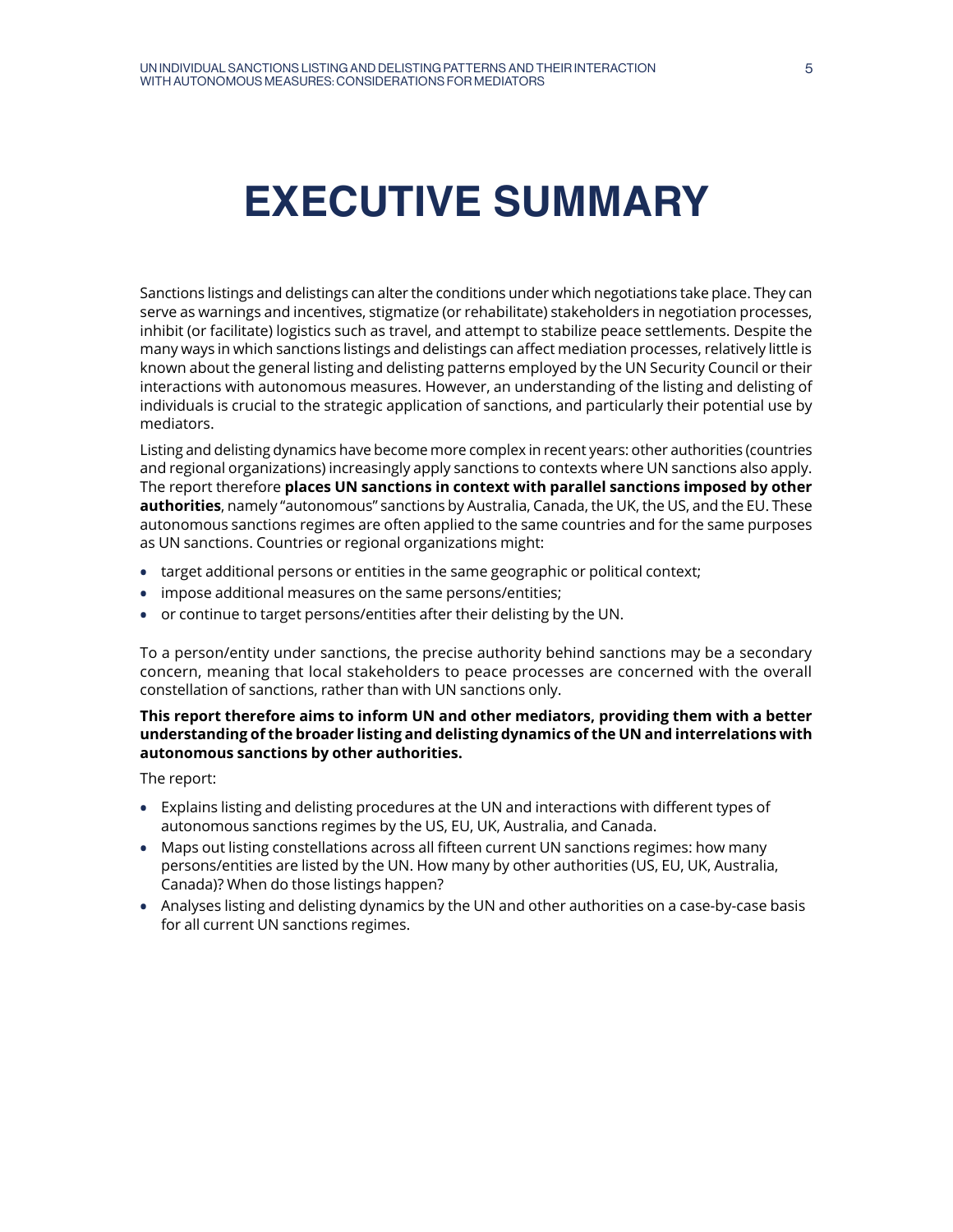# EXECUTIVE SUMMARY

Sanctions listings and delistings can alter the conditions under which negotiations take place. They can serve as warnings and incentives, stigmatize (or rehabilitate) stakeholders in negotiation processes, inhibit (or facilitate) logistics such as travel, and attempt to stabilize peace settlements. Despite the many ways in which sanctions listings and delistings can affect mediation processes, relatively little is known about the general listing and delisting patterns employed by the UN Security Council or their interactions with autonomous measures. However, an understanding of the listing and delisting of individuals is crucial to the strategic application of sanctions, and particularly their potential use by mediators.

Listing and delisting dynamics have become more complex in recent years: other authorities (countries and regional organizations) increasingly apply sanctions to contexts where UN sanctions also apply. The report therefore **places UN sanctions in context with parallel sanctions imposed by other authorities**, namely "autonomous" sanctions by Australia, Canada, the UK, the US, and the EU. These autonomous sanctions regimes are often applied to the same countries and for the same purposes as UN sanctions. Countries or regional organizations might:

- target additional persons or entities in the same geographic or political context;
- impose additional measures on the same persons/entities;
- or continue to target persons/entities after their delisting by the UN.

To a person/entity under sanctions, the precise authority behind sanctions may be a secondary concern, meaning that local stakeholders to peace processes are concerned with the overall constellation of sanctions, rather than with UN sanctions only.

**This report therefore aims to inform UN and other mediators, providing them with a better understanding of the broader listing and delisting dynamics of the UN and interrelations with autonomous sanctions by other authorities.**

The report:

- Explains listing and delisting procedures at the UN and interactions with different types of autonomous sanctions regimes by the US, EU, UK, Australia, and Canada.
- Maps out listing constellations across all fifteen current UN sanctions regimes: how many persons/entities are listed by the UN. How many by other authorities (US, EU, UK, Australia, Canada)? When do those listings happen?
- Analyses listing and delisting dynamics by the UN and other authorities on a case-by-case basis for all current UN sanctions regimes.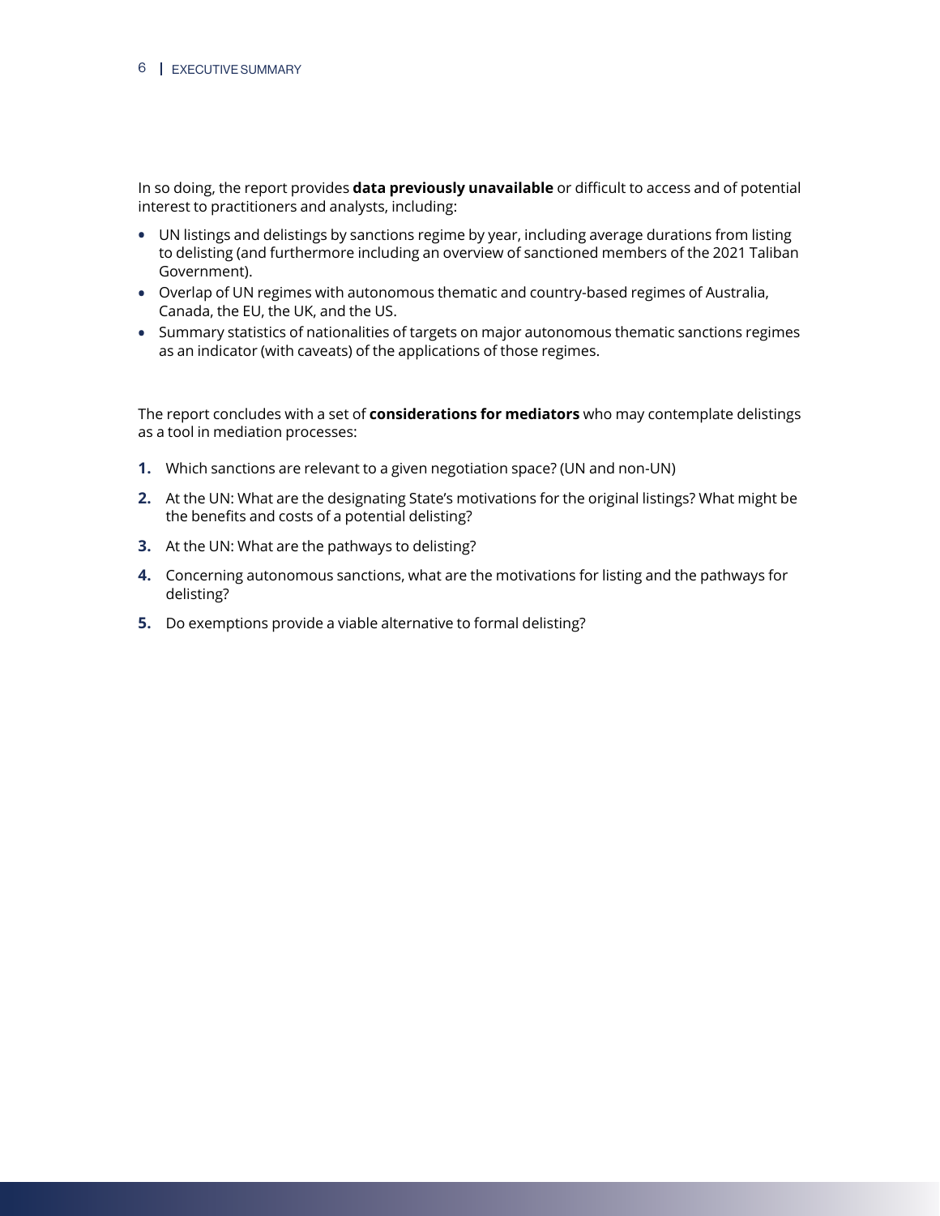In so doing, the report provides **data previously unavailable** or difficult to access and of potential interest to practitioners and analysts, including:

- UN listings and delistings by sanctions regime by year, including average durations from listing to delisting (and furthermore including an overview of sanctioned members of the 2021 Taliban Government).
- Overlap of UN regimes with autonomous thematic and country-based regimes of Australia, Canada, the EU, the UK, and the US.
- Summary statistics of nationalities of targets on major autonomous thematic sanctions regimes as an indicator (with caveats) of the applications of those regimes.

The report concludes with a set of **considerations for mediators** who may contemplate delistings as a tool in mediation processes:

1. Which sanctions are relevant to a given negotiation space? (UN and non-UN)
2. At the UN: What are the designating State's motivations for the original listings? What might be the benefits and costs of a potential delisting?
3. At the UN: What are the pathways to delisting?
4. Concerning autonomous sanctions, what are the motivations for listing and the pathways for delisting?
5. Do exemptions provide a viable alternative to formal delisting?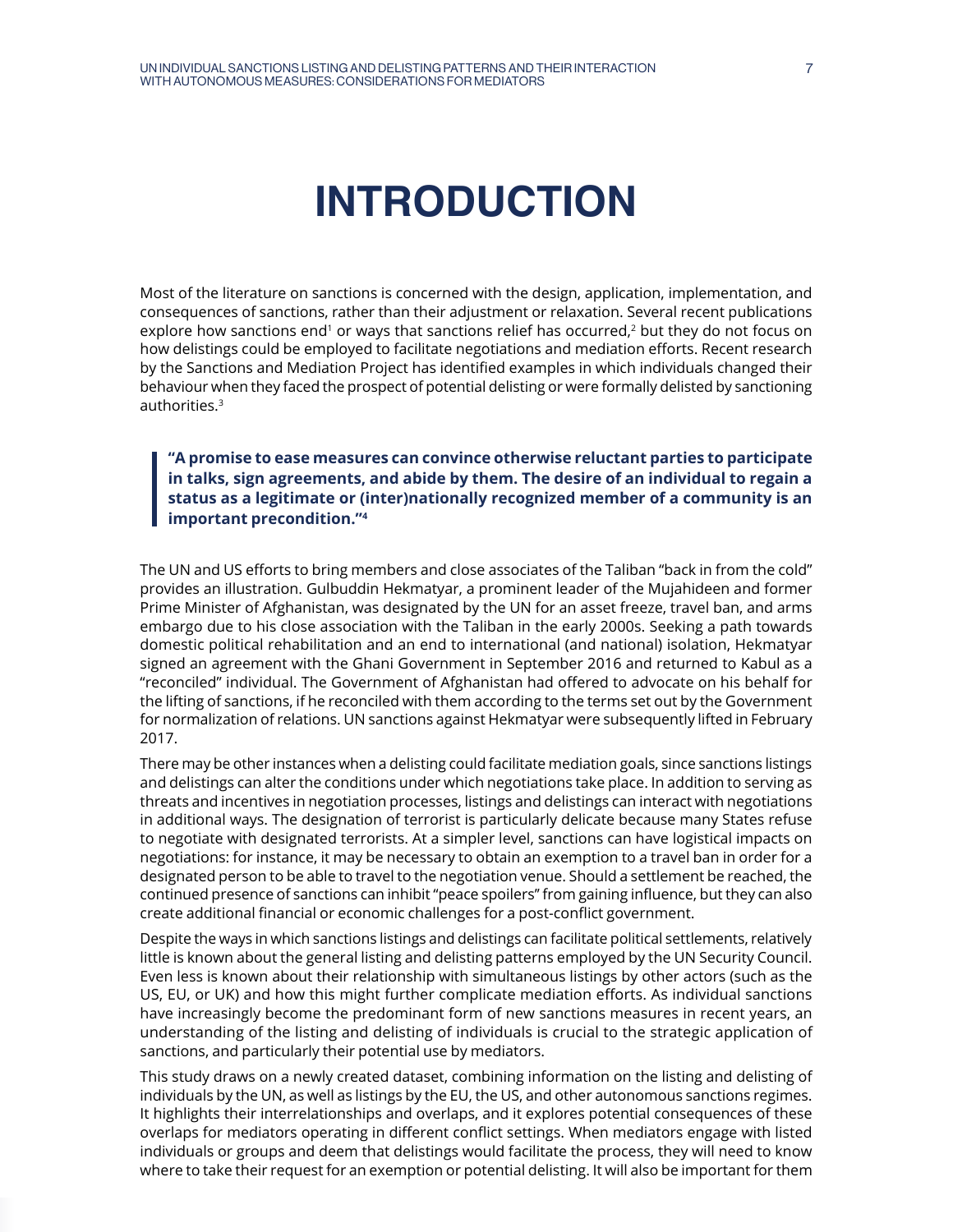# INTRODUCTION

Most of the literature on sanctions is concerned with the design, application, implementation, and consequences of sanctions, rather than their adjustment or relaxation. Several recent publications explore how sanctions end[1] or ways that sanctions relief has occurred,[2] but they do not focus on how delistings could be employed to facilitate negotiations and mediation efforts. Recent research by the Sanctions and Mediation Project has identified examples in which individuals changed their behaviour when they faced the prospect of potential delisting or were formally delisted by sanctioning authorities.[3]

> **"A promise to ease measures can convince otherwise reluctant parties to participate in talks, sign agreements, and abide by them. The desire of an individual to regain a status as a legitimate or (inter)nationally recognized member of a community is an important precondition."[4]**

The UN and US efforts to bring members and close associates of the Taliban "back in from the cold" provides an illustration. Gulbuddin Hekmatyar, a prominent leader of the Mujahideen and former Prime Minister of Afghanistan, was designated by the UN for an asset freeze, travel ban, and arms embargo due to his close association with the Taliban in the early 2000s. Seeking a path towards domestic political rehabilitation and an end to international (and national) isolation, Hekmatyar signed an agreement with the Ghani Government in September 2016 and returned to Kabul as a "reconciled" individual. The Government of Afghanistan had offered to advocate on his behalf for the lifting of sanctions, if he reconciled with them according to the terms set out by the Government for normalization of relations. UN sanctions against Hekmatyar were subsequently lifted in February 2017.

There may be other instances when a delisting could facilitate mediation goals, since sanctions listings and delistings can alter the conditions under which negotiations take place. In addition to serving as threats and incentives in negotiation processes, listings and delistings can interact with negotiations in additional ways. The designation of terrorist is particularly delicate because many States refuse to negotiate with designated terrorists. At a simpler level, sanctions can have logistical impacts on negotiations: for instance, it may be necessary to obtain an exemption to a travel ban in order for a designated person to be able to travel to the negotiation venue. Should a settlement be reached, the continued presence of sanctions can inhibit "peace spoilers" from gaining influence, but they can also create additional financial or economic challenges for a post-conflict government.

Despite the ways in which sanctions listings and delistings can facilitate political settlements, relatively little is known about the general listing and delisting patterns employed by the UN Security Council. Even less is known about their relationship with simultaneous listings by other actors (such as the US, EU, or UK) and how this might further complicate mediation efforts. As individual sanctions have increasingly become the predominant form of new sanctions measures in recent years, an understanding of the listing and delisting of individuals is crucial to the strategic application of sanctions, and particularly their potential use by mediators.

This study draws on a newly created dataset, combining information on the listing and delisting of individuals by the UN, as well as listings by the EU, the US, and other autonomous sanctions regimes. It highlights their interrelationships and overlaps, and it explores potential consequences of these overlaps for mediators operating in different conflict settings. When mediators engage with listed individuals or groups and deem that delistings would facilitate the process, they will need to know where to take their request for an exemption or potential delisting. It will also be important for them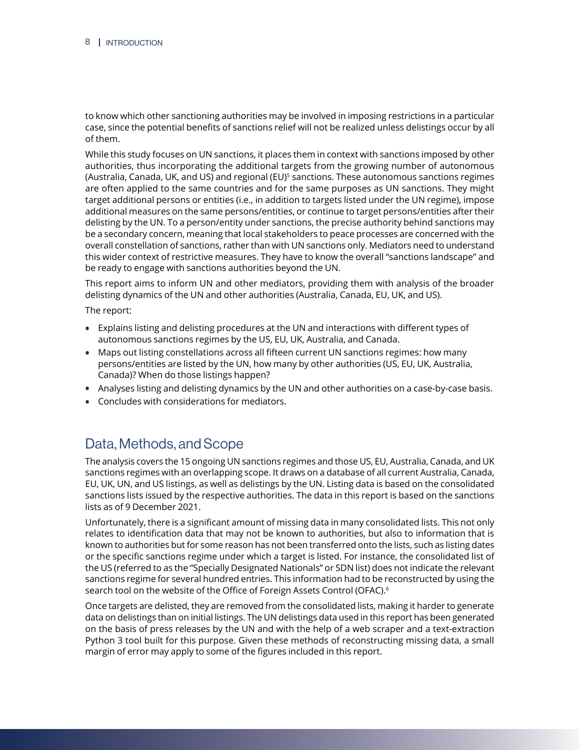to know which other sanctioning authorities may be involved in imposing restrictions in a particular case, since the potential benefits of sanctions relief will not be realized unless delistings occur by all of them.

While this study focuses on UN sanctions, it places them in context with sanctions imposed by other authorities, thus incorporating the additional targets from the growing number of autonomous (Australia, Canada, UK, and US) and regional (EU)[5] sanctions. These autonomous sanctions regimes are often applied to the same countries and for the same purposes as UN sanctions. They might target additional persons or entities (i.e., in addition to targets listed under the UN regime), impose additional measures on the same persons/entities, or continue to target persons/entities after their delisting by the UN. To a person/entity under sanctions, the precise authority behind sanctions may be a secondary concern, meaning that local stakeholders to peace processes are concerned with the overall constellation of sanctions, rather than with UN sanctions only. Mediators need to understand this wider context of restrictive measures. They have to know the overall "sanctions landscape" and be ready to engage with sanctions authorities beyond the UN.

This report aims to inform UN and other mediators, providing them with analysis of the broader delisting dynamics of the UN and other authorities (Australia, Canada, EU, UK, and US).

The report:

- Explains listing and delisting procedures at the UN and interactions with different types of autonomous sanctions regimes by the US, EU, UK, Australia, and Canada.
- Maps out listing constellations across all fifteen current UN sanctions regimes: how many persons/entities are listed by the UN, how many by other authorities (US, EU, UK, Australia, Canada)? When do those listings happen?
- Analyses listing and delisting dynamics by the UN and other authorities on a case-by-case basis.
- Concludes with considerations for mediators.

## Data, Methods, and Scope

The analysis covers the 15 ongoing UN sanctions regimes and those US, EU, Australia, Canada, and UK sanctions regimes with an overlapping scope. It draws on a database of all current Australia, Canada, EU, UK, UN, and US listings, as well as delistings by the UN. Listing data is based on the consolidated sanctions lists issued by the respective authorities. The data in this report is based on the sanctions lists as of 9 December 2021.

Unfortunately, there is a significant amount of missing data in many consolidated lists. This not only relates to identification data that may not be known to authorities, but also to information that is known to authorities but for some reason has not been transferred onto the lists, such as listing dates or the specific sanctions regime under which a target is listed. For instance, the consolidated list of the US (referred to as the "Specially Designated Nationals" or SDN list) does not indicate the relevant sanctions regime for several hundred entries. This information had to be reconstructed by using the search tool on the website of the Office of Foreign Assets Control (OFAC).[6]

Once targets are delisted, they are removed from the consolidated lists, making it harder to generate data on delistings than on initial listings. The UN delistings data used in this report has been generated on the basis of press releases by the UN and with the help of a web scraper and a text-extraction Python 3 tool built for this purpose. Given these methods of reconstructing missing data, a small margin of error may apply to some of the figures included in this report.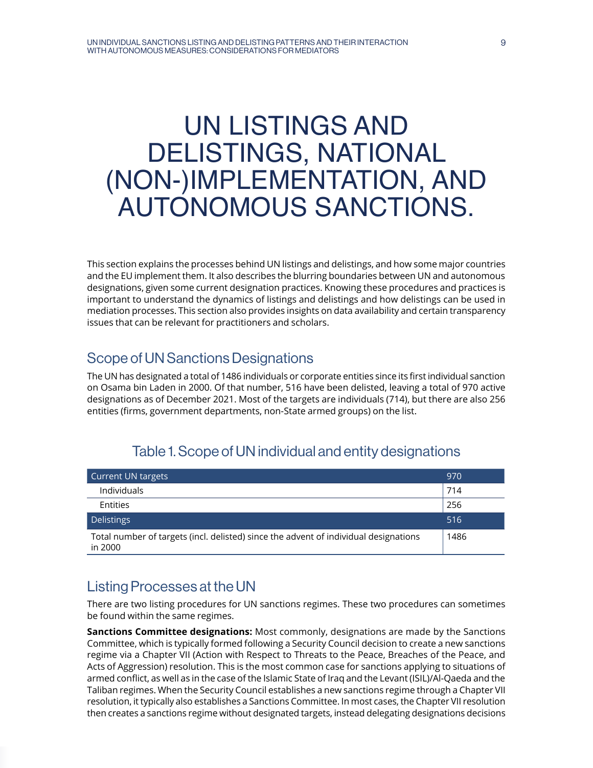# UN LISTINGS AND DELISTINGS, NATIONAL (NON-)IMPLEMENTATION, AND AUTONOMOUS SANCTIONS.

This section explains the processes behind UN listings and delistings, and how some major countries and the EU implement them. It also describes the blurring boundaries between UN and autonomous designations, given some current designation practices. Knowing these procedures and practices is important to understand the dynamics of listings and delistings and how delistings can be used in mediation processes. This section also provides insights on data availability and certain transparency issues that can be relevant for practitioners and scholars.

## Scope of UN Sanctions Designations

The UN has designated a total of 1486 individuals or corporate entities since its first individual sanction on Osama bin Laden in 2000. Of that number, 516 have been delisted, leaving a total of 970 active designations as of December 2021. Most of the targets are individuals (714), but there are also 256 entities (firms, government departments, non-State armed groups) on the list.

### Table 1. Scope of UN individual and entity designations

| Current UN targets | 970 |
|---|---|
| Individuals | 714 |
| Entities | 256 |
| Delistings | 516 |
| Total number of targets (incl. delisted) since the advent of individual designations in 2000 | 1486 |

## Listing Processes at the UN

There are two listing procedures for UN sanctions regimes. These two procedures can sometimes be found within the same regimes.

**Sanctions Committee designations:** Most commonly, designations are made by the Sanctions Committee, which is typically formed following a Security Council decision to create a new sanctions regime via a Chapter VII (Action with Respect to Threats to the Peace, Breaches of the Peace, and Acts of Aggression) resolution. This is the most common case for sanctions applying to situations of armed conflict, as well as in the case of the Islamic State of Iraq and the Levant (ISIL)/Al-Qaeda and the Taliban regimes. When the Security Council establishes a new sanctions regime through a Chapter VII resolution, it typically also establishes a Sanctions Committee. In most cases, the Chapter VII resolution then creates a sanctions regime without designated targets, instead delegating designations decisions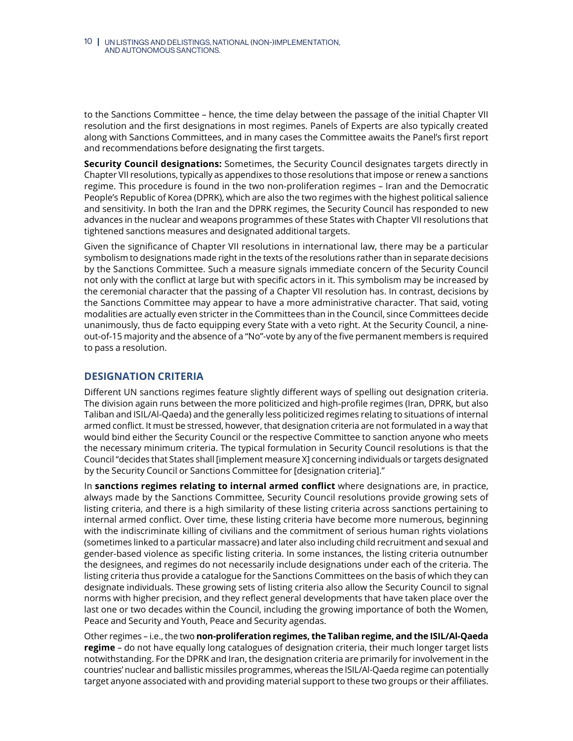to the Sanctions Committee – hence, the time delay between the passage of the initial Chapter VII resolution and the first designations in most regimes. Panels of Experts are also typically created along with Sanctions Committees, and in many cases the Committee awaits the Panel's first report and recommendations before designating the first targets.

**Security Council designations:** Sometimes, the Security Council designates targets directly in Chapter VII resolutions, typically as appendixes to those resolutions that impose or renew a sanctions regime. This procedure is found in the two non-proliferation regimes – Iran and the Democratic People's Republic of Korea (DPRK), which are also the two regimes with the highest political salience and sensitivity. In both the Iran and the DPRK regimes, the Security Council has responded to new advances in the nuclear and weapons programmes of these States with Chapter VII resolutions that tightened sanctions measures and designated additional targets.

Given the significance of Chapter VII resolutions in international law, there may be a particular symbolism to designations made right in the texts of the resolutions rather than in separate decisions by the Sanctions Committee. Such a measure signals immediate concern of the Security Council not only with the conflict at large but with specific actors in it. This symbolism may be increased by the ceremonial character that the passing of a Chapter VII resolution has. In contrast, decisions by the Sanctions Committee may appear to have a more administrative character. That said, voting modalities are actually even stricter in the Committees than in the Council, since Committees decide unanimously, thus de facto equipping every State with a veto right. At the Security Council, a nine-out-of-15 majority and the absence of a "No"-vote by any of the five permanent members is required to pass a resolution.

## DESIGNATION CRITERIA

Different UN sanctions regimes feature slightly different ways of spelling out designation criteria. The division again runs between the more politicized and high-profile regimes (Iran, DPRK, but also Taliban and ISIL/Al-Qaeda) and the generally less politicized regimes relating to situations of internal armed conflict. It must be stressed, however, that designation criteria are not formulated in a way that would bind either the Security Council or the respective Committee to sanction anyone who meets the necessary minimum criteria. The typical formulation in Security Council resolutions is that the Council "decides that States shall [implement measure X] concerning individuals or targets designated by the Security Council or Sanctions Committee for [designation criteria]."

In **sanctions regimes relating to internal armed conflict** where designations are, in practice, always made by the Sanctions Committee, Security Council resolutions provide growing sets of listing criteria, and there is a high similarity of these listing criteria across sanctions pertaining to internal armed conflict. Over time, these listing criteria have become more numerous, beginning with the indiscriminate killing of civilians and the commitment of serious human rights violations (sometimes linked to a particular massacre) and later also including child recruitment and sexual and gender-based violence as specific listing criteria. In some instances, the listing criteria outnumber the designees, and regimes do not necessarily include designations under each of the criteria. The listing criteria thus provide a catalogue for the Sanctions Committees on the basis of which they can designate individuals. These growing sets of listing criteria also allow the Security Council to signal norms with higher precision, and they reflect general developments that have taken place over the last one or two decades within the Council, including the growing importance of both the Women, Peace and Security and Youth, Peace and Security agendas.

Other regimes – i.e., the two **non-proliferation regimes, the Taliban regime, and the ISIL/Al-Qaeda regime** – do not have equally long catalogues of designation criteria, their much longer target lists notwithstanding. For the DPRK and Iran, the designation criteria are primarily for involvement in the countries' nuclear and ballistic missiles programmes, whereas the ISIL/Al-Qaeda regime can potentially target anyone associated with and providing material support to these two groups or their affiliates.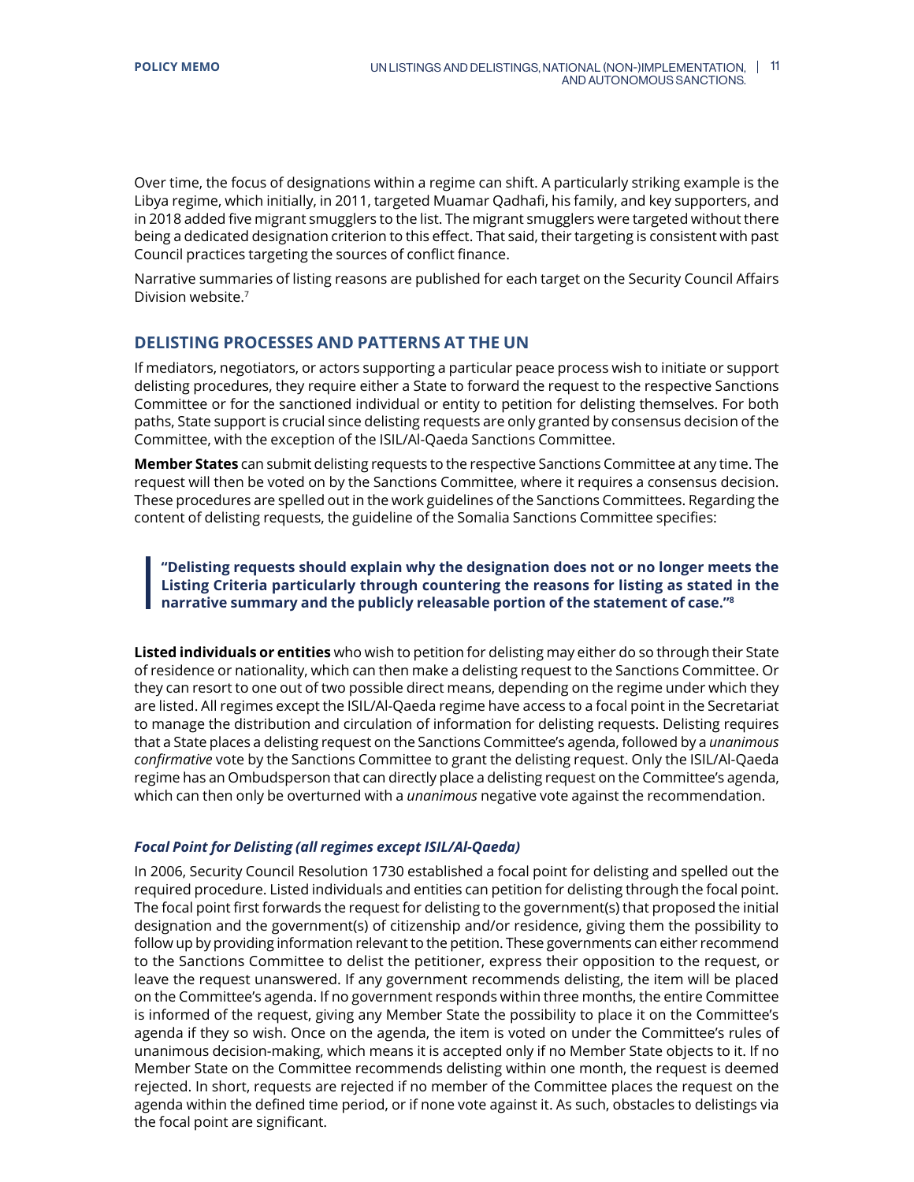Over time, the focus of designations within a regime can shift. A particularly striking example is the Libya regime, which initially, in 2011, targeted Muamar Qadhafi, his family, and key supporters, and in 2018 added five migrant smugglers to the list. The migrant smugglers were targeted without there being a dedicated designation criterion to this effect. That said, their targeting is consistent with past Council practices targeting the sources of conflict finance.

Narrative summaries of listing reasons are published for each target on the Security Council Affairs Division website.[7]

## DELISTING PROCESSES AND PATTERNS AT THE UN

If mediators, negotiators, or actors supporting a particular peace process wish to initiate or support delisting procedures, they require either a State to forward the request to the respective Sanctions Committee or for the sanctioned individual or entity to petition for delisting themselves. For both paths, State support is crucial since delisting requests are only granted by consensus decision of the Committee, with the exception of the ISIL/Al-Qaeda Sanctions Committee.

**Member States** can submit delisting requests to the respective Sanctions Committee at any time. The request will then be voted on by the Sanctions Committee, where it requires a consensus decision. These procedures are spelled out in the work guidelines of the Sanctions Committees. Regarding the content of delisting requests, the guideline of the Somalia Sanctions Committee specifies:

> **"Delisting requests should explain why the designation does not or no longer meets the Listing Criteria particularly through countering the reasons for listing as stated in the narrative summary and the publicly releasable portion of the statement of case."[8]**

**Listed individuals or entities** who wish to petition for delisting may either do so through their State of residence or nationality, which can then make a delisting request to the Sanctions Committee. Or they can resort to one out of two possible direct means, depending on the regime under which they are listed. All regimes except the ISIL/Al-Qaeda regime have access to a focal point in the Secretariat to manage the distribution and circulation of information for delisting requests. Delisting requires that a State places a delisting request on the Sanctions Committee's agenda, followed by a *unanimous confirmative* vote by the Sanctions Committee to grant the delisting request. Only the ISIL/Al-Qaeda regime has an Ombudsperson that can directly place a delisting request on the Committee's agenda, which can then only be overturned with a *unanimous* negative vote against the recommendation.

### *Focal Point for Delisting (all regimes except ISIL/Al-Qaeda)*

In 2006, Security Council Resolution 1730 established a focal point for delisting and spelled out the required procedure. Listed individuals and entities can petition for delisting through the focal point. The focal point first forwards the request for delisting to the government(s) that proposed the initial designation and the government(s) of citizenship and/or residence, giving them the possibility to follow up by providing information relevant to the petition. These governments can either recommend to the Sanctions Committee to delist the petitioner, express their opposition to the request, or leave the request unanswered. If any government recommends delisting, the item will be placed on the Committee's agenda. If no government responds within three months, the entire Committee is informed of the request, giving any Member State the possibility to place it on the Committee's agenda if they so wish. Once on the agenda, the item is voted on under the Committee's rules of unanimous decision-making, which means it is accepted only if no Member State objects to it. If no Member State on the Committee recommends delisting within one month, the request is deemed rejected. In short, requests are rejected if no member of the Committee places the request on the agenda within the defined time period, or if none vote against it. As such, obstacles to delistings via the focal point are significant.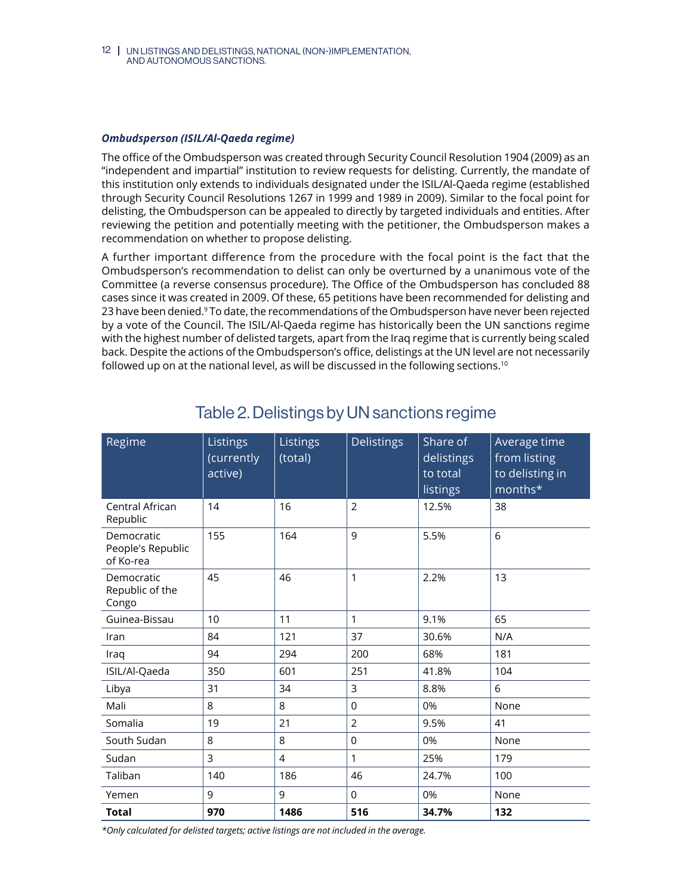***Ombudsperson (ISIL/Al-Qaeda regime)***

The office of the Ombudsperson was created through Security Council Resolution 1904 (2009) as an "independent and impartial" institution to review requests for delisting. Currently, the mandate of this institution only extends to individuals designated under the ISIL/Al-Qaeda regime (established through Security Council Resolutions 1267 in 1999 and 1989 in 2009). Similar to the focal point for delisting, the Ombudsperson can be appealed to directly by targeted individuals and entities. After reviewing the petition and potentially meeting with the petitioner, the Ombudsperson makes a recommendation on whether to propose delisting.

A further important difference from the procedure with the focal point is the fact that the Ombudsperson's recommendation to delist can only be overturned by a unanimous vote of the Committee (a reverse consensus procedure). The Office of the Ombudsperson has concluded 88 cases since it was created in 2009. Of these, 65 petitions have been recommended for delisting and 23 have been denied.[9] To date, the recommendations of the Ombudsperson have never been rejected by a vote of the Council. The ISIL/Al-Qaeda regime has historically been the UN sanctions regime with the highest number of delisted targets, apart from the Iraq regime that is currently being scaled back. Despite the actions of the Ombudsperson's office, delistings at the UN level are not necessarily followed up on at the national level, as will be discussed in the following sections.[10]

## Table 2. Delistings by UN sanctions regime

| Regime | Listings (currently active) | Listings (total) | Delistings | Share of delistings to total listings | Average time from listing to delisting in months* |
|---|---|---|---|---|---|
| Central African Republic | 14 | 16 | 2 | 12.5% | 38 |
| Democratic People's Republic of Ko-rea | 155 | 164 | 9 | 5.5% | 6 |
| Democratic Republic of the Congo | 45 | 46 | 1 | 2.2% | 13 |
| Guinea-Bissau | 10 | 11 | 1 | 9.1% | 65 |
| Iran | 84 | 121 | 37 | 30.6% | N/A |
| Iraq | 94 | 294 | 200 | 68% | 181 |
| ISIL/Al-Qaeda | 350 | 601 | 251 | 41.8% | 104 |
| Libya | 31 | 34 | 3 | 8.8% | 6 |
| Mali | 8 | 8 | 0 | 0% | None |
| Somalia | 19 | 21 | 2 | 9.5% | 41 |
| South Sudan | 8 | 8 | 0 | 0% | None |
| Sudan | 3 | 4 | 1 | 25% | 179 |
| Taliban | 140 | 186 | 46 | 24.7% | 100 |
| Yemen | 9 | 9 | 0 | 0% | None |
| **Total** | **970** | **1486** | **516** | **34.7%** | **132** |

*\*Only calculated for delisted targets; active listings are not included in the average.*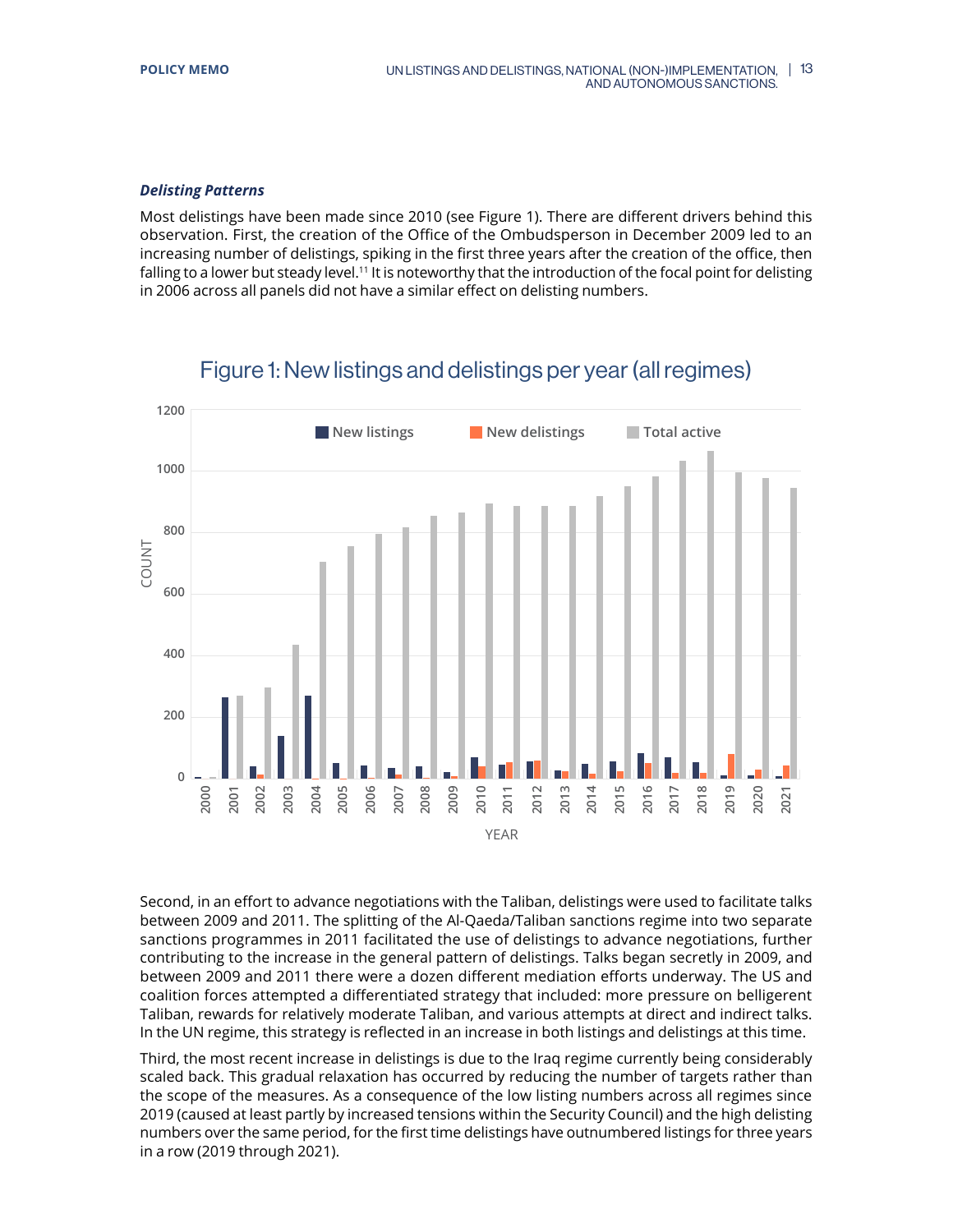### *Delisting Patterns*

Most delistings have been made since 2010 (see Figure 1). There are different drivers behind this observation. First, the creation of the Office of the Ombudsperson in December 2009 led to an increasing number of delistings, spiking in the first three years after the creation of the office, then falling to a lower but steady level.[11] It is noteworthy that the introduction of the focal point for delisting in 2006 across all panels did not have a similar effect on delisting numbers.

Figure 1: New listings and delistings per year (all regimes)

Second, in an effort to advance negotiations with the Taliban, delistings were used to facilitate talks between 2009 and 2011. The splitting of the Al-Qaeda/Taliban sanctions regime into two separate sanctions programmes in 2011 facilitated the use of delistings to advance negotiations, further contributing to the increase in the general pattern of delistings. Talks began secretly in 2009, and between 2009 and 2011 there were a dozen different mediation efforts underway. The US and coalition forces attempted a differentiated strategy that included: more pressure on belligerent Taliban, rewards for relatively moderate Taliban, and various attempts at direct and indirect talks. In the UN regime, this strategy is reflected in an increase in both listings and delistings at this time.

Third, the most recent increase in delistings is due to the Iraq regime currently being considerably scaled back. This gradual relaxation has occurred by reducing the number of targets rather than the scope of the measures. As a consequence of the low listing numbers across all regimes since 2019 (caused at least partly by increased tensions within the Security Council) and the high delisting numbers over the same period, for the first time delistings have outnumbered listings for three years in a row (2019 through 2021).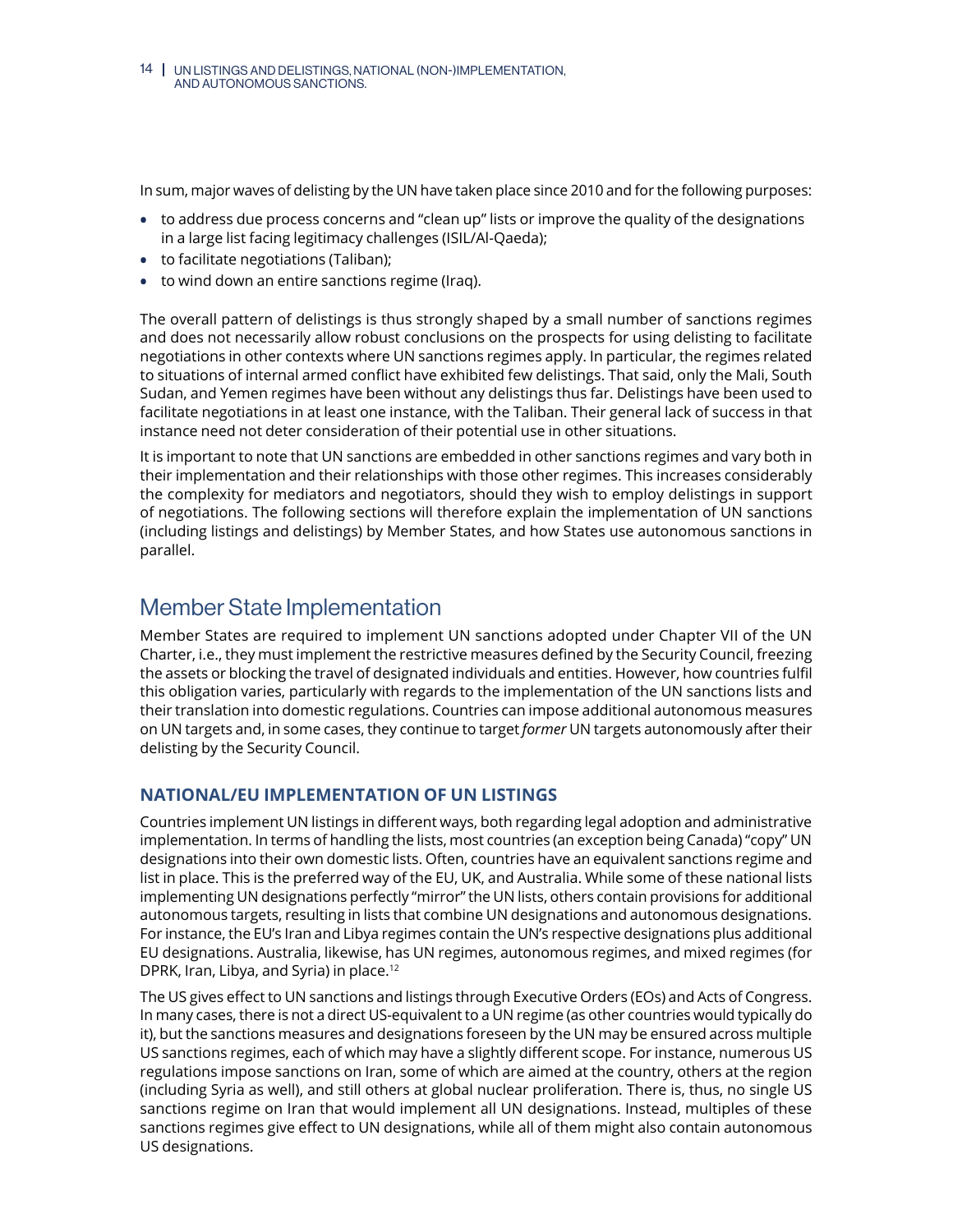In sum, major waves of delisting by the UN have taken place since 2010 and for the following purposes:

- to address due process concerns and "clean up" lists or improve the quality of the designations in a large list facing legitimacy challenges (ISIL/Al-Qaeda);
- to facilitate negotiations (Taliban);
- to wind down an entire sanctions regime (Iraq).

The overall pattern of delistings is thus strongly shaped by a small number of sanctions regimes and does not necessarily allow robust conclusions on the prospects for using delisting to facilitate negotiations in other contexts where UN sanctions regimes apply. In particular, the regimes related to situations of internal armed conflict have exhibited few delistings. That said, only the Mali, South Sudan, and Yemen regimes have been without any delistings thus far. Delistings have been used to facilitate negotiations in at least one instance, with the Taliban. Their general lack of success in that instance need not deter consideration of their potential use in other situations.

It is important to note that UN sanctions are embedded in other sanctions regimes and vary both in their implementation and their relationships with those other regimes. This increases considerably the complexity for mediators and negotiators, should they wish to employ delistings in support of negotiations. The following sections will therefore explain the implementation of UN sanctions (including listings and delistings) by Member States, and how States use autonomous sanctions in parallel.

## Member State Implementation

Member States are required to implement UN sanctions adopted under Chapter VII of the UN Charter, i.e., they must implement the restrictive measures defined by the Security Council, freezing the assets or blocking the travel of designated individuals and entities. However, how countries fulfil this obligation varies, particularly with regards to the implementation of the UN sanctions lists and their translation into domestic regulations. Countries can impose additional autonomous measures on UN targets and, in some cases, they continue to target *former* UN targets autonomously after their delisting by the Security Council.

### NATIONAL/EU IMPLEMENTATION OF UN LISTINGS

Countries implement UN listings in different ways, both regarding legal adoption and administrative implementation. In terms of handling the lists, most countries (an exception being Canada) "copy" UN designations into their own domestic lists. Often, countries have an equivalent sanctions regime and list in place. This is the preferred way of the EU, UK, and Australia. While some of these national lists implementing UN designations perfectly "mirror" the UN lists, others contain provisions for additional autonomous targets, resulting in lists that combine UN designations and autonomous designations. For instance, the EU's Iran and Libya regimes contain the UN's respective designations plus additional EU designations. Australia, likewise, has UN regimes, autonomous regimes, and mixed regimes (for DPRK, Iran, Libya, and Syria) in place.[12]

The US gives effect to UN sanctions and listings through Executive Orders (EOs) and Acts of Congress. In many cases, there is not a direct US-equivalent to a UN regime (as other countries would typically do it), but the sanctions measures and designations foreseen by the UN may be ensured across multiple US sanctions regimes, each of which may have a slightly different scope. For instance, numerous US regulations impose sanctions on Iran, some of which are aimed at the country, others at the region (including Syria as well), and still others at global nuclear proliferation. There is, thus, no single US sanctions regime on Iran that would implement all UN designations. Instead, multiples of these sanctions regimes give effect to UN designations, while all of them might also contain autonomous US designations.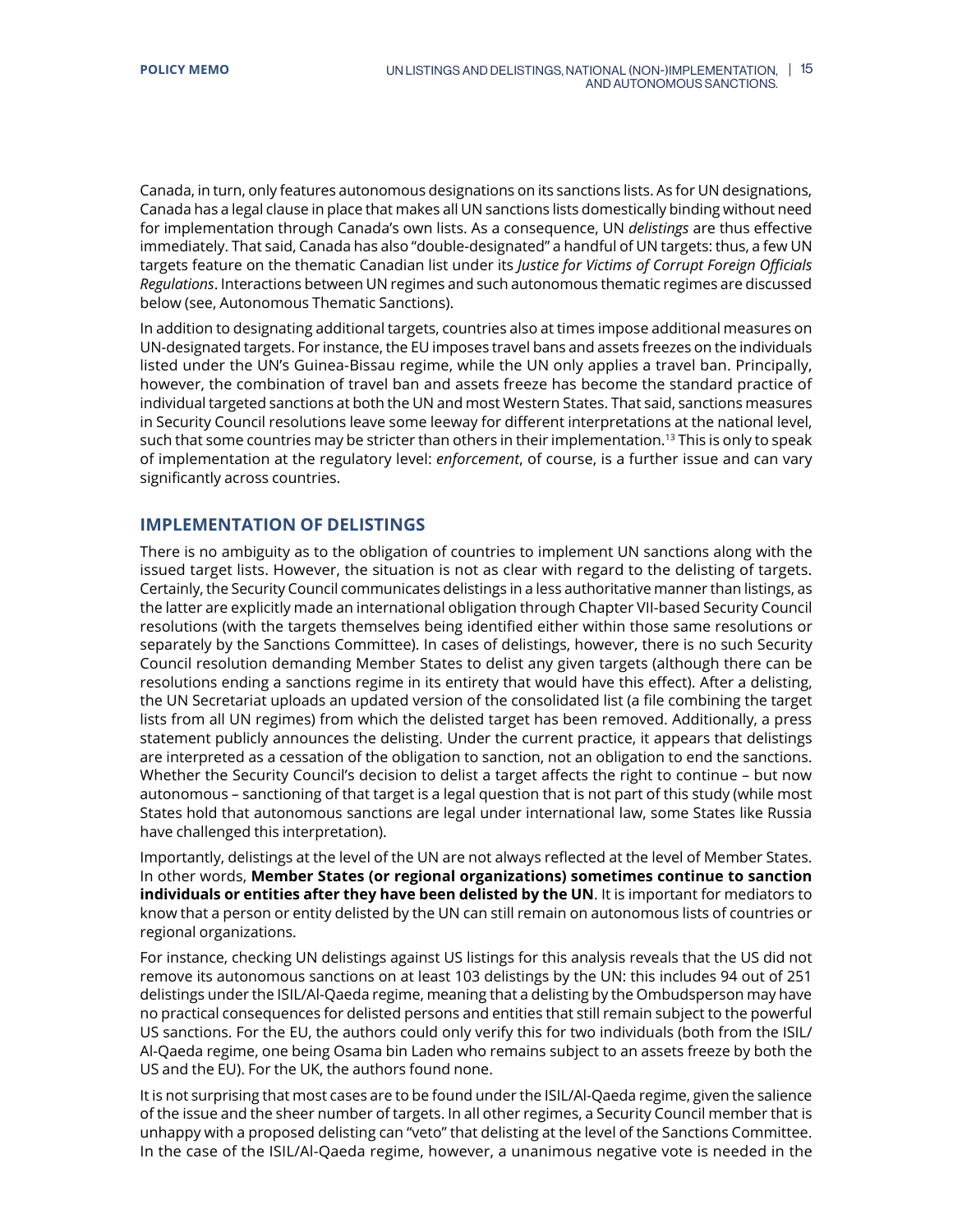Canada, in turn, only features autonomous designations on its sanctions lists. As for UN designations, Canada has a legal clause in place that makes all UN sanctions lists domestically binding without need for implementation through Canada's own lists. As a consequence, UN *delistings* are thus effective immediately. That said, Canada has also "double-designated" a handful of UN targets: thus, a few UN targets feature on the thematic Canadian list under its *Justice for Victims of Corrupt Foreign Officials Regulations*. Interactions between UN regimes and such autonomous thematic regimes are discussed below (see, Autonomous Thematic Sanctions).

In addition to designating additional targets, countries also at times impose additional measures on UN-designated targets. For instance, the EU imposes travel bans and assets freezes on the individuals listed under the UN's Guinea-Bissau regime, while the UN only applies a travel ban. Principally, however, the combination of travel ban and assets freeze has become the standard practice of individual targeted sanctions at both the UN and most Western States. That said, sanctions measures in Security Council resolutions leave some leeway for different interpretations at the national level, such that some countries may be stricter than others in their implementation.[13] This is only to speak of implementation at the regulatory level: *enforcement*, of course, is a further issue and can vary significantly across countries.

## IMPLEMENTATION OF DELISTINGS

There is no ambiguity as to the obligation of countries to implement UN sanctions along with the issued target lists. However, the situation is not as clear with regard to the delisting of targets. Certainly, the Security Council communicates delistings in a less authoritative manner than listings, as the latter are explicitly made an international obligation through Chapter VII-based Security Council resolutions (with the targets themselves being identified either within those same resolutions or separately by the Sanctions Committee). In cases of delistings, however, there is no such Security Council resolution demanding Member States to delist any given targets (although there can be resolutions ending a sanctions regime in its entirety that would have this effect). After a delisting, the UN Secretariat uploads an updated version of the consolidated list (a file combining the target lists from all UN regimes) from which the delisted target has been removed. Additionally, a press statement publicly announces the delisting. Under the current practice, it appears that delistings are interpreted as a cessation of the obligation to sanction, not an obligation to end the sanctions. Whether the Security Council's decision to delist a target affects the right to continue – but now autonomous – sanctioning of that target is a legal question that is not part of this study (while most States hold that autonomous sanctions are legal under international law, some States like Russia have challenged this interpretation).

Importantly, delistings at the level of the UN are not always reflected at the level of Member States. In other words, **Member States (or regional organizations) sometimes continue to sanction individuals or entities after they have been delisted by the UN**. It is important for mediators to know that a person or entity delisted by the UN can still remain on autonomous lists of countries or regional organizations.

For instance, checking UN delistings against US listings for this analysis reveals that the US did not remove its autonomous sanctions on at least 103 delistings by the UN: this includes 94 out of 251 delistings under the ISIL/Al-Qaeda regime, meaning that a delisting by the Ombudsperson may have no practical consequences for delisted persons and entities that still remain subject to the powerful US sanctions. For the EU, the authors could only verify this for two individuals (both from the ISIL/Al-Qaeda regime, one being Osama bin Laden who remains subject to an assets freeze by both the US and the EU). For the UK, the authors found none.

It is not surprising that most cases are to be found under the ISIL/Al-Qaeda regime, given the salience of the issue and the sheer number of targets. In all other regimes, a Security Council member that is unhappy with a proposed delisting can "veto" that delisting at the level of the Sanctions Committee. In the case of the ISIL/Al-Qaeda regime, however, a unanimous negative vote is needed in the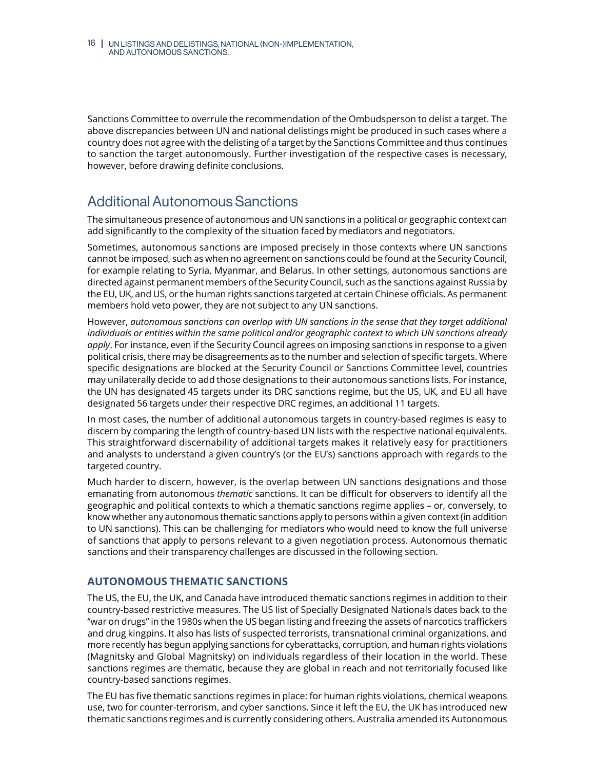Sanctions Committee to overrule the recommendation of the Ombudsperson to delist a target. The above discrepancies between UN and national delistings might be produced in such cases where a country does not agree with the delisting of a target by the Sanctions Committee and thus continues to sanction the target autonomously. Further investigation of the respective cases is necessary, however, before drawing definite conclusions.

## Additional Autonomous Sanctions

The simultaneous presence of autonomous and UN sanctions in a political or geographic context can add significantly to the complexity of the situation faced by mediators and negotiators.

Sometimes, autonomous sanctions are imposed precisely in those contexts where UN sanctions cannot be imposed, such as when no agreement on sanctions could be found at the Security Council, for example relating to Syria, Myanmar, and Belarus. In other settings, autonomous sanctions are directed against permanent members of the Security Council, such as the sanctions against Russia by the EU, UK, and US, or the human rights sanctions targeted at certain Chinese officials. As permanent members hold veto power, they are not subject to any UN sanctions.

However, *autonomous sanctions can overlap with UN sanctions in the sense that they target additional individuals or entities within the same political and/or geographic context to which UN sanctions already apply*. For instance, even if the Security Council agrees on imposing sanctions in response to a given political crisis, there may be disagreements as to the number and selection of specific targets. Where specific designations are blocked at the Security Council or Sanctions Committee level, countries may unilaterally decide to add those designations to their autonomous sanctions lists. For instance, the UN has designated 45 targets under its DRC sanctions regime, but the US, UK, and EU all have designated 56 targets under their respective DRC regimes, an additional 11 targets.

In most cases, the number of additional autonomous targets in country-based regimes is easy to discern by comparing the length of country-based UN lists with the respective national equivalents. This straightforward discernability of additional targets makes it relatively easy for practitioners and analysts to understand a given country's (or the EU's) sanctions approach with regards to the targeted country.

Much harder to discern, however, is the overlap between UN sanctions designations and those emanating from autonomous *thematic* sanctions. It can be difficult for observers to identify all the geographic and political contexts to which a thematic sanctions regime applies – or, conversely, to know whether any autonomous thematic sanctions apply to persons within a given context (in addition to UN sanctions). This can be challenging for mediators who would need to know the full universe of sanctions that apply to persons relevant to a given negotiation process. Autonomous thematic sanctions and their transparency challenges are discussed in the following section.

### AUTONOMOUS THEMATIC SANCTIONS

The US, the EU, the UK, and Canada have introduced thematic sanctions regimes in addition to their country-based restrictive measures. The US list of Specially Designated Nationals dates back to the "war on drugs" in the 1980s when the US began listing and freezing the assets of narcotics traffickers and drug kingpins. It also has lists of suspected terrorists, transnational criminal organizations, and more recently has begun applying sanctions for cyberattacks, corruption, and human rights violations (Magnitsky and Global Magnitsky) on individuals regardless of their location in the world. These sanctions regimes are thematic, because they are global in reach and not territorially focused like country-based sanctions regimes.

The EU has five thematic sanctions regimes in place: for human rights violations, chemical weapons use, two for counter-terrorism, and cyber sanctions. Since it left the EU, the UK has introduced new thematic sanctions regimes and is currently considering others. Australia amended its Autonomous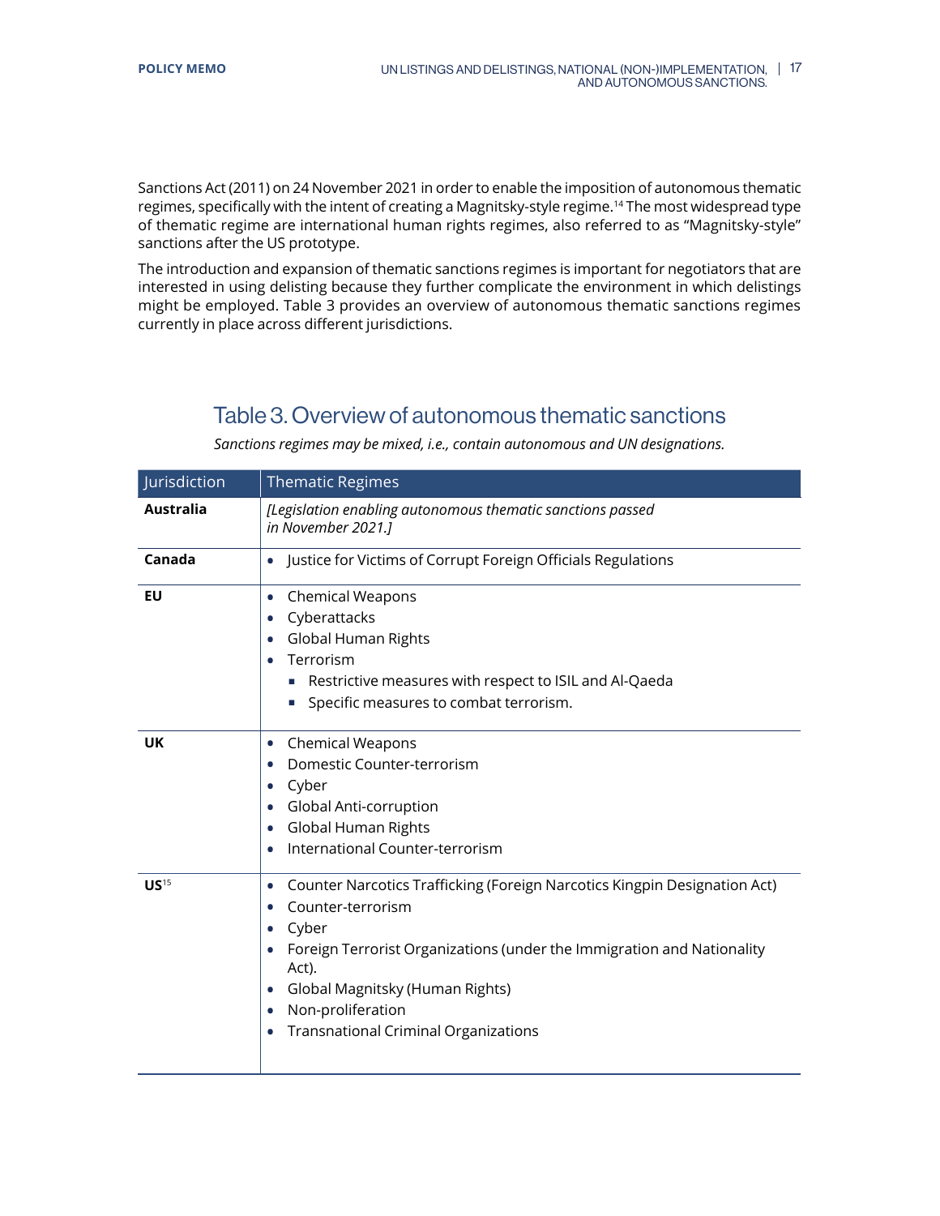Sanctions Act (2011) on 24 November 2021 in order to enable the imposition of autonomous thematic regimes, specifically with the intent of creating a Magnitsky-style regime.[14] The most widespread type of thematic regime are international human rights regimes, also referred to as "Magnitsky-style" sanctions after the US prototype.

The introduction and expansion of thematic sanctions regimes is important for negotiators that are interested in using delisting because they further complicate the environment in which delistings might be employed. Table 3 provides an overview of autonomous thematic sanctions regimes currently in place across different jurisdictions.

## Table 3. Overview of autonomous thematic sanctions

*Sanctions regimes may be mixed, i.e., contain autonomous and UN designations.*

| Jurisdiction | Thematic Regimes |
| --- | --- |
| **Australia** | *[Legislation enabling autonomous thematic sanctions passed in November 2021.]* |
| **Canada** | • Justice for Victims of Corrupt Foreign Officials Regulations |
| **EU** | • Chemical Weapons<br>• Cyberattacks<br>• Global Human Rights<br>• Terrorism<br>  ▪ Restrictive measures with respect to ISIL and Al-Qaeda<br>  ▪ Specific measures to combat terrorism. |
| **UK** | • Chemical Weapons<br>• Domestic Counter-terrorism<br>• Cyber<br>• Global Anti-corruption<br>• Global Human Rights<br>• International Counter-terrorism |
| **US**[15] | • Counter Narcotics Trafficking (Foreign Narcotics Kingpin Designation Act)<br>• Counter-terrorism<br>• Cyber<br>• Foreign Terrorist Organizations (under the Immigration and Nationality Act).<br>• Global Magnitsky (Human Rights)<br>• Non-proliferation<br>• Transnational Criminal Organizations |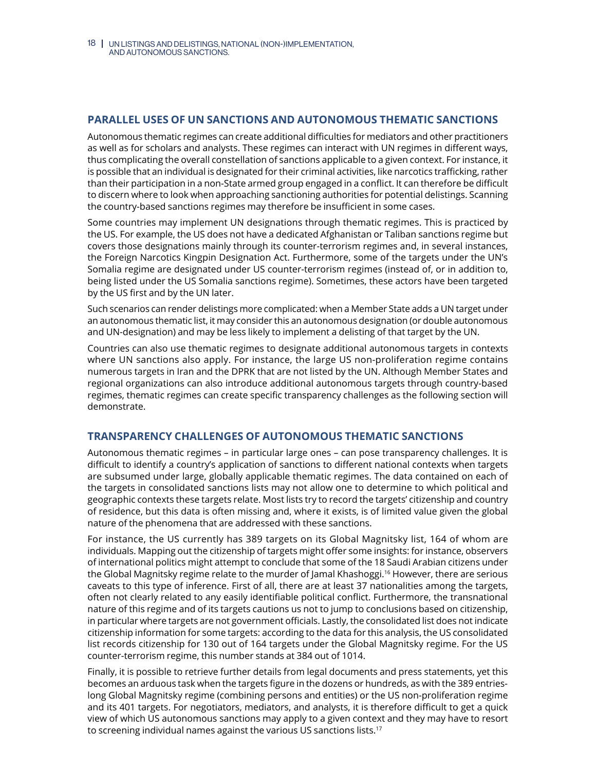## PARALLEL USES OF UN SANCTIONS AND AUTONOMOUS THEMATIC SANCTIONS

Autonomous thematic regimes can create additional difficulties for mediators and other practitioners as well as for scholars and analysts. These regimes can interact with UN regimes in different ways, thus complicating the overall constellation of sanctions applicable to a given context. For instance, it is possible that an individual is designated for their criminal activities, like narcotics trafficking, rather than their participation in a non-State armed group engaged in a conflict. It can therefore be difficult to discern where to look when approaching sanctioning authorities for potential delistings. Scanning the country-based sanctions regimes may therefore be insufficient in some cases.

Some countries may implement UN designations through thematic regimes. This is practiced by the US. For example, the US does not have a dedicated Afghanistan or Taliban sanctions regime but covers those designations mainly through its counter-terrorism regimes and, in several instances, the Foreign Narcotics Kingpin Designation Act. Furthermore, some of the targets under the UN's Somalia regime are designated under US counter-terrorism regimes (instead of, or in addition to, being listed under the US Somalia sanctions regime). Sometimes, these actors have been targeted by the US first and by the UN later.

Such scenarios can render delistings more complicated: when a Member State adds a UN target under an autonomous thematic list, it may consider this an autonomous designation (or double autonomous and UN-designation) and may be less likely to implement a delisting of that target by the UN.

Countries can also use thematic regimes to designate additional autonomous targets in contexts where UN sanctions also apply. For instance, the large US non-proliferation regime contains numerous targets in Iran and the DPRK that are not listed by the UN. Although Member States and regional organizations can also introduce additional autonomous targets through country-based regimes, thematic regimes can create specific transparency challenges as the following section will demonstrate.

## TRANSPARENCY CHALLENGES OF AUTONOMOUS THEMATIC SANCTIONS

Autonomous thematic regimes – in particular large ones – can pose transparency challenges. It is difficult to identify a country's application of sanctions to different national contexts when targets are subsumed under large, globally applicable thematic regimes. The data contained on each of the targets in consolidated sanctions lists may not allow one to determine to which political and geographic contexts these targets relate. Most lists try to record the targets' citizenship and country of residence, but this data is often missing and, where it exists, is of limited value given the global nature of the phenomena that are addressed with these sanctions.

For instance, the US currently has 389 targets on its Global Magnitsky list, 164 of whom are individuals. Mapping out the citizenship of targets might offer some insights: for instance, observers of international politics might attempt to conclude that some of the 18 Saudi Arabian citizens under the Global Magnitsky regime relate to the murder of Jamal Khashoggi.[16] However, there are serious caveats to this type of inference. First of all, there are at least 37 nationalities among the targets, often not clearly related to any easily identifiable political conflict. Furthermore, the transnational nature of this regime and of its targets cautions us not to jump to conclusions based on citizenship, in particular where targets are not government officials. Lastly, the consolidated list does not indicate citizenship information for some targets: according to the data for this analysis, the US consolidated list records citizenship for 130 out of 164 targets under the Global Magnitsky regime. For the US counter-terrorism regime, this number stands at 384 out of 1014.

Finally, it is possible to retrieve further details from legal documents and press statements, yet this becomes an arduous task when the targets figure in the dozens or hundreds, as with the 389 entries-long Global Magnitsky regime (combining persons and entities) or the US non-proliferation regime and its 401 targets. For negotiators, mediators, and analysts, it is therefore difficult to get a quick view of which US autonomous sanctions may apply to a given context and they may have to resort to screening individual names against the various US sanctions lists.[17]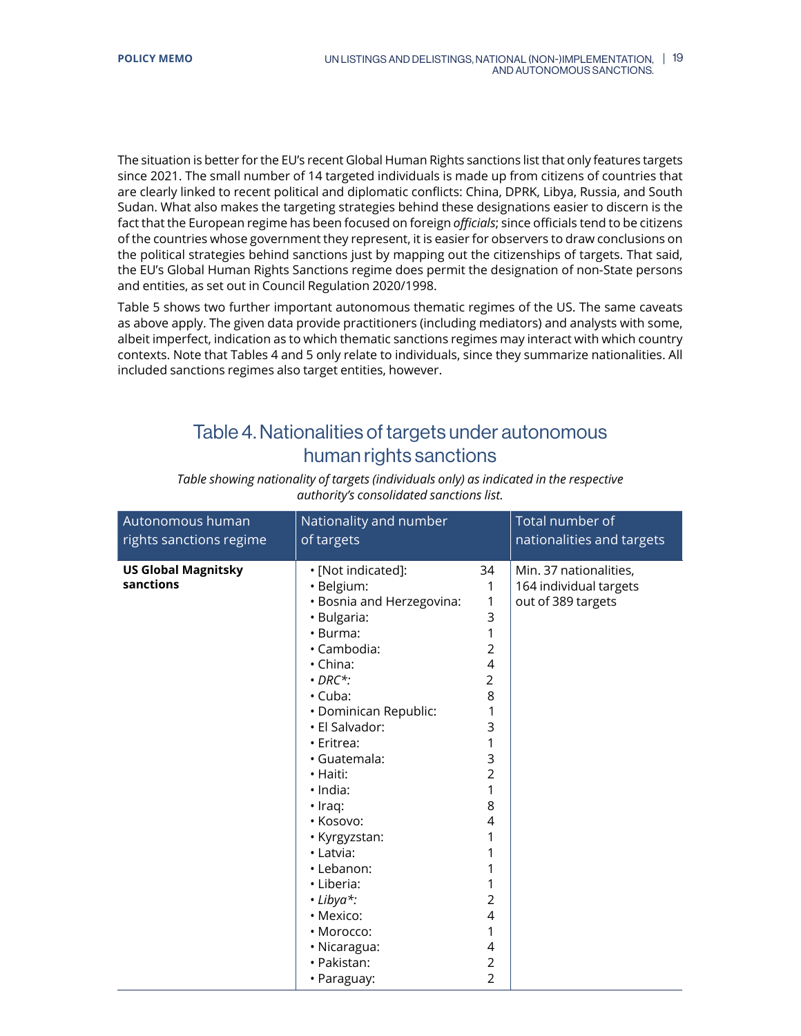The situation is better for the EU's recent Global Human Rights sanctions list that only features targets since 2021. The small number of 14 targeted individuals is made up from citizens of countries that are clearly linked to recent political and diplomatic conflicts: China, DPRK, Libya, Russia, and South Sudan. What also makes the targeting strategies behind these designations easier to discern is the fact that the European regime has been focused on foreign *officials*; since officials tend to be citizens of the countries whose government they represent, it is easier for observers to draw conclusions on the political strategies behind sanctions just by mapping out the citizenships of targets. That said, the EU's Global Human Rights Sanctions regime does permit the designation of non-State persons and entities, as set out in Council Regulation 2020/1998.

Table 5 shows two further important autonomous thematic regimes of the US. The same caveats as above apply. The given data provide practitioners (including mediators) and analysts with some, albeit imperfect, indication as to which thematic sanctions regimes may interact with which country contexts. Note that Tables 4 and 5 only relate to individuals, since they summarize nationalities. All included sanctions regimes also target entities, however.

## Table 4. Nationalities of targets under autonomous human rights sanctions

*Table showing nationality of targets (individuals only) as indicated in the respective authority's consolidated sanctions list.*

| Autonomous human rights sanctions regime | Nationality and number of targets | | Total number of nationalities and targets |
|---|---|---|---|
| **US Global Magnitsky sanctions** | • [Not indicated]: | 34 | Min. 37 nationalities, 164 individual targets out of 389 targets |
| | • Belgium: | 1 | |
| | • Bosnia and Herzegovina: | 1 | |
| | • Bulgaria: | 3 | |
| | • Burma: | 1 | |
| | • Cambodia: | 2 | |
| | • China: | 4 | |
| | • *DRC*\*: | 2 | |
| | • Cuba: | 8 | |
| | • Dominican Republic: | 1 | |
| | • El Salvador: | 3 | |
| | • Eritrea: | 1 | |
| | • Guatemala: | 3 | |
| | • Haiti: | 2 | |
| | • India: | 1 | |
| | • Iraq: | 8 | |
| | • Kosovo: | 4 | |
| | • Kyrgyzstan: | 1 | |
| | • Latvia: | 1 | |
| | • Lebanon: | 1 | |
| | • Liberia: | 1 | |
| | • *Libya*\*: | 2 | |
| | • Mexico: | 4 | |
| | • Morocco: | 1 | |
| | • Nicaragua: | 4 | |
| | • Pakistan: | 2 | |
| | • Paraguay: | 2 | |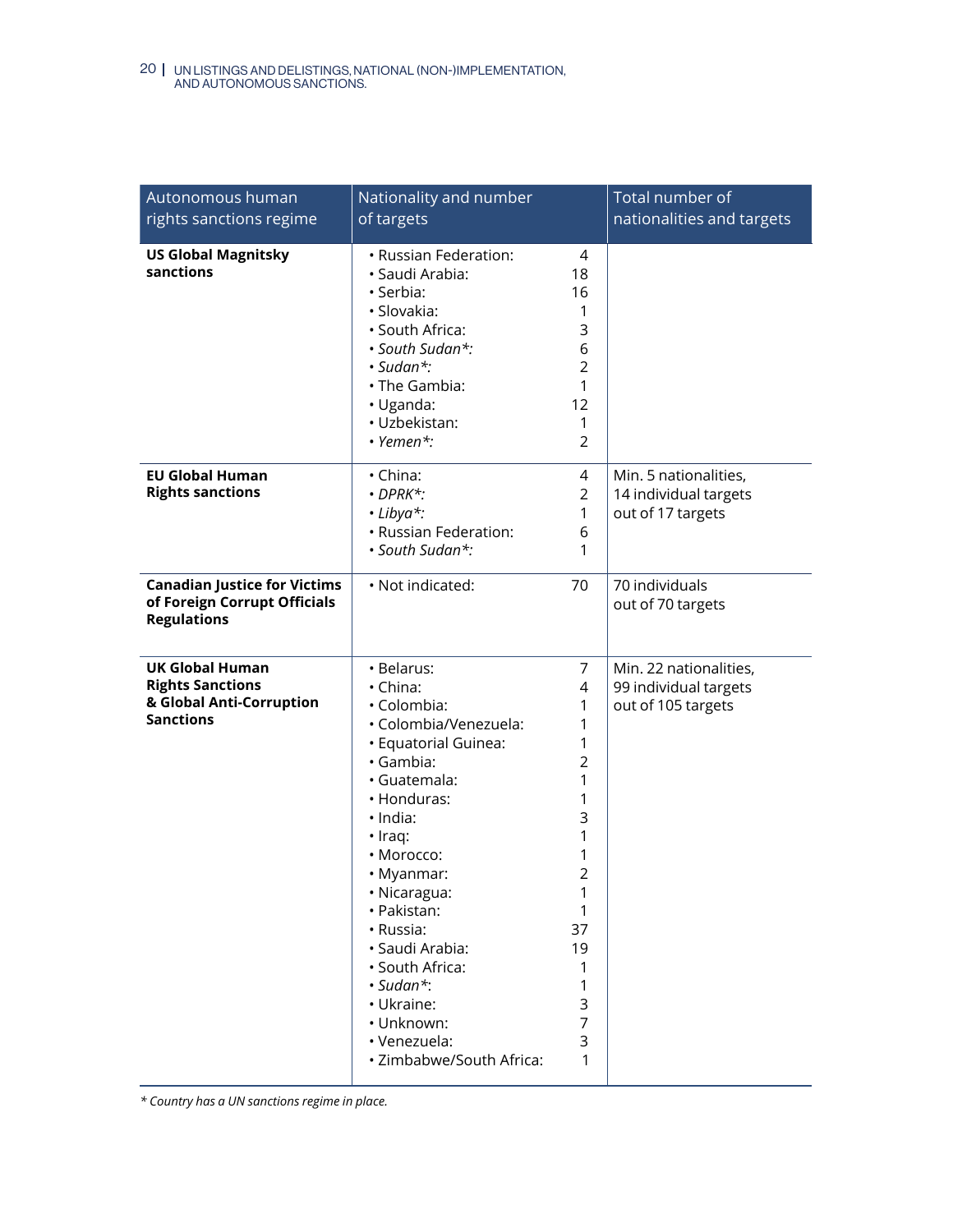| Autonomous human rights sanctions regime | Nationality and number of targets | Total number of nationalities and targets |
|---|---|---|
| **US Global Magnitsky sanctions** | • Russian Federation: 4<br>• Saudi Arabia: 18<br>• Serbia: 16<br>• Slovakia: 1<br>• South Africa: 3<br>• *South Sudan*\*:* 6<br>• *Sudan*\*:* 2<br>• The Gambia: 1<br>• Uganda: 12<br>• Uzbekistan: 1<br>• *Yemen*\*:* 2 | |
| **EU Global Human Rights sanctions** | • China: 4<br>• *DPRK*\*:* 2<br>• *Libya*\*:* 1<br>• Russian Federation: 6<br>• *South Sudan*\*:* 1 | Min. 5 nationalities, 14 individual targets out of 17 targets |
| **Canadian Justice for Victims of Foreign Corrupt Officials Regulations** | • Not indicated: 70 | 70 individuals out of 70 targets |
| **UK Global Human Rights Sanctions & Global Anti-Corruption Sanctions** | • Belarus: 7<br>• China: 4<br>• Colombia: 1<br>• Colombia/Venezuela: 1<br>• Equatorial Guinea: 1<br>• Gambia: 2<br>• Guatemala: 1<br>• Honduras: 1<br>• India: 3<br>• Iraq: 1<br>• Morocco: 1<br>• Myanmar: 2<br>• Nicaragua: 1<br>• Pakistan: 1<br>• Russia: 37<br>• Saudi Arabia: 19<br>• South Africa: 1<br>• *Sudan*\*: 1<br>• Ukraine: 3<br>• Unknown: 7<br>• Venezuela: 3<br>• Zimbabwe/South Africa: 1 | Min. 22 nationalities, 99 individual targets out of 105 targets |

*\* Country has a UN sanctions regime in place.*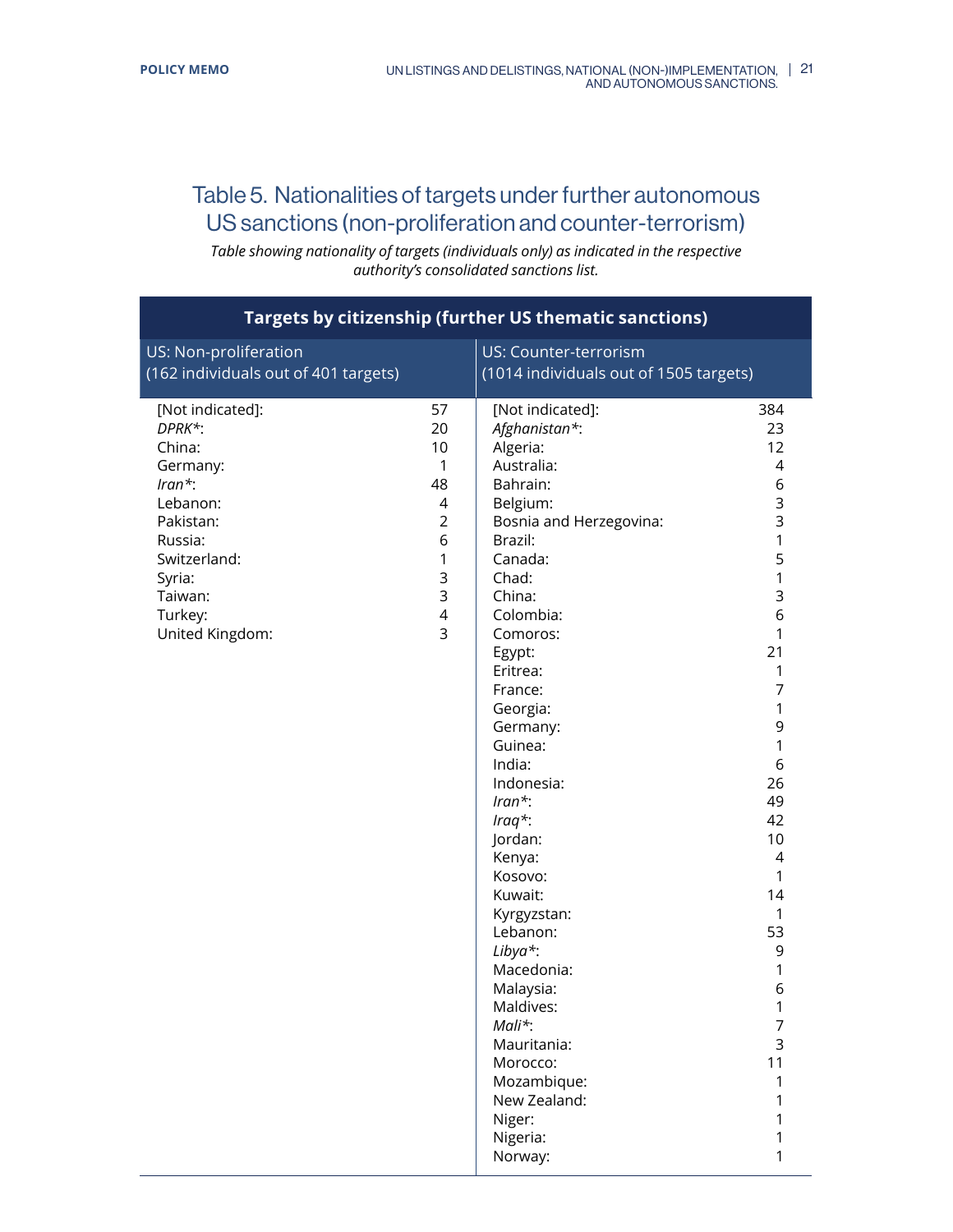## Table 5. Nationalities of targets under further autonomous US sanctions (non-proliferation and counter-terrorism)

*Table showing nationality of targets (individuals only) as indicated in the respective authority's consolidated sanctions list.*

| **Targets by citizenship (further US thematic sanctions)** | | | |
|---|---|---|---|
| US: Non-proliferation (162 individuals out of 401 targets) | | US: Counter-terrorism (1014 individuals out of 1505 targets) | |
| [Not indicated]: | 57 | [Not indicated]: | 384 |
| *DPRK**: | 20 | *Afghanistan**: | 23 |
| China: | 10 | Algeria: | 12 |
| Germany: | 1 | Australia: | 4 |
| *Iran**: | 48 | Bahrain: | 6 |
| Lebanon: | 4 | Belgium: | 3 |
| Pakistan: | 2 | Bosnia and Herzegovina: | 3 |
| Russia: | 6 | Brazil: | 1 |
| Switzerland: | 1 | Canada: | 5 |
| Syria: | 3 | Chad: | 1 |
| Taiwan: | 3 | China: | 3 |
| Turkey: | 4 | Colombia: | 6 |
| United Kingdom: | 3 | Comoros: | 1 |
| | | Egypt: | 21 |
| | | Eritrea: | 1 |
| | | France: | 7 |
| | | Georgia: | 1 |
| | | Germany: | 9 |
| | | Guinea: | 1 |
| | | India: | 6 |
| | | Indonesia: | 26 |
| | | *Iran**: | 49 |
| | | *Iraq**: | 42 |
| | | Jordan: | 10 |
| | | Kenya: | 4 |
| | | Kosovo: | 1 |
| | | Kuwait: | 14 |
| | | Kyrgyzstan: | 1 |
| | | Lebanon: | 53 |
| | | *Libya**: | 9 |
| | | Macedonia: | 1 |
| | | Malaysia: | 6 |
| | | Maldives: | 1 |
| | | *Mali**: | 7 |
| | | Mauritania: | 3 |
| | | Morocco: | 11 |
| | | Mozambique: | 1 |
| | | New Zealand: | 1 |
| | | Niger: | 1 |
| | | Nigeria: | 1 |
| | | Norway: | 1 |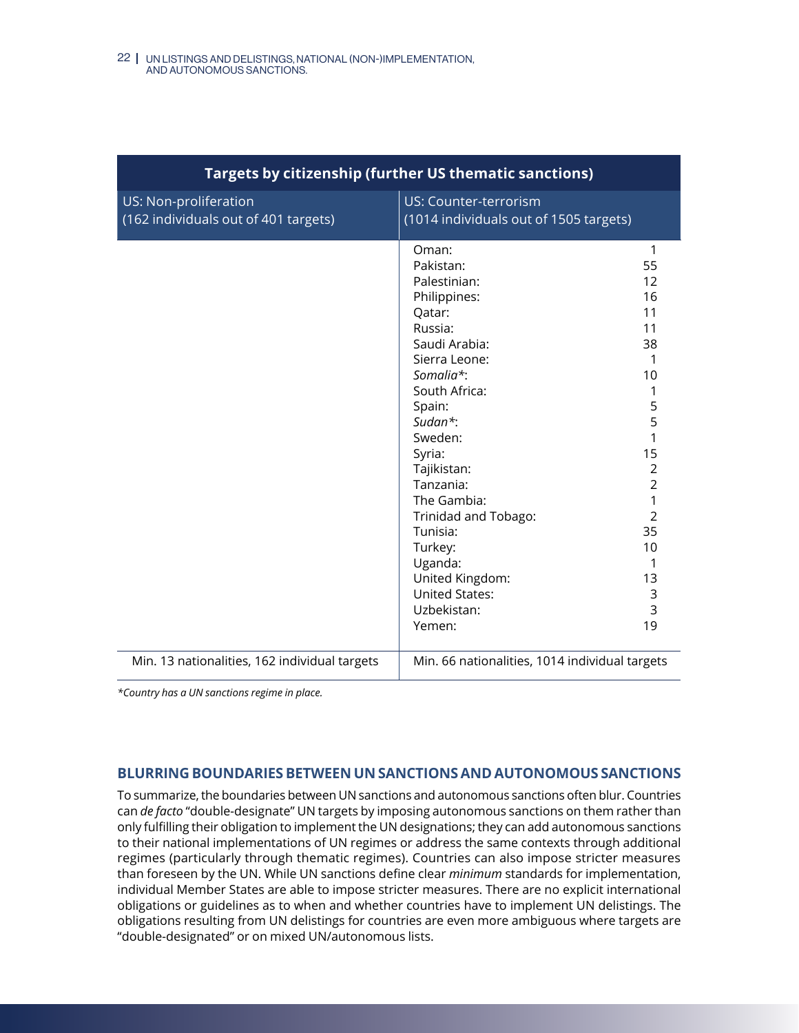| Targets by citizenship (further US thematic sanctions) | | | |
|---|---|---|---|
| US: Non-proliferation (162 individuals out of 401 targets) | | US: Counter-terrorism (1014 individuals out of 1505 targets) | |
| | | Oman: | 1 |
| | | Pakistan: | 55 |
| | | Palestinian: | 12 |
| | | Philippines: | 16 |
| | | Qatar: | 11 |
| | | Russia: | 11 |
| | | Saudi Arabia: | 38 |
| | | Sierra Leone: | 1 |
| | | *Somalia**: | 10 |
| | | South Africa: | 1 |
| | | Spain: | 5 |
| | | *Sudan**: | 5 |
| | | Sweden: | 1 |
| | | Syria: | 15 |
| | | Tajikistan: | 2 |
| | | Tanzania: | 2 |
| | | The Gambia: | 1 |
| | | Trinidad and Tobago: | 2 |
| | | Tunisia: | 35 |
| | | Turkey: | 10 |
| | | Uganda: | 1 |
| | | United Kingdom: | 13 |
| | | United States: | 3 |
| | | Uzbekistan: | 3 |
| | | Yemen: | 19 |
| Min. 13 nationalities, 162 individual targets | | Min. 66 nationalities, 1014 individual targets | |

*\*Country has a UN sanctions regime in place.*

## BLURRING BOUNDARIES BETWEEN UN SANCTIONS AND AUTONOMOUS SANCTIONS

To summarize, the boundaries between UN sanctions and autonomous sanctions often blur. Countries can *de facto* "double-designate" UN targets by imposing autonomous sanctions on them rather than only fulfilling their obligation to implement the UN designations; they can add autonomous sanctions to their national implementations of UN regimes or address the same contexts through additional regimes (particularly through thematic regimes). Countries can also impose stricter measures than foreseen by the UN. While UN sanctions define clear *minimum* standards for implementation, individual Member States are able to impose stricter measures. There are no explicit international obligations or guidelines as to when and whether countries have to implement UN delistings. The obligations resulting from UN delistings for countries are even more ambiguous where targets are "double-designated" or on mixed UN/autonomous lists.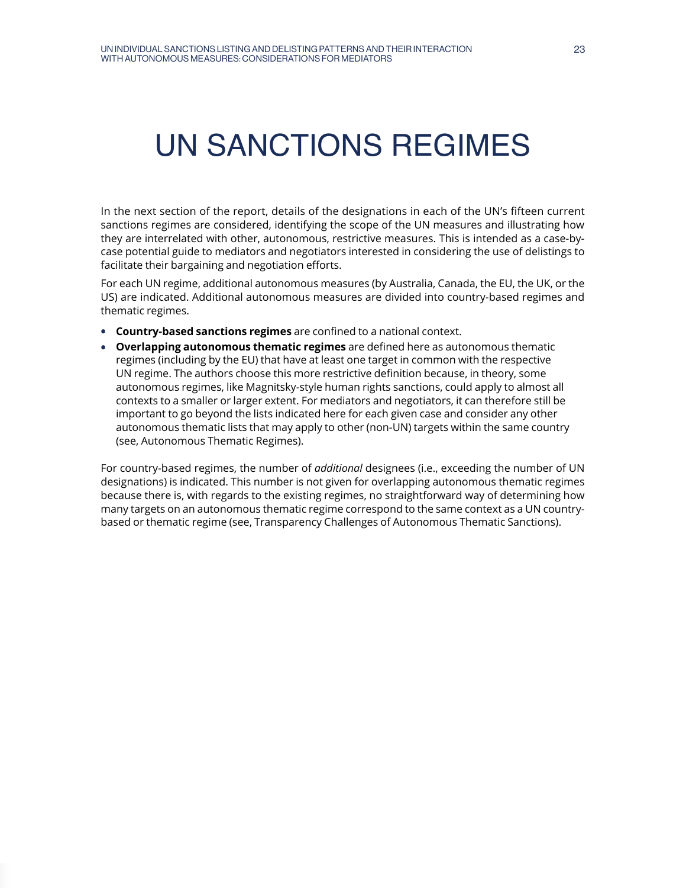# UN SANCTIONS REGIMES

In the next section of the report, details of the designations in each of the UN's fifteen current sanctions regimes are considered, identifying the scope of the UN measures and illustrating how they are interrelated with other, autonomous, restrictive measures. This is intended as a case-by-case potential guide to mediators and negotiators interested in considering the use of delistings to facilitate their bargaining and negotiation efforts.

For each UN regime, additional autonomous measures (by Australia, Canada, the EU, the UK, or the US) are indicated. Additional autonomous measures are divided into country-based regimes and thematic regimes.

- **Country-based sanctions regimes** are confined to a national context.
- **Overlapping autonomous thematic regimes** are defined here as autonomous thematic regimes (including by the EU) that have at least one target in common with the respective UN regime. The authors choose this more restrictive definition because, in theory, some autonomous regimes, like Magnitsky-style human rights sanctions, could apply to almost all contexts to a smaller or larger extent. For mediators and negotiators, it can therefore still be important to go beyond the lists indicated here for each given case and consider any other autonomous thematic lists that may apply to other (non-UN) targets within the same country (see, Autonomous Thematic Regimes).

For country-based regimes, the number of *additional* designees (i.e., exceeding the number of UN designations) is indicated. This number is not given for overlapping autonomous thematic regimes because there is, with regards to the existing regimes, no straightforward way of determining how many targets on an autonomous thematic regime correspond to the same context as a UN country-based or thematic regime (see, Transparency Challenges of Autonomous Thematic Sanctions).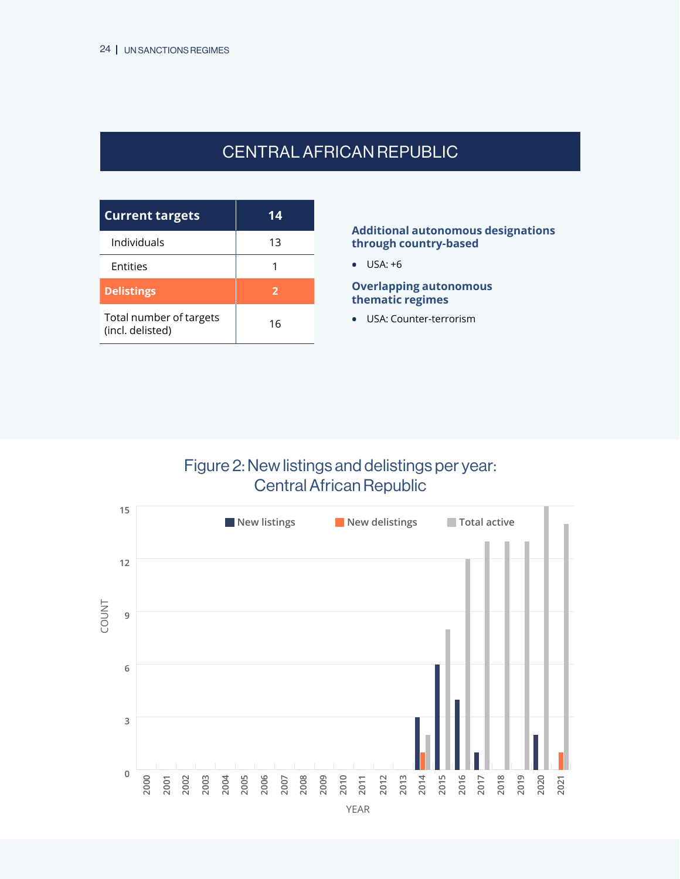# CENTRAL AFRICAN REPUBLIC

| Current targets | 14 |
|---|---|
| Individuals | 13 |
| Entities | 1 |
| **Delistings** | **2** |
| Total number of targets (incl. delisted) | 16 |

**Additional autonomous designations through country-based**

- USA: +6

**Overlapping autonomous thematic regimes**

- USA: Counter-terrorism

Figure 2: New listings and delistings per year: Central African Republic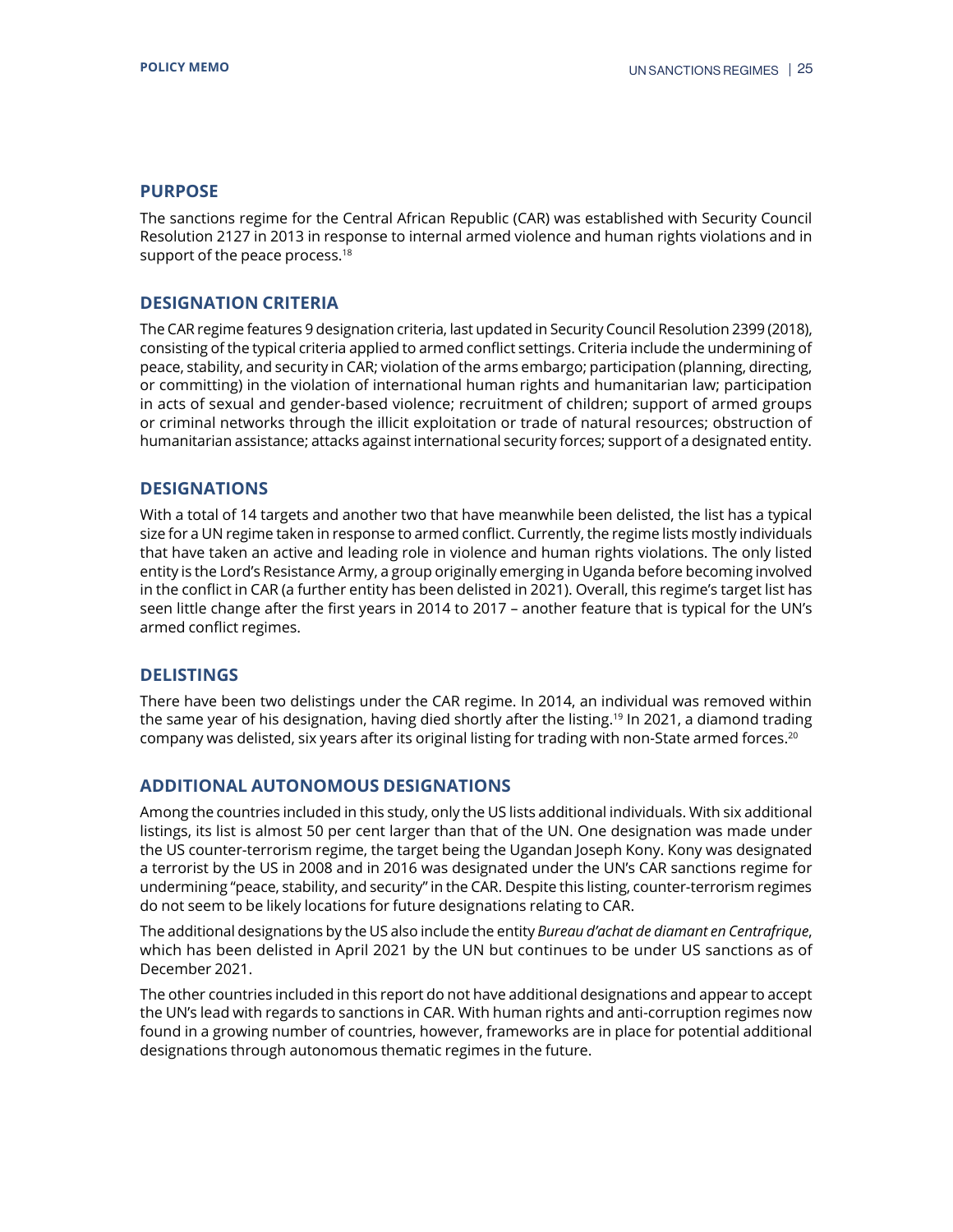## PURPOSE

The sanctions regime for the Central African Republic (CAR) was established with Security Council Resolution 2127 in 2013 in response to internal armed violence and human rights violations and in support of the peace process.[18]

## DESIGNATION CRITERIA

The CAR regime features 9 designation criteria, last updated in Security Council Resolution 2399 (2018), consisting of the typical criteria applied to armed conflict settings. Criteria include the undermining of peace, stability, and security in CAR; violation of the arms embargo; participation (planning, directing, or committing) in the violation of international human rights and humanitarian law; participation in acts of sexual and gender-based violence; recruitment of children; support of armed groups or criminal networks through the illicit exploitation or trade of natural resources; obstruction of humanitarian assistance; attacks against international security forces; support of a designated entity.

## DESIGNATIONS

With a total of 14 targets and another two that have meanwhile been delisted, the list has a typical size for a UN regime taken in response to armed conflict. Currently, the regime lists mostly individuals that have taken an active and leading role in violence and human rights violations. The only listed entity is the Lord's Resistance Army, a group originally emerging in Uganda before becoming involved in the conflict in CAR (a further entity has been delisted in 2021). Overall, this regime's target list has seen little change after the first years in 2014 to 2017 – another feature that is typical for the UN's armed conflict regimes.

## DELISTINGS

There have been two delistings under the CAR regime. In 2014, an individual was removed within the same year of his designation, having died shortly after the listing.[19] In 2021, a diamond trading company was delisted, six years after its original listing for trading with non-State armed forces.[20]

## ADDITIONAL AUTONOMOUS DESIGNATIONS

Among the countries included in this study, only the US lists additional individuals. With six additional listings, its list is almost 50 per cent larger than that of the UN. One designation was made under the US counter-terrorism regime, the target being the Ugandan Joseph Kony. Kony was designated a terrorist by the US in 2008 and in 2016 was designated under the UN's CAR sanctions regime for undermining "peace, stability, and security" in the CAR. Despite this listing, counter-terrorism regimes do not seem to be likely locations for future designations relating to CAR.

The additional designations by the US also include the entity *Bureau d'achat de diamant en Centrafrique*, which has been delisted in April 2021 by the UN but continues to be under US sanctions as of December 2021.

The other countries included in this report do not have additional designations and appear to accept the UN's lead with regards to sanctions in CAR. With human rights and anti-corruption regimes now found in a growing number of countries, however, frameworks are in place for potential additional designations through autonomous thematic regimes in the future.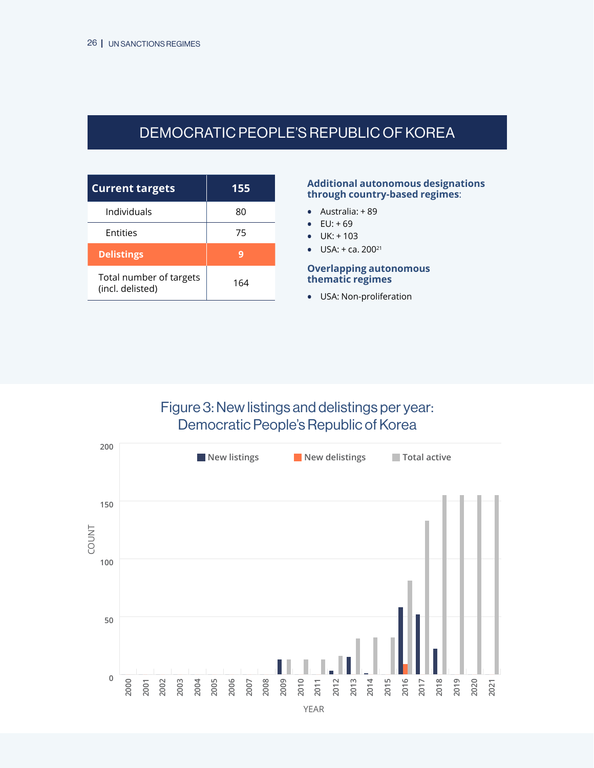# DEMOCRATIC PEOPLE'S REPUBLIC OF KOREA

| Current targets | 155 |
|---|---|
| Individuals | 80 |
| Entities | 75 |
| **Delistings** | **9** |
| Total number of targets (incl. delisted) | 164 |

**Additional autonomous designations through country-based regimes**:

- Australia: + 89
- EU: + 69
- UK: + 103
- USA: + ca. 200[21]

**Overlapping autonomous thematic regimes**

- USA: Non-proliferation

Figure 3: New listings and delistings per year: Democratic People's Republic of Korea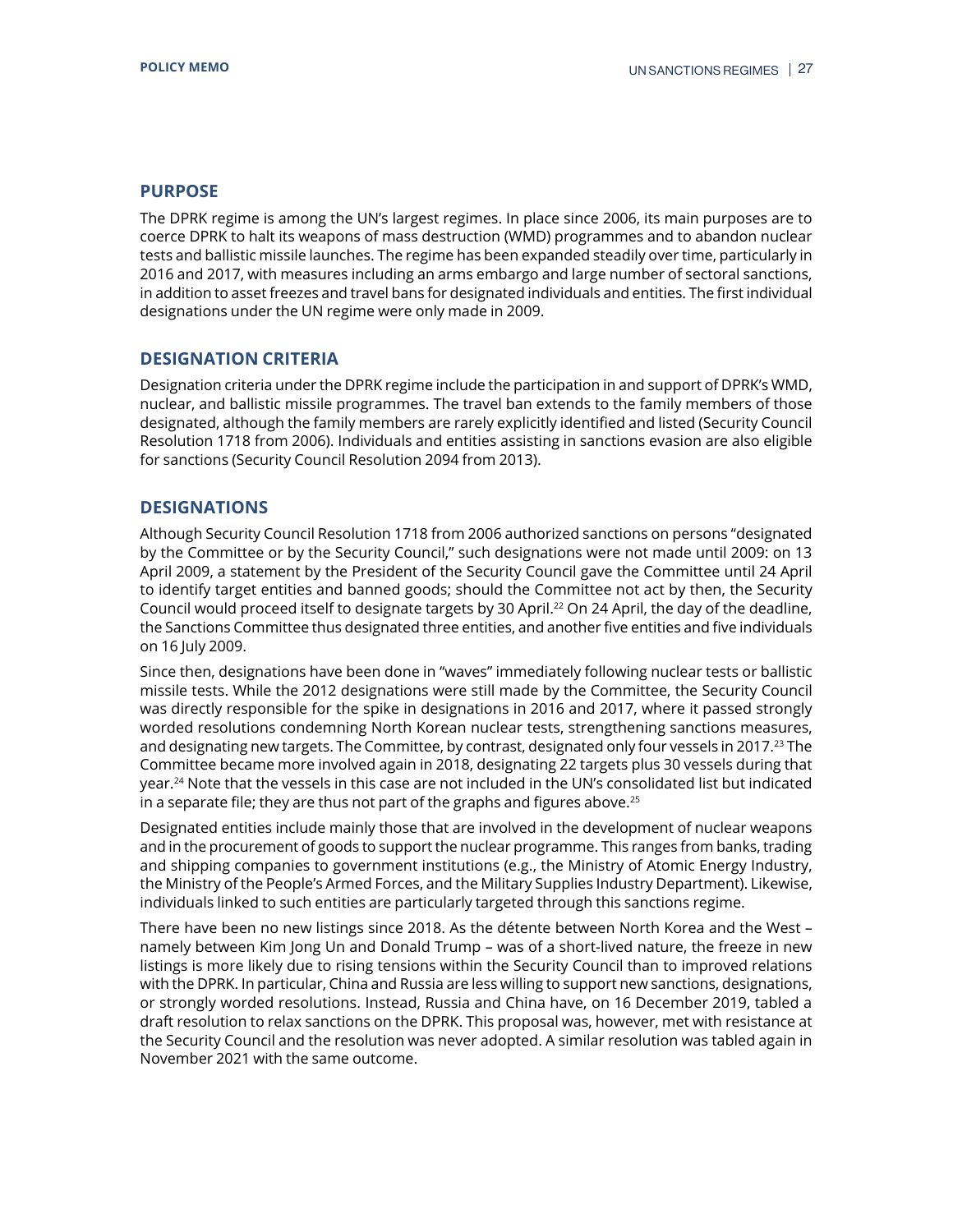## PURPOSE

The DPRK regime is among the UN's largest regimes. In place since 2006, its main purposes are to coerce DPRK to halt its weapons of mass destruction (WMD) programmes and to abandon nuclear tests and ballistic missile launches. The regime has been expanded steadily over time, particularly in 2016 and 2017, with measures including an arms embargo and large number of sectoral sanctions, in addition to asset freezes and travel bans for designated individuals and entities. The first individual designations under the UN regime were only made in 2009.

## DESIGNATION CRITERIA

Designation criteria under the DPRK regime include the participation in and support of DPRK's WMD, nuclear, and ballistic missile programmes. The travel ban extends to the family members of those designated, although the family members are rarely explicitly identified and listed (Security Council Resolution 1718 from 2006). Individuals and entities assisting in sanctions evasion are also eligible for sanctions (Security Council Resolution 2094 from 2013).

## DESIGNATIONS

Although Security Council Resolution 1718 from 2006 authorized sanctions on persons "designated by the Committee or by the Security Council," such designations were not made until 2009: on 13 April 2009, a statement by the President of the Security Council gave the Committee until 24 April to identify target entities and banned goods; should the Committee not act by then, the Security Council would proceed itself to designate targets by 30 April.[22] On 24 April, the day of the deadline, the Sanctions Committee thus designated three entities, and another five entities and five individuals on 16 July 2009.

Since then, designations have been done in "waves" immediately following nuclear tests or ballistic missile tests. While the 2012 designations were still made by the Committee, the Security Council was directly responsible for the spike in designations in 2016 and 2017, where it passed strongly worded resolutions condemning North Korean nuclear tests, strengthening sanctions measures, and designating new targets. The Committee, by contrast, designated only four vessels in 2017.[23] The Committee became more involved again in 2018, designating 22 targets plus 30 vessels during that year.[24] Note that the vessels in this case are not included in the UN's consolidated list but indicated in a separate file; they are thus not part of the graphs and figures above.[25]

Designated entities include mainly those that are involved in the development of nuclear weapons and in the procurement of goods to support the nuclear programme. This ranges from banks, trading and shipping companies to government institutions (e.g., the Ministry of Atomic Energy Industry, the Ministry of the People's Armed Forces, and the Military Supplies Industry Department). Likewise, individuals linked to such entities are particularly targeted through this sanctions regime.

There have been no new listings since 2018. As the détente between North Korea and the West – namely between Kim Jong Un and Donald Trump – was of a short-lived nature, the freeze in new listings is more likely due to rising tensions within the Security Council than to improved relations with the DPRK. In particular, China and Russia are less willing to support new sanctions, designations, or strongly worded resolutions. Instead, Russia and China have, on 16 December 2019, tabled a draft resolution to relax sanctions on the DPRK. This proposal was, however, met with resistance at the Security Council and the resolution was never adopted. A similar resolution was tabled again in November 2021 with the same outcome.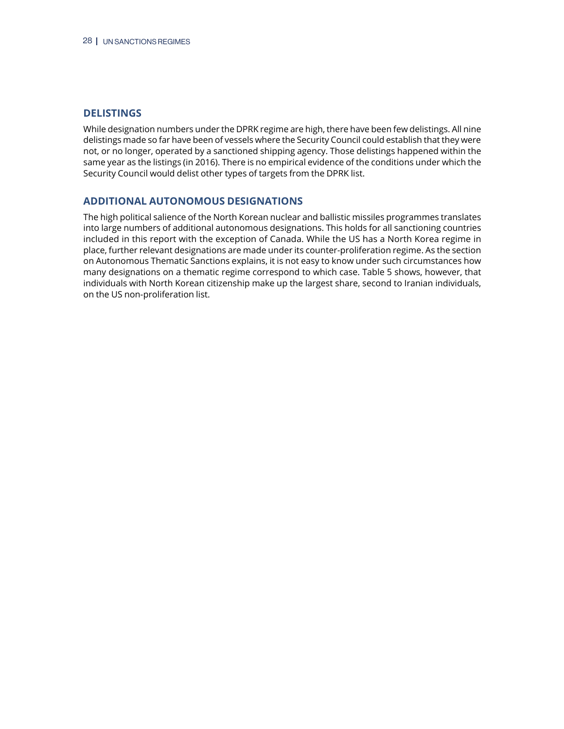## DELISTINGS

While designation numbers under the DPRK regime are high, there have been few delistings. All nine delistings made so far have been of vessels where the Security Council could establish that they were not, or no longer, operated by a sanctioned shipping agency. Those delistings happened within the same year as the listings (in 2016). There is no empirical evidence of the conditions under which the Security Council would delist other types of targets from the DPRK list.

## ADDITIONAL AUTONOMOUS DESIGNATIONS

The high political salience of the North Korean nuclear and ballistic missiles programmes translates into large numbers of additional autonomous designations. This holds for all sanctioning countries included in this report with the exception of Canada. While the US has a North Korea regime in place, further relevant designations are made under its counter-proliferation regime. As the section on Autonomous Thematic Sanctions explains, it is not easy to know under such circumstances how many designations on a thematic regime correspond to which case. Table 5 shows, however, that individuals with North Korean citizenship make up the largest share, second to Iranian individuals, on the US non-proliferation list.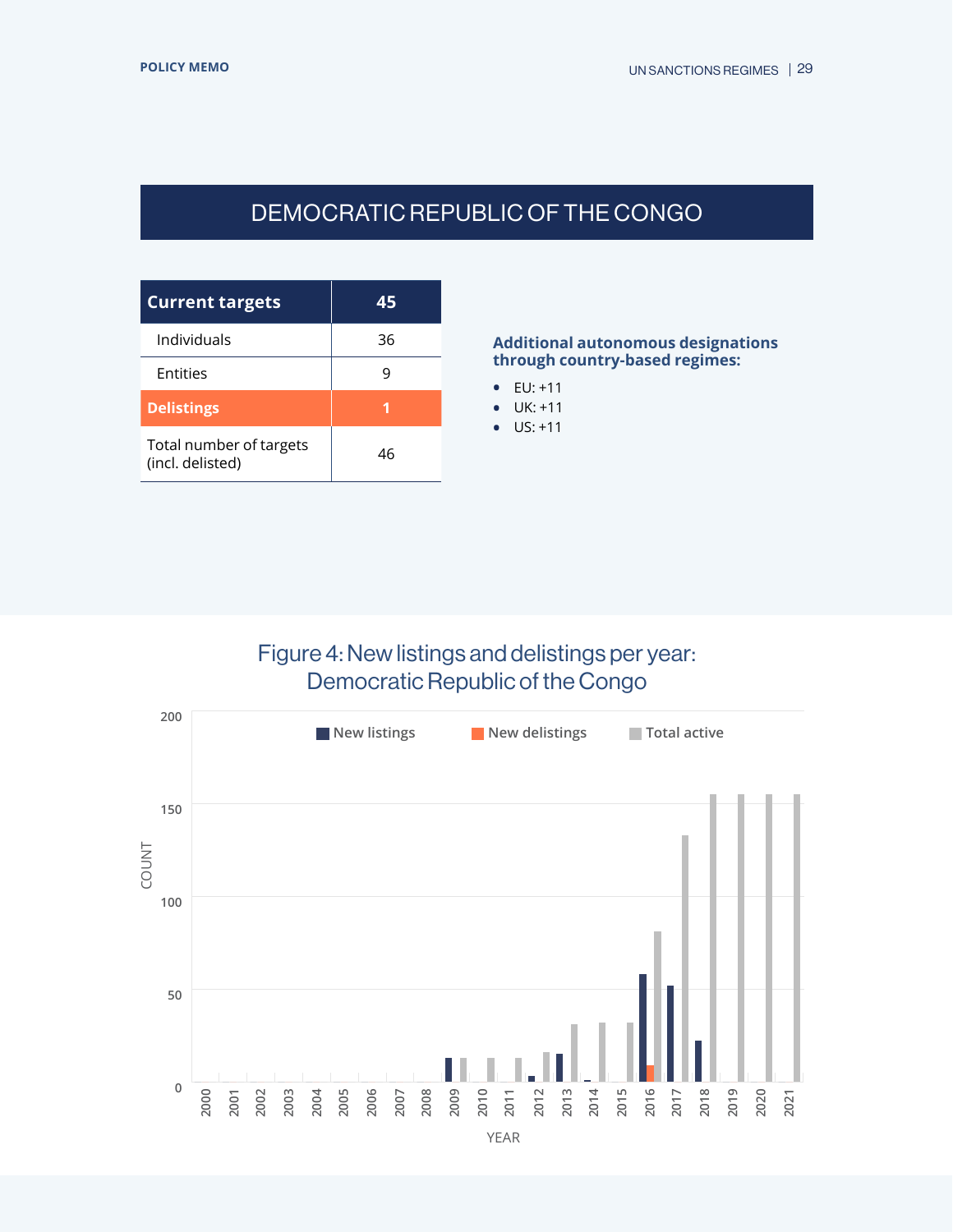# DEMOCRATIC REPUBLIC OF THE CONGO

| **Current targets** | **45** |
|---|---|
| Individuals | 36 |
| Entities | 9 |
| **Delistings** | **1** |
| Total number of targets (incl. delisted) | 46 |

**Additional autonomous designations through country-based regimes:**

- EU: +11
- UK: +11
- US: +11

Figure 4: New listings and delistings per year: Democratic Republic of the Congo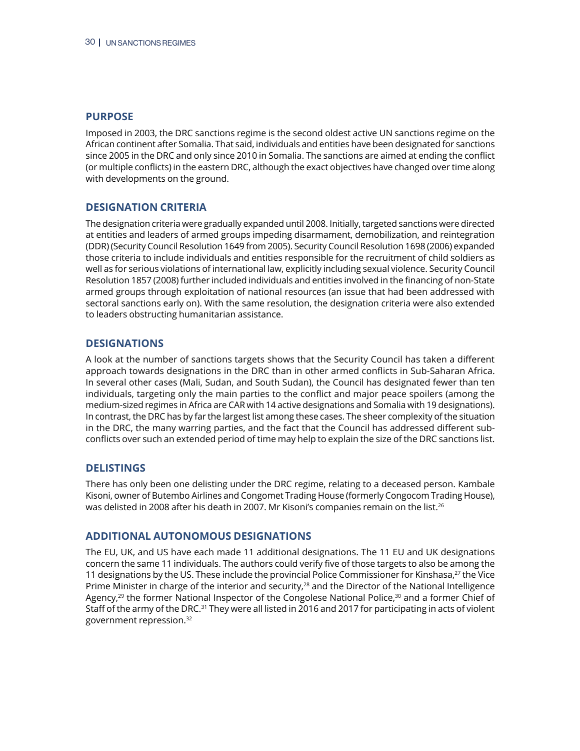## PURPOSE

Imposed in 2003, the DRC sanctions regime is the second oldest active UN sanctions regime on the African continent after Somalia. That said, individuals and entities have been designated for sanctions since 2005 in the DRC and only since 2010 in Somalia. The sanctions are aimed at ending the conflict (or multiple conflicts) in the eastern DRC, although the exact objectives have changed over time along with developments on the ground.

## DESIGNATION CRITERIA

The designation criteria were gradually expanded until 2008. Initially, targeted sanctions were directed at entities and leaders of armed groups impeding disarmament, demobilization, and reintegration (DDR) (Security Council Resolution 1649 from 2005). Security Council Resolution 1698 (2006) expanded those criteria to include individuals and entities responsible for the recruitment of child soldiers as well as for serious violations of international law, explicitly including sexual violence. Security Council Resolution 1857 (2008) further included individuals and entities involved in the financing of non-State armed groups through exploitation of national resources (an issue that had been addressed with sectoral sanctions early on). With the same resolution, the designation criteria were also extended to leaders obstructing humanitarian assistance.

## DESIGNATIONS

A look at the number of sanctions targets shows that the Security Council has taken a different approach towards designations in the DRC than in other armed conflicts in Sub-Saharan Africa. In several other cases (Mali, Sudan, and South Sudan), the Council has designated fewer than ten individuals, targeting only the main parties to the conflict and major peace spoilers (among the medium-sized regimes in Africa are CAR with 14 active designations and Somalia with 19 designations). In contrast, the DRC has by far the largest list among these cases. The sheer complexity of the situation in the DRC, the many warring parties, and the fact that the Council has addressed different sub-conflicts over such an extended period of time may help to explain the size of the DRC sanctions list.

## DELISTINGS

There has only been one delisting under the DRC regime, relating to a deceased person. Kambale Kisoni, owner of Butembo Airlines and Congomet Trading House (formerly Congocom Trading House), was delisted in 2008 after his death in 2007. Mr Kisoni's companies remain on the list.[26]

## ADDITIONAL AUTONOMOUS DESIGNATIONS

The EU, UK, and US have each made 11 additional designations. The 11 EU and UK designations concern the same 11 individuals. The authors could verify five of those targets to also be among the 11 designations by the US. These include the provincial Police Commissioner for Kinshasa,[27] the Vice Prime Minister in charge of the interior and security,[28] and the Director of the National Intelligence Agency,[29] the former National Inspector of the Congolese National Police,[30] and a former Chief of Staff of the army of the DRC.[31] They were all listed in 2016 and 2017 for participating in acts of violent government repression.[32]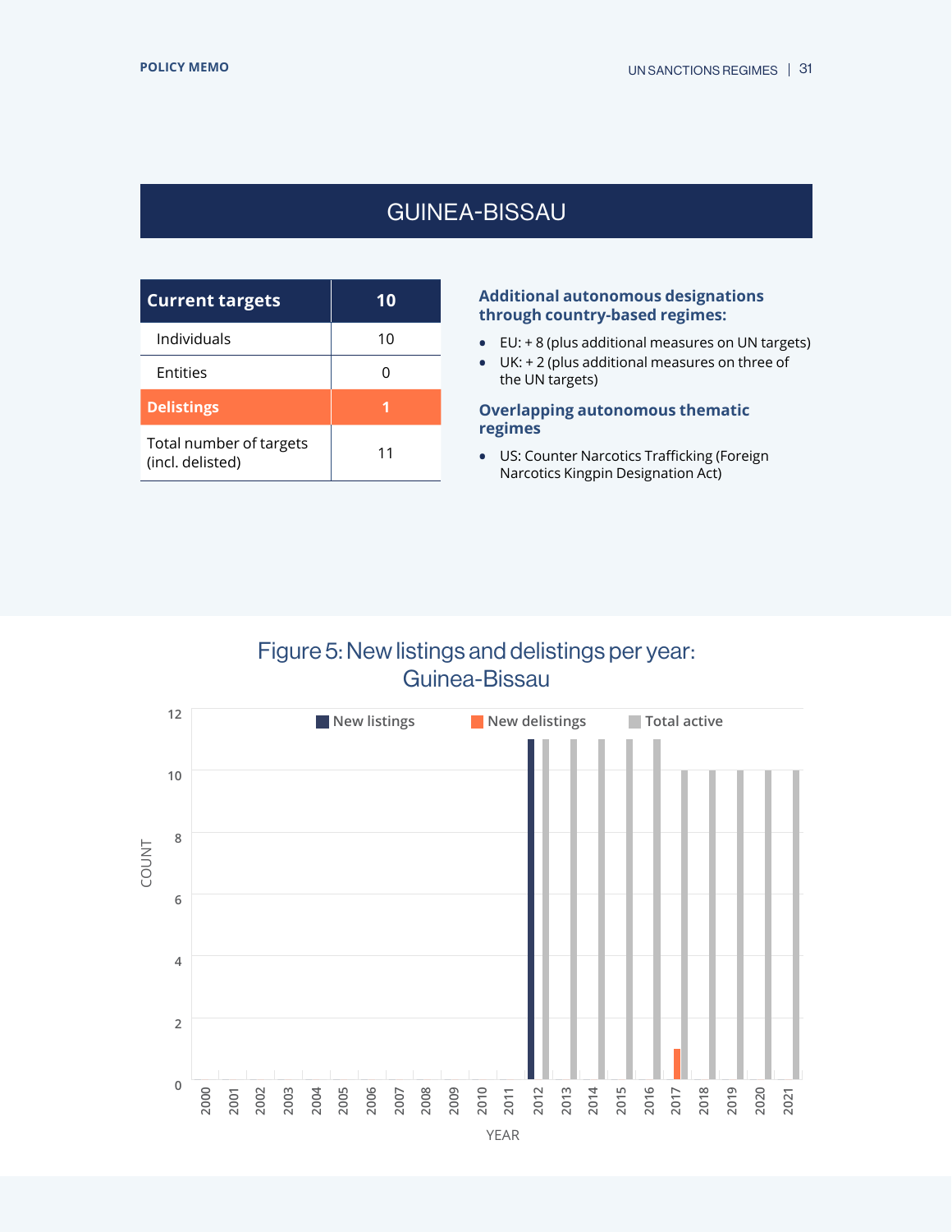# GUINEA-BISSAU

| Current targets | 10 |
|---|---|
| Individuals | 10 |
| Entities | 0 |
| **Delistings** | **1** |
| Total number of targets (incl. delisted) | 11 |

### Additional autonomous designations through country-based regimes:

- EU: + 8 (plus additional measures on UN targets)
- UK: + 2 (plus additional measures on three of the UN targets)

### Overlapping autonomous thematic regimes

- US: Counter Narcotics Trafficking (Foreign Narcotics Kingpin Designation Act)

Figure 5: New listings and delistings per year: Guinea-Bissau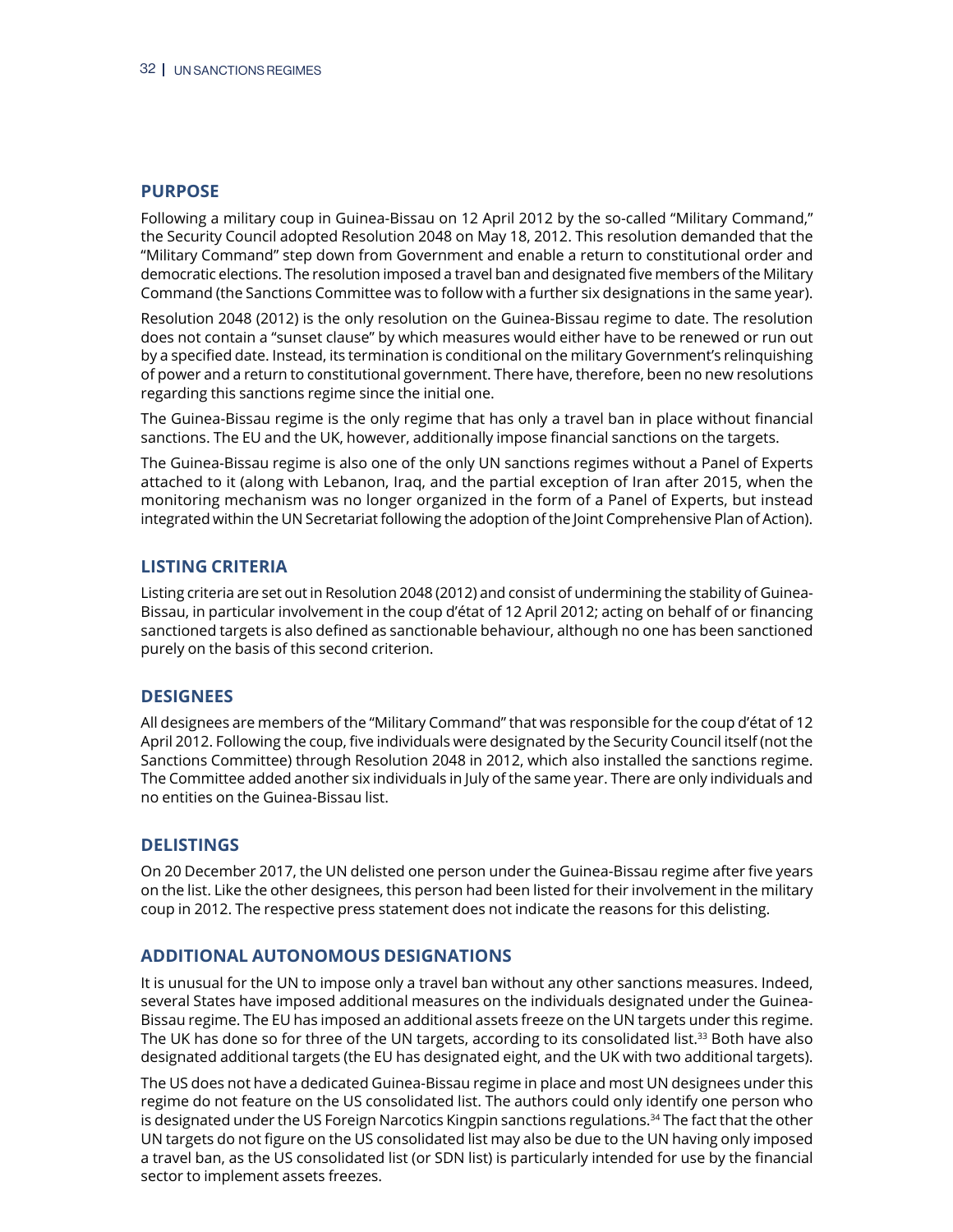## PURPOSE

Following a military coup in Guinea-Bissau on 12 April 2012 by the so-called "Military Command," the Security Council adopted Resolution 2048 on May 18, 2012. This resolution demanded that the "Military Command" step down from Government and enable a return to constitutional order and democratic elections. The resolution imposed a travel ban and designated five members of the Military Command (the Sanctions Committee was to follow with a further six designations in the same year).

Resolution 2048 (2012) is the only resolution on the Guinea-Bissau regime to date. The resolution does not contain a "sunset clause" by which measures would either have to be renewed or run out by a specified date. Instead, its termination is conditional on the military Government's relinquishing of power and a return to constitutional government. There have, therefore, been no new resolutions regarding this sanctions regime since the initial one.

The Guinea-Bissau regime is the only regime that has only a travel ban in place without financial sanctions. The EU and the UK, however, additionally impose financial sanctions on the targets.

The Guinea-Bissau regime is also one of the only UN sanctions regimes without a Panel of Experts attached to it (along with Lebanon, Iraq, and the partial exception of Iran after 2015, when the monitoring mechanism was no longer organized in the form of a Panel of Experts, but instead integrated within the UN Secretariat following the adoption of the Joint Comprehensive Plan of Action).

## LISTING CRITERIA

Listing criteria are set out in Resolution 2048 (2012) and consist of undermining the stability of Guinea-Bissau, in particular involvement in the coup d'état of 12 April 2012; acting on behalf of or financing sanctioned targets is also defined as sanctionable behaviour, although no one has been sanctioned purely on the basis of this second criterion.

## DESIGNEES

All designees are members of the "Military Command" that was responsible for the coup d'état of 12 April 2012. Following the coup, five individuals were designated by the Security Council itself (not the Sanctions Committee) through Resolution 2048 in 2012, which also installed the sanctions regime. The Committee added another six individuals in July of the same year. There are only individuals and no entities on the Guinea-Bissau list.

## DELISTINGS

On 20 December 2017, the UN delisted one person under the Guinea-Bissau regime after five years on the list. Like the other designees, this person had been listed for their involvement in the military coup in 2012. The respective press statement does not indicate the reasons for this delisting.

## ADDITIONAL AUTONOMOUS DESIGNATIONS

It is unusual for the UN to impose only a travel ban without any other sanctions measures. Indeed, several States have imposed additional measures on the individuals designated under the Guinea-Bissau regime. The EU has imposed an additional assets freeze on the UN targets under this regime. The UK has done so for three of the UN targets, according to its consolidated list.[33] Both have also designated additional targets (the EU has designated eight, and the UK with two additional targets).

The US does not have a dedicated Guinea-Bissau regime in place and most UN designees under this regime do not feature on the US consolidated list. The authors could only identify one person who is designated under the US Foreign Narcotics Kingpin sanctions regulations.[34] The fact that the other UN targets do not figure on the US consolidated list may also be due to the UN having only imposed a travel ban, as the US consolidated list (or SDN list) is particularly intended for use by the financial sector to implement assets freezes.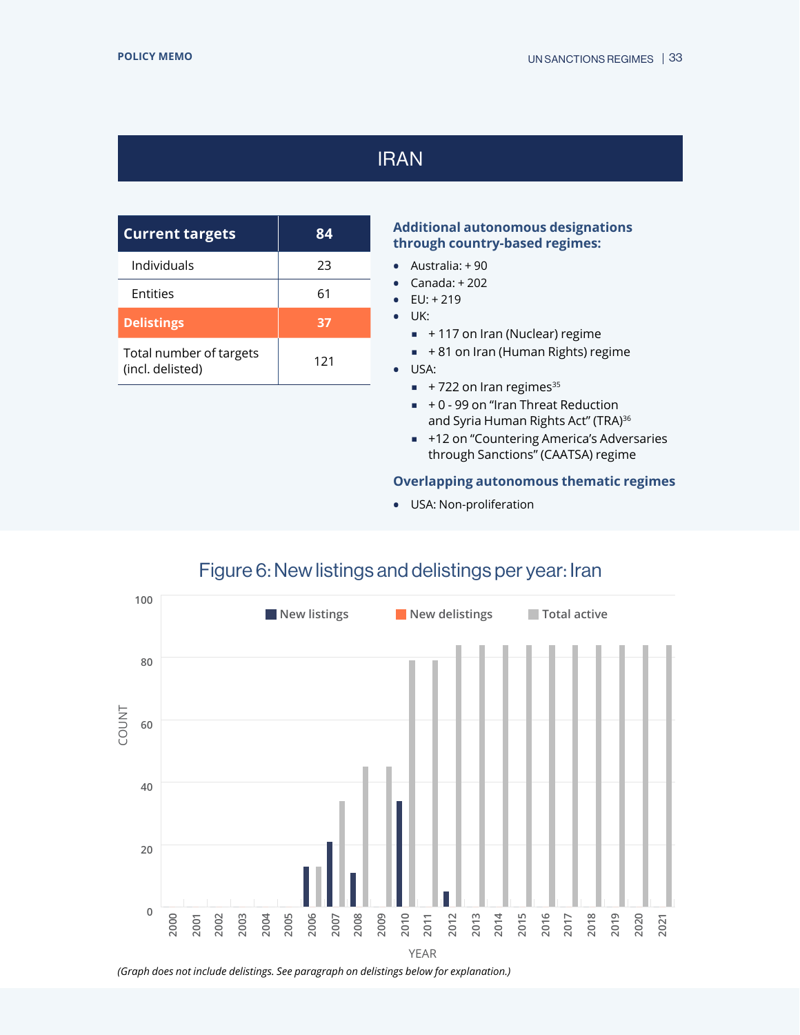## IRAN

| Current targets | 84 |
|---|---|
| Individuals | 23 |
| Entities | 61 |
| **Delistings** | **37** |
| Total number of targets (incl. delisted) | 121 |

### Additional autonomous designations through country-based regimes:

- Australia: + 90
- Canada: + 202
- EU: + 219
- UK:
  - + 117 on Iran (Nuclear) regime
  - + 81 on Iran (Human Rights) regime
- USA:
  - + 722 on Iran regimes[35]
  - + 0 - 99 on "Iran Threat Reduction and Syria Human Rights Act" (TRA)[36]
  - +12 on "Countering America's Adversaries through Sanctions" (CAATSA) regime

### Overlapping autonomous thematic regimes

- USA: Non-proliferation

Figure 6: New listings and delistings per year: Iran

*(Graph does not include delistings. See paragraph on delistings below for explanation.)*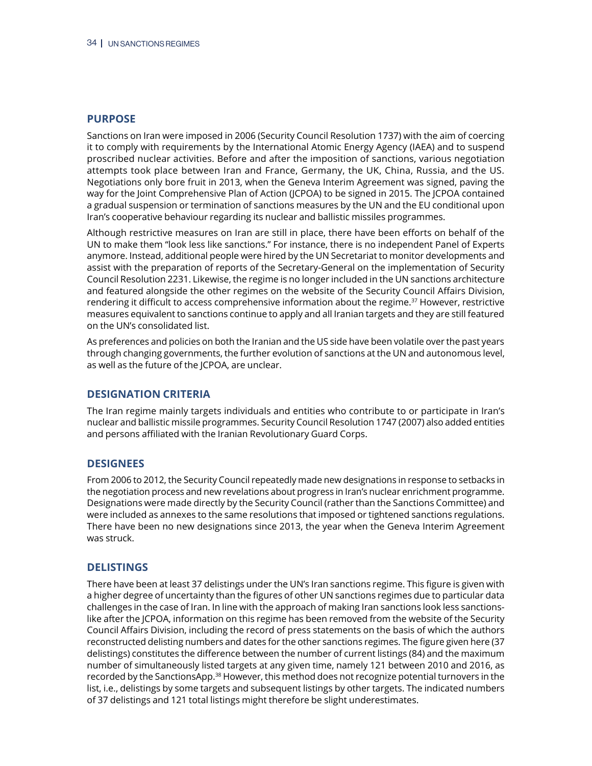## PURPOSE

Sanctions on Iran were imposed in 2006 (Security Council Resolution 1737) with the aim of coercing it to comply with requirements by the International Atomic Energy Agency (IAEA) and to suspend proscribed nuclear activities. Before and after the imposition of sanctions, various negotiation attempts took place between Iran and France, Germany, the UK, China, Russia, and the US. Negotiations only bore fruit in 2013, when the Geneva Interim Agreement was signed, paving the way for the Joint Comprehensive Plan of Action (JCPOA) to be signed in 2015. The JCPOA contained a gradual suspension or termination of sanctions measures by the UN and the EU conditional upon Iran's cooperative behaviour regarding its nuclear and ballistic missiles programmes.

Although restrictive measures on Iran are still in place, there have been efforts on behalf of the UN to make them "look less like sanctions." For instance, there is no independent Panel of Experts anymore. Instead, additional people were hired by the UN Secretariat to monitor developments and assist with the preparation of reports of the Secretary-General on the implementation of Security Council Resolution 2231. Likewise, the regime is no longer included in the UN sanctions architecture and featured alongside the other regimes on the website of the Security Council Affairs Division, rendering it difficult to access comprehensive information about the regime.[37] However, restrictive measures equivalent to sanctions continue to apply and all Iranian targets and they are still featured on the UN's consolidated list.

As preferences and policies on both the Iranian and the US side have been volatile over the past years through changing governments, the further evolution of sanctions at the UN and autonomous level, as well as the future of the JCPOA, are unclear.

## DESIGNATION CRITERIA

The Iran regime mainly targets individuals and entities who contribute to or participate in Iran's nuclear and ballistic missile programmes. Security Council Resolution 1747 (2007) also added entities and persons affiliated with the Iranian Revolutionary Guard Corps.

## DESIGNEES

From 2006 to 2012, the Security Council repeatedly made new designations in response to setbacks in the negotiation process and new revelations about progress in Iran's nuclear enrichment programme. Designations were made directly by the Security Council (rather than the Sanctions Committee) and were included as annexes to the same resolutions that imposed or tightened sanctions regulations. There have been no new designations since 2013, the year when the Geneva Interim Agreement was struck.

## DELISTINGS

There have been at least 37 delistings under the UN's Iran sanctions regime. This figure is given with a higher degree of uncertainty than the figures of other UN sanctions regimes due to particular data challenges in the case of Iran. In line with the approach of making Iran sanctions look less sanctions-like after the JCPOA, information on this regime has been removed from the website of the Security Council Affairs Division, including the record of press statements on the basis of which the authors reconstructed delisting numbers and dates for the other sanctions regimes. The figure given here (37 delistings) constitutes the difference between the number of current listings (84) and the maximum number of simultaneously listed targets at any given time, namely 121 between 2010 and 2016, as recorded by the SanctionsApp.[38] However, this method does not recognize potential turnovers in the list, i.e., delistings by some targets and subsequent listings by other targets. The indicated numbers of 37 delistings and 121 total listings might therefore be slight underestimates.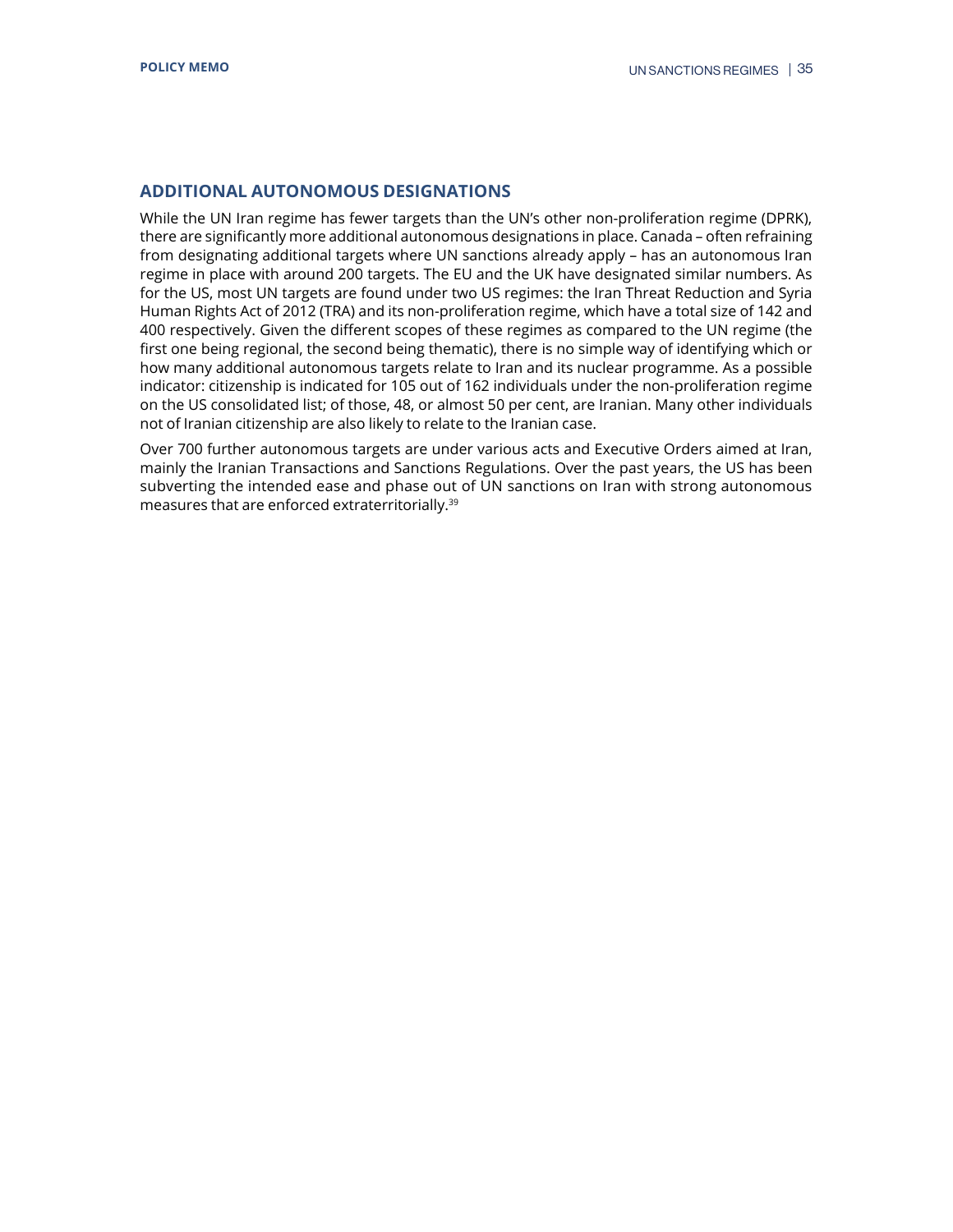## ADDITIONAL AUTONOMOUS DESIGNATIONS

While the UN Iran regime has fewer targets than the UN's other non-proliferation regime (DPRK), there are significantly more additional autonomous designations in place. Canada – often refraining from designating additional targets where UN sanctions already apply – has an autonomous Iran regime in place with around 200 targets. The EU and the UK have designated similar numbers. As for the US, most UN targets are found under two US regimes: the Iran Threat Reduction and Syria Human Rights Act of 2012 (TRA) and its non-proliferation regime, which have a total size of 142 and 400 respectively. Given the different scopes of these regimes as compared to the UN regime (the first one being regional, the second being thematic), there is no simple way of identifying which or how many additional autonomous targets relate to Iran and its nuclear programme. As a possible indicator: citizenship is indicated for 105 out of 162 individuals under the non-proliferation regime on the US consolidated list; of those, 48, or almost 50 per cent, are Iranian. Many other individuals not of Iranian citizenship are also likely to relate to the Iranian case.

Over 700 further autonomous targets are under various acts and Executive Orders aimed at Iran, mainly the Iranian Transactions and Sanctions Regulations. Over the past years, the US has been subverting the intended ease and phase out of UN sanctions on Iran with strong autonomous measures that are enforced extraterritorially.[39]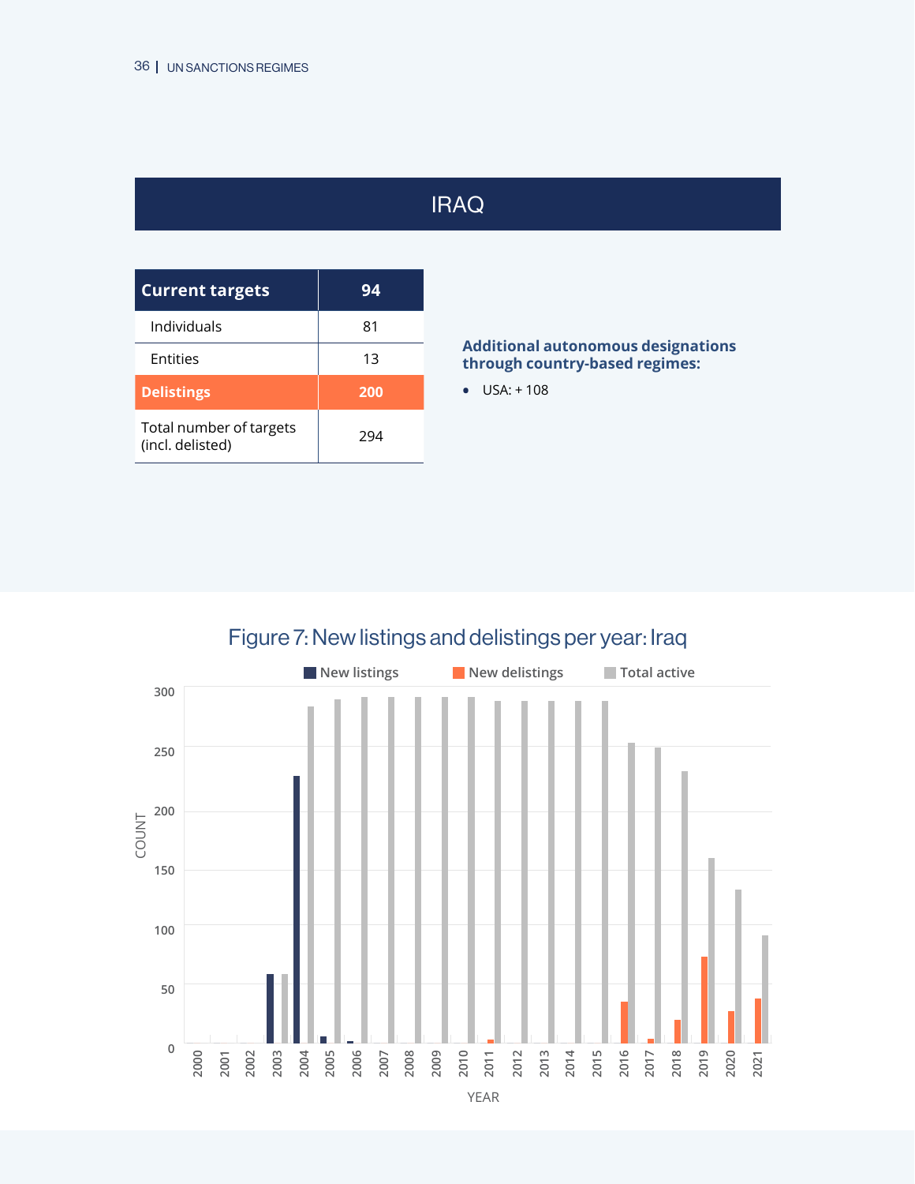# IRAQ

| Current targets | 94 |
|---|---|
| Individuals | 81 |
| Entities | 13 |
| **Delistings** | **200** |
| Total number of targets (incl. delisted) | 294 |

**Additional autonomous designations through country-based regimes:**

- USA: + 108

## Figure 7: New listings and delistings per year: Iraq

Legend: New listings, New delistings, Total active

COUNT (0–300) by YEAR (2000–2021)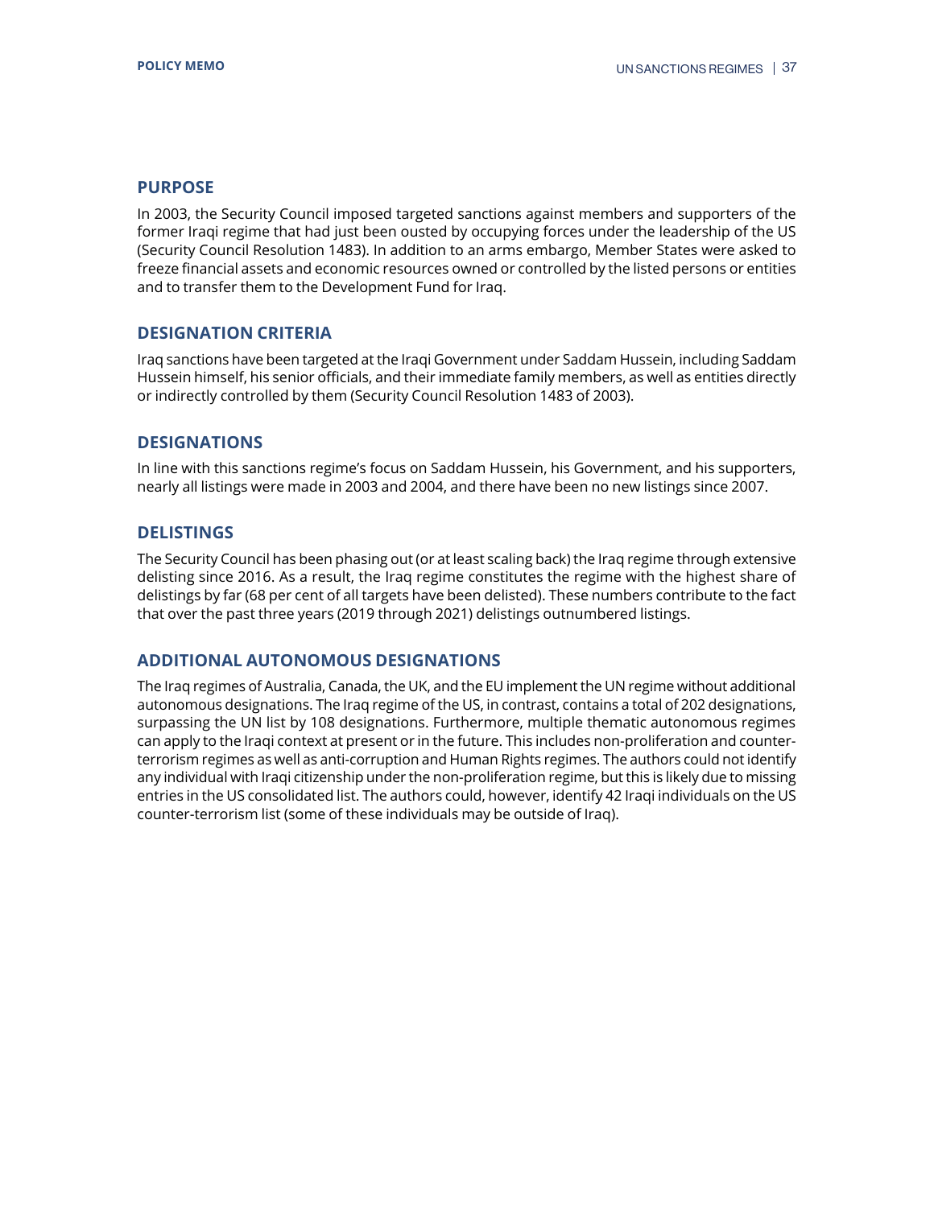## PURPOSE

In 2003, the Security Council imposed targeted sanctions against members and supporters of the former Iraqi regime that had just been ousted by occupying forces under the leadership of the US (Security Council Resolution 1483). In addition to an arms embargo, Member States were asked to freeze financial assets and economic resources owned or controlled by the listed persons or entities and to transfer them to the Development Fund for Iraq.

## DESIGNATION CRITERIA

Iraq sanctions have been targeted at the Iraqi Government under Saddam Hussein, including Saddam Hussein himself, his senior officials, and their immediate family members, as well as entities directly or indirectly controlled by them (Security Council Resolution 1483 of 2003).

## DESIGNATIONS

In line with this sanctions regime's focus on Saddam Hussein, his Government, and his supporters, nearly all listings were made in 2003 and 2004, and there have been no new listings since 2007.

## DELISTINGS

The Security Council has been phasing out (or at least scaling back) the Iraq regime through extensive delisting since 2016. As a result, the Iraq regime constitutes the regime with the highest share of delistings by far (68 per cent of all targets have been delisted). These numbers contribute to the fact that over the past three years (2019 through 2021) delistings outnumbered listings.

## ADDITIONAL AUTONOMOUS DESIGNATIONS

The Iraq regimes of Australia, Canada, the UK, and the EU implement the UN regime without additional autonomous designations. The Iraq regime of the US, in contrast, contains a total of 202 designations, surpassing the UN list by 108 designations. Furthermore, multiple thematic autonomous regimes can apply to the Iraqi context at present or in the future. This includes non-proliferation and counter-terrorism regimes as well as anti-corruption and Human Rights regimes. The authors could not identify any individual with Iraqi citizenship under the non-proliferation regime, but this is likely due to missing entries in the US consolidated list. The authors could, however, identify 42 Iraqi individuals on the US counter-terrorism list (some of these individuals may be outside of Iraq).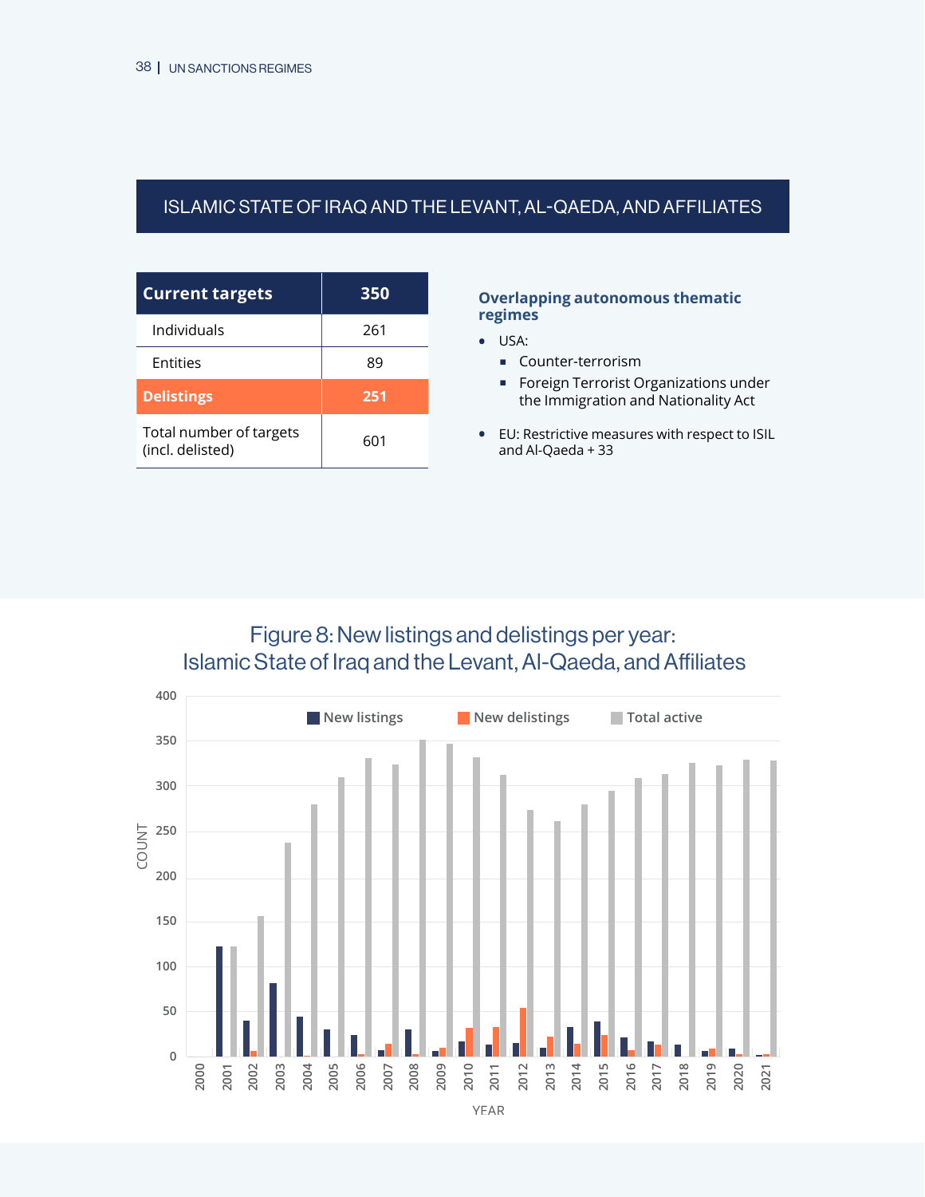## ISLAMIC STATE OF IRAQ AND THE LEVANT, AL-QAEDA, AND AFFILIATES

| Current targets | 350 |
|---|---|
| Individuals | 261 |
| Entities | 89 |
| **Delistings** | **251** |
| Total number of targets (incl. delisted) | 601 |

### Overlapping autonomous thematic regimes

- USA:
  - Counter-terrorism
  - Foreign Terrorist Organizations under the Immigration and Nationality Act
- EU: Restrictive measures with respect to ISIL and Al-Qaeda + 33

Figure 8: New listings and delistings per year: Islamic State of Iraq and the Levant, Al-Qaeda, and Affiliates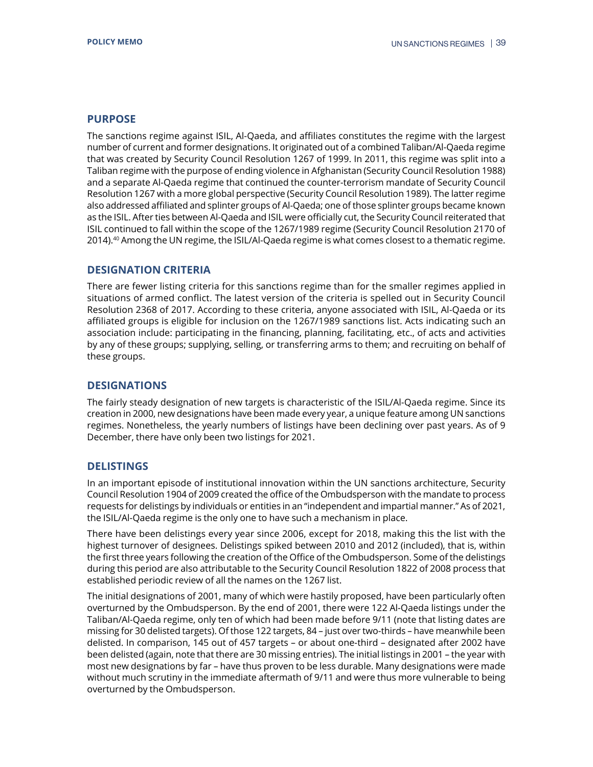## PURPOSE

The sanctions regime against ISIL, Al-Qaeda, and affiliates constitutes the regime with the largest number of current and former designations. It originated out of a combined Taliban/Al-Qaeda regime that was created by Security Council Resolution 1267 of 1999. In 2011, this regime was split into a Taliban regime with the purpose of ending violence in Afghanistan (Security Council Resolution 1988) and a separate Al-Qaeda regime that continued the counter-terrorism mandate of Security Council Resolution 1267 with a more global perspective (Security Council Resolution 1989). The latter regime also addressed affiliated and splinter groups of Al-Qaeda; one of those splinter groups became known as the ISIL. After ties between Al-Qaeda and ISIL were officially cut, the Security Council reiterated that ISIL continued to fall within the scope of the 1267/1989 regime (Security Council Resolution 2170 of 2014).[40] Among the UN regime, the ISIL/Al-Qaeda regime is what comes closest to a thematic regime.

## DESIGNATION CRITERIA

There are fewer listing criteria for this sanctions regime than for the smaller regimes applied in situations of armed conflict. The latest version of the criteria is spelled out in Security Council Resolution 2368 of 2017. According to these criteria, anyone associated with ISIL, Al-Qaeda or its affiliated groups is eligible for inclusion on the 1267/1989 sanctions list. Acts indicating such an association include: participating in the financing, planning, facilitating, etc., of acts and activities by any of these groups; supplying, selling, or transferring arms to them; and recruiting on behalf of these groups.

## DESIGNATIONS

The fairly steady designation of new targets is characteristic of the ISIL/Al-Qaeda regime. Since its creation in 2000, new designations have been made every year, a unique feature among UN sanctions regimes. Nonetheless, the yearly numbers of listings have been declining over past years. As of 9 December, there have only been two listings for 2021.

## DELISTINGS

In an important episode of institutional innovation within the UN sanctions architecture, Security Council Resolution 1904 of 2009 created the office of the Ombudsperson with the mandate to process requests for delistings by individuals or entities in an "independent and impartial manner." As of 2021, the ISIL/Al-Qaeda regime is the only one to have such a mechanism in place.

There have been delistings every year since 2006, except for 2018, making this the list with the highest turnover of designees. Delistings spiked between 2010 and 2012 (included), that is, within the first three years following the creation of the Office of the Ombudsperson. Some of the delistings during this period are also attributable to the Security Council Resolution 1822 of 2008 process that established periodic review of all the names on the 1267 list.

The initial designations of 2001, many of which were hastily proposed, have been particularly often overturned by the Ombudsperson. By the end of 2001, there were 122 Al-Qaeda listings under the Taliban/Al-Qaeda regime, only ten of which had been made before 9/11 (note that listing dates are missing for 30 delisted targets). Of those 122 targets, 84 – just over two-thirds – have meanwhile been delisted. In comparison, 145 out of 457 targets – or about one-third – designated after 2002 have been delisted (again, note that there are 30 missing entries). The initial listings in 2001 – the year with most new designations by far – have thus proven to be less durable. Many designations were made without much scrutiny in the immediate aftermath of 9/11 and were thus more vulnerable to being overturned by the Ombudsperson.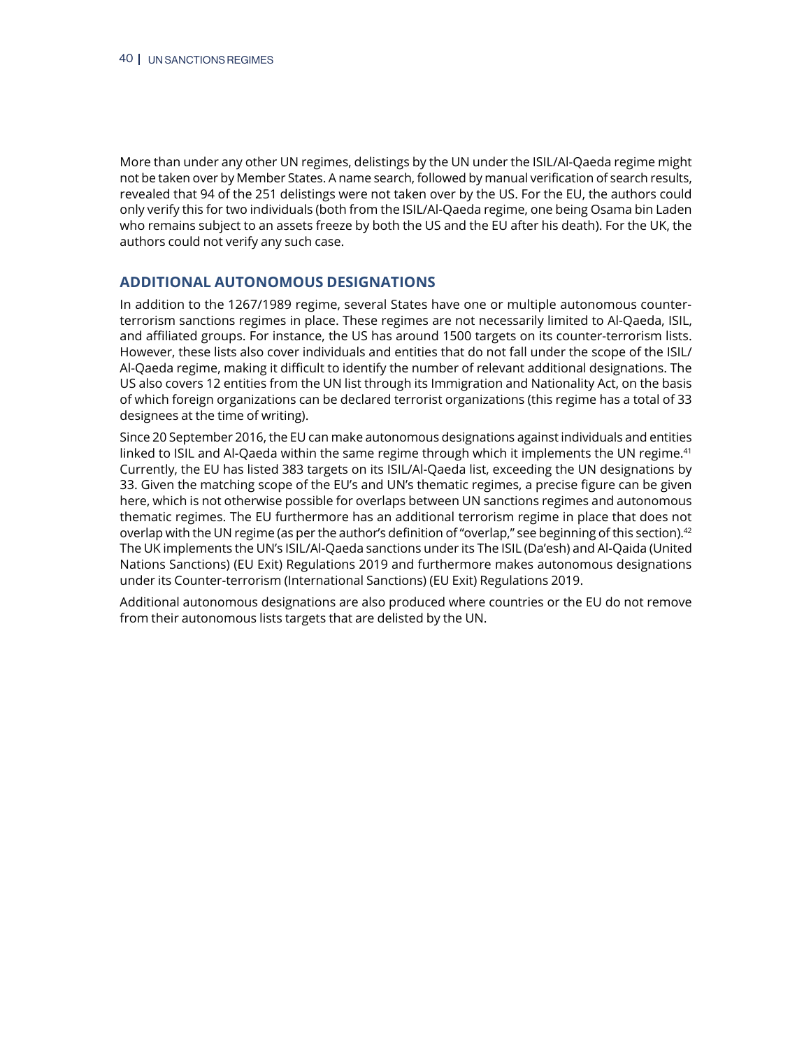More than under any other UN regimes, delistings by the UN under the ISIL/Al-Qaeda regime might not be taken over by Member States. A name search, followed by manual verification of search results, revealed that 94 of the 251 delistings were not taken over by the US. For the EU, the authors could only verify this for two individuals (both from the ISIL/Al-Qaeda regime, one being Osama bin Laden who remains subject to an assets freeze by both the US and the EU after his death). For the UK, the authors could not verify any such case.

## ADDITIONAL AUTONOMOUS DESIGNATIONS

In addition to the 1267/1989 regime, several States have one or multiple autonomous counter-terrorism sanctions regimes in place. These regimes are not necessarily limited to Al-Qaeda, ISIL, and affiliated groups. For instance, the US has around 1500 targets on its counter-terrorism lists. However, these lists also cover individuals and entities that do not fall under the scope of the ISIL/Al-Qaeda regime, making it difficult to identify the number of relevant additional designations. The US also covers 12 entities from the UN list through its Immigration and Nationality Act, on the basis of which foreign organizations can be declared terrorist organizations (this regime has a total of 33 designees at the time of writing).

Since 20 September 2016, the EU can make autonomous designations against individuals and entities linked to ISIL and Al-Qaeda within the same regime through which it implements the UN regime.[41] Currently, the EU has listed 383 targets on its ISIL/Al-Qaeda list, exceeding the UN designations by 33. Given the matching scope of the EU's and UN's thematic regimes, a precise figure can be given here, which is not otherwise possible for overlaps between UN sanctions regimes and autonomous thematic regimes. The EU furthermore has an additional terrorism regime in place that does not overlap with the UN regime (as per the author's definition of "overlap," see beginning of this section).[42] The UK implements the UN's ISIL/Al-Qaeda sanctions under its The ISIL (Da'esh) and Al-Qaida (United Nations Sanctions) (EU Exit) Regulations 2019 and furthermore makes autonomous designations under its Counter-terrorism (International Sanctions) (EU Exit) Regulations 2019.

Additional autonomous designations are also produced where countries or the EU do not remove from their autonomous lists targets that are delisted by the UN.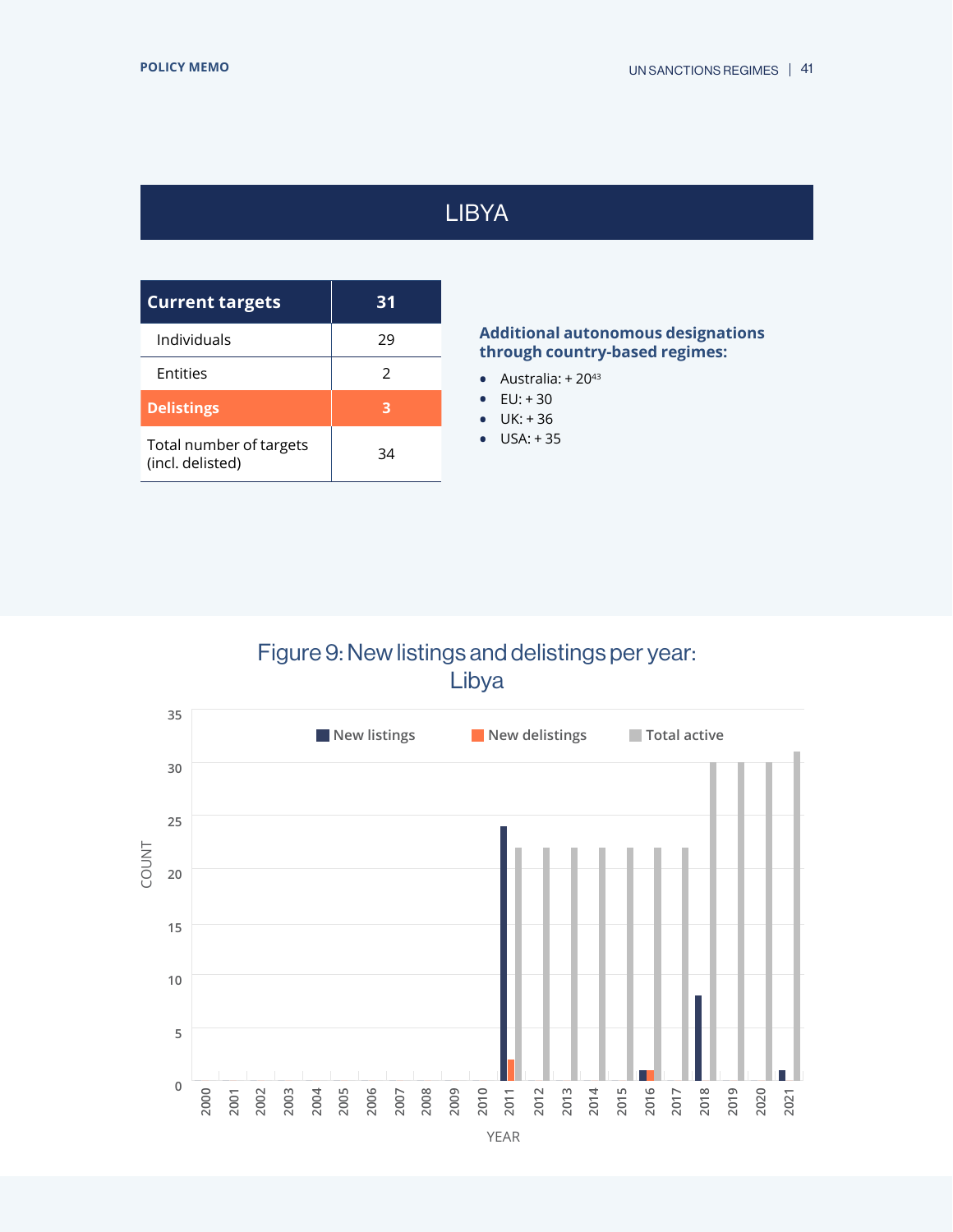# LIBYA

| Current targets | 31 |
|---|---|
| Individuals | 29 |
| Entities | 2 |
| **Delistings** | **3** |
| Total number of targets (incl. delisted) | 34 |

**Additional autonomous designations through country-based regimes:**

- Australia: + 20[43]
- EU: + 30
- UK: + 36
- USA: + 35

Figure 9: New listings and delistings per year: Libya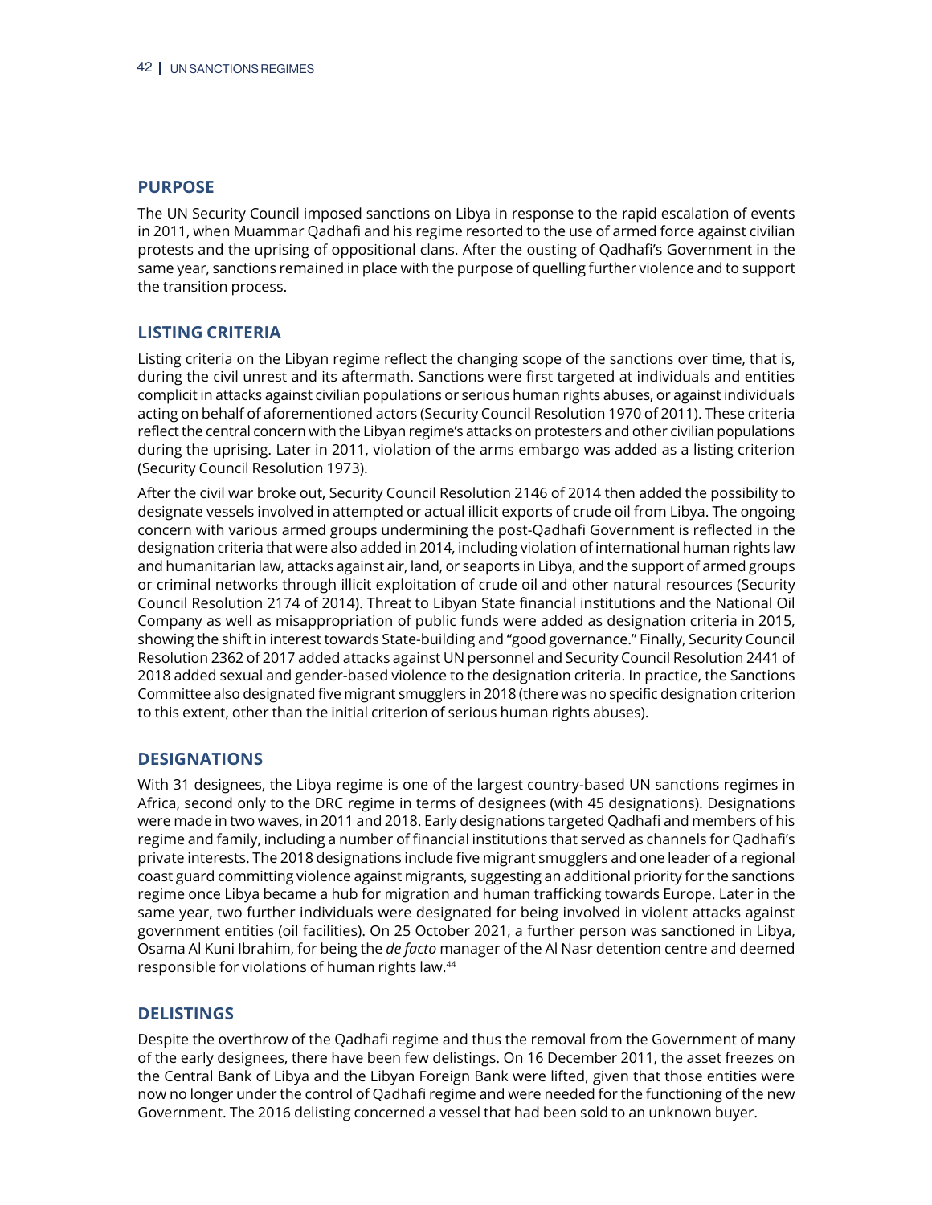## PURPOSE

The UN Security Council imposed sanctions on Libya in response to the rapid escalation of events in 2011, when Muammar Qadhafi and his regime resorted to the use of armed force against civilian protests and the uprising of oppositional clans. After the ousting of Qadhafi's Government in the same year, sanctions remained in place with the purpose of quelling further violence and to support the transition process.

## LISTING CRITERIA

Listing criteria on the Libyan regime reflect the changing scope of the sanctions over time, that is, during the civil unrest and its aftermath. Sanctions were first targeted at individuals and entities complicit in attacks against civilian populations or serious human rights abuses, or against individuals acting on behalf of aforementioned actors (Security Council Resolution 1970 of 2011). These criteria reflect the central concern with the Libyan regime's attacks on protesters and other civilian populations during the uprising. Later in 2011, violation of the arms embargo was added as a listing criterion (Security Council Resolution 1973).

After the civil war broke out, Security Council Resolution 2146 of 2014 then added the possibility to designate vessels involved in attempted or actual illicit exports of crude oil from Libya. The ongoing concern with various armed groups undermining the post-Qadhafi Government is reflected in the designation criteria that were also added in 2014, including violation of international human rights law and humanitarian law, attacks against air, land, or seaports in Libya, and the support of armed groups or criminal networks through illicit exploitation of crude oil and other natural resources (Security Council Resolution 2174 of 2014). Threat to Libyan State financial institutions and the National Oil Company as well as misappropriation of public funds were added as designation criteria in 2015, showing the shift in interest towards State-building and "good governance." Finally, Security Council Resolution 2362 of 2017 added attacks against UN personnel and Security Council Resolution 2441 of 2018 added sexual and gender-based violence to the designation criteria. In practice, the Sanctions Committee also designated five migrant smugglers in 2018 (there was no specific designation criterion to this extent, other than the initial criterion of serious human rights abuses).

## DESIGNATIONS

With 31 designees, the Libya regime is one of the largest country-based UN sanctions regimes in Africa, second only to the DRC regime in terms of designees (with 45 designations). Designations were made in two waves, in 2011 and 2018. Early designations targeted Qadhafi and members of his regime and family, including a number of financial institutions that served as channels for Qadhafi's private interests. The 2018 designations include five migrant smugglers and one leader of a regional coast guard committing violence against migrants, suggesting an additional priority for the sanctions regime once Libya became a hub for migration and human trafficking towards Europe. Later in the same year, two further individuals were designated for being involved in violent attacks against government entities (oil facilities). On 25 October 2021, a further person was sanctioned in Libya, Osama Al Kuni Ibrahim, for being the *de facto* manager of the Al Nasr detention centre and deemed responsible for violations of human rights law.[44]

## DELISTINGS

Despite the overthrow of the Qadhafi regime and thus the removal from the Government of many of the early designees, there have been few delistings. On 16 December 2011, the asset freezes on the Central Bank of Libya and the Libyan Foreign Bank were lifted, given that those entities were now no longer under the control of Qadhafi regime and were needed for the functioning of the new Government. The 2016 delisting concerned a vessel that had been sold to an unknown buyer.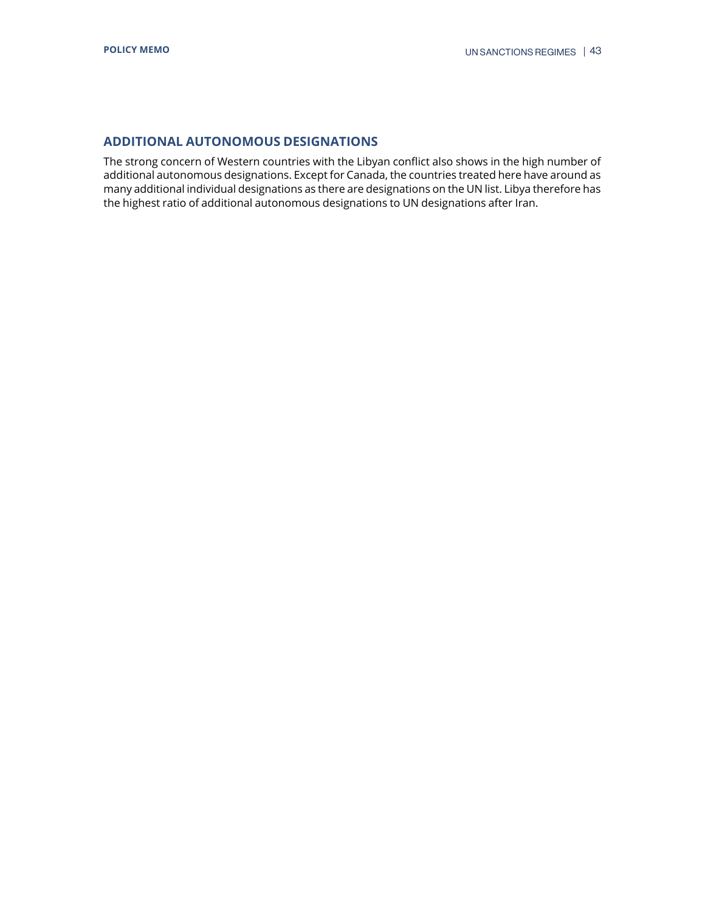## ADDITIONAL AUTONOMOUS DESIGNATIONS

The strong concern of Western countries with the Libyan conflict also shows in the high number of additional autonomous designations. Except for Canada, the countries treated here have around as many additional individual designations as there are designations on the UN list. Libya therefore has the highest ratio of additional autonomous designations to UN designations after Iran.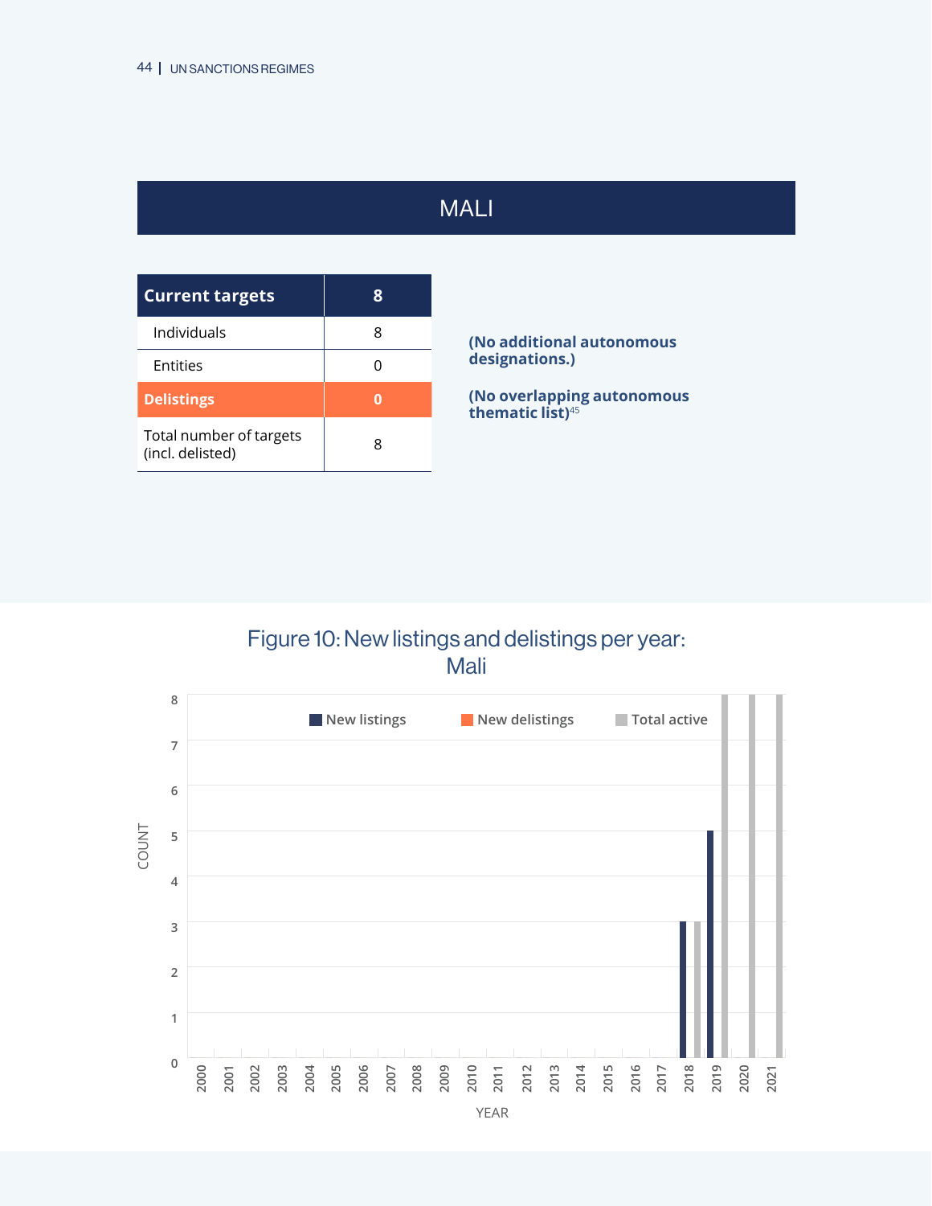# MALI

| Current targets | 8 |
|---|---|
| Individuals | 8 |
| Entities | 0 |
| **Delistings** | **0** |
| Total number of targets (incl. delisted) | 8 |

**(No additional autonomous designations.)**

**(No overlapping autonomous thematic list)**[45]

Figure 10: New listings and delistings per year: Mali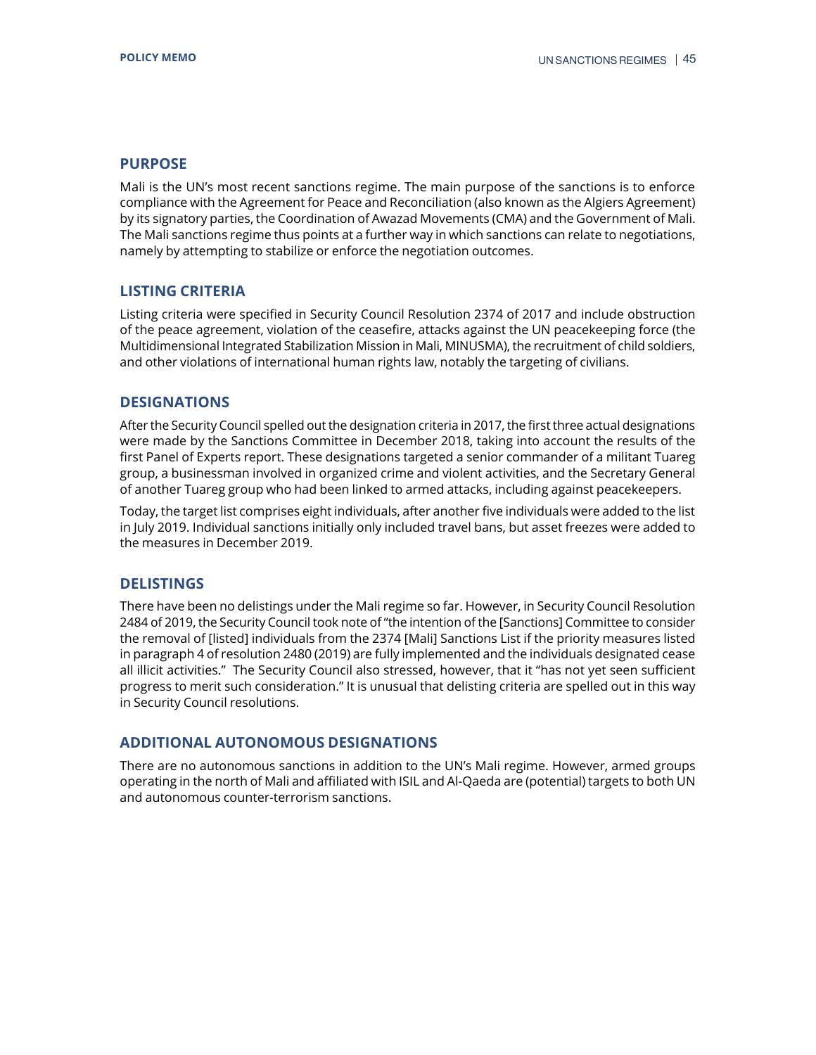## PURPOSE

Mali is the UN's most recent sanctions regime. The main purpose of the sanctions is to enforce compliance with the Agreement for Peace and Reconciliation (also known as the Algiers Agreement) by its signatory parties, the Coordination of Awazad Movements (CMA) and the Government of Mali. The Mali sanctions regime thus points at a further way in which sanctions can relate to negotiations, namely by attempting to stabilize or enforce the negotiation outcomes.

## LISTING CRITERIA

Listing criteria were specified in Security Council Resolution 2374 of 2017 and include obstruction of the peace agreement, violation of the ceasefire, attacks against the UN peacekeeping force (the Multidimensional Integrated Stabilization Mission in Mali, MINUSMA), the recruitment of child soldiers, and other violations of international human rights law, notably the targeting of civilians.

## DESIGNATIONS

After the Security Council spelled out the designation criteria in 2017, the first three actual designations were made by the Sanctions Committee in December 2018, taking into account the results of the first Panel of Experts report. These designations targeted a senior commander of a militant Tuareg group, a businessman involved in organized crime and violent activities, and the Secretary General of another Tuareg group who had been linked to armed attacks, including against peacekeepers.

Today, the target list comprises eight individuals, after another five individuals were added to the list in July 2019. Individual sanctions initially only included travel bans, but asset freezes were added to the measures in December 2019.

## DELISTINGS

There have been no delistings under the Mali regime so far. However, in Security Council Resolution 2484 of 2019, the Security Council took note of "the intention of the [Sanctions] Committee to consider the removal of [listed] individuals from the 2374 [Mali] Sanctions List if the priority measures listed in paragraph 4 of resolution 2480 (2019) are fully implemented and the individuals designated cease all illicit activities." The Security Council also stressed, however, that it "has not yet seen sufficient progress to merit such consideration." It is unusual that delisting criteria are spelled out in this way in Security Council resolutions.

## ADDITIONAL AUTONOMOUS DESIGNATIONS

There are no autonomous sanctions in addition to the UN's Mali regime. However, armed groups operating in the north of Mali and affiliated with ISIL and Al-Qaeda are (potential) targets to both UN and autonomous counter-terrorism sanctions.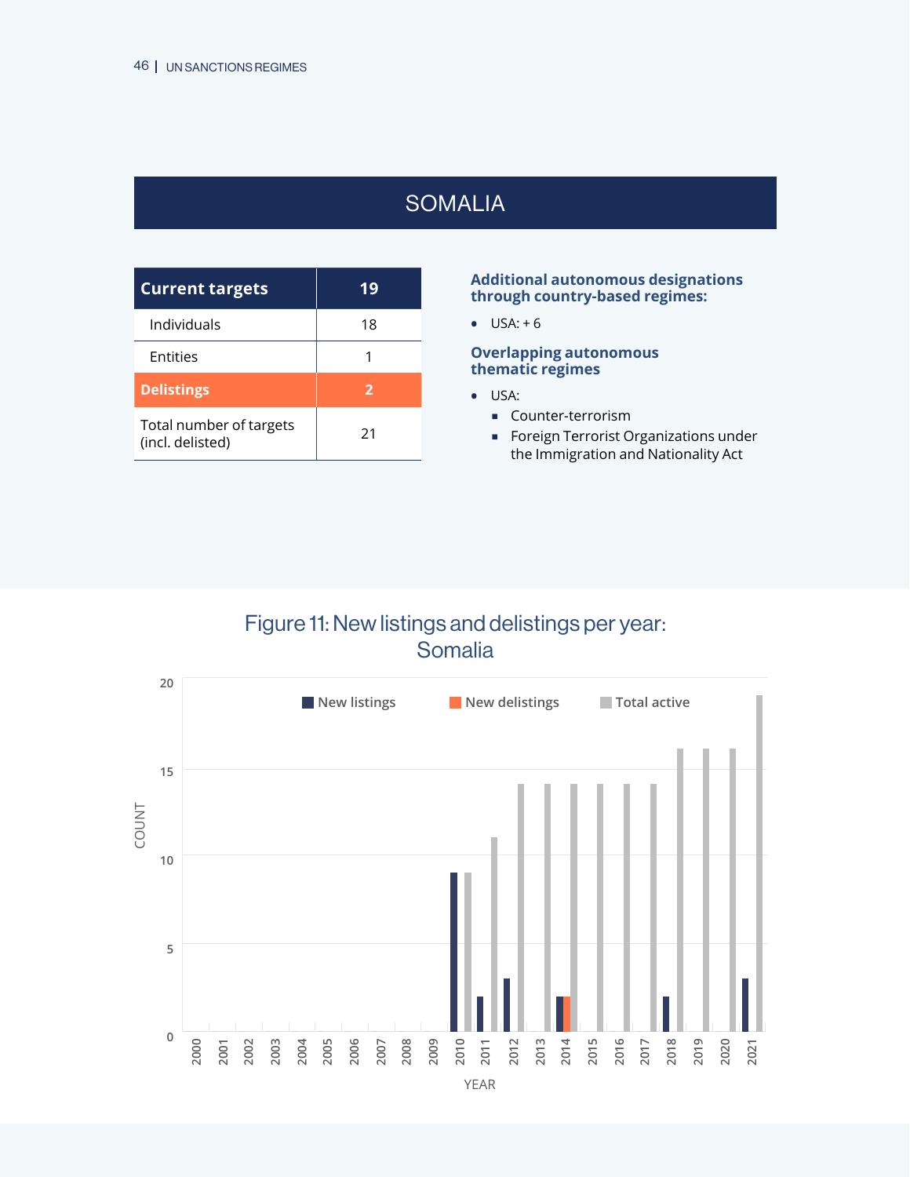# SOMALIA

| Current targets | 19 |
|---|---|
| Individuals | 18 |
| Entities | 1 |
| **Delistings** | **2** |
| Total number of targets (incl. delisted) | 21 |

**Additional autonomous designations through country-based regimes:**

- USA: + 6

**Overlapping autonomous thematic regimes**

- USA:
  - Counter-terrorism
  - Foreign Terrorist Organizations under the Immigration and Nationality Act

Figure 11: New listings and delistings per year: Somalia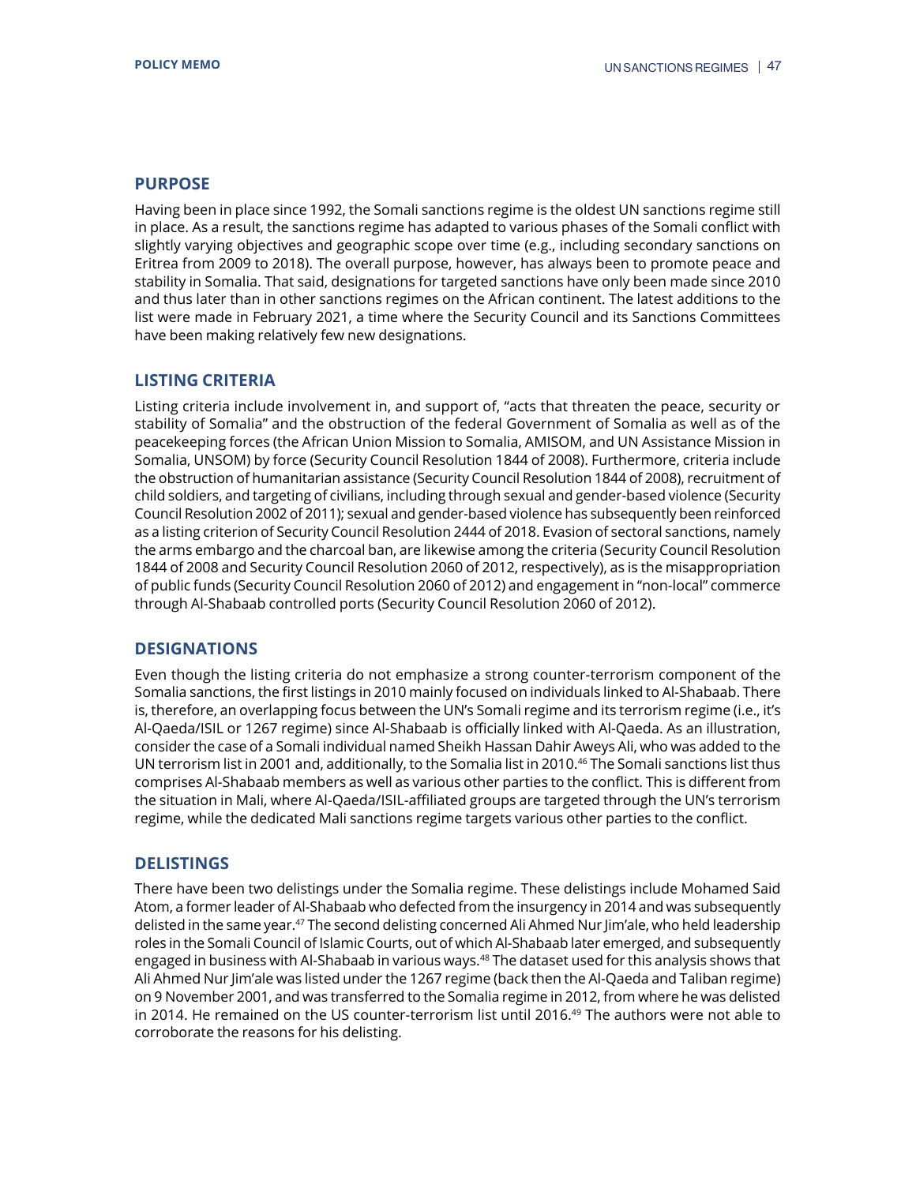## PURPOSE

Having been in place since 1992, the Somali sanctions regime is the oldest UN sanctions regime still in place. As a result, the sanctions regime has adapted to various phases of the Somali conflict with slightly varying objectives and geographic scope over time (e.g., including secondary sanctions on Eritrea from 2009 to 2018). The overall purpose, however, has always been to promote peace and stability in Somalia. That said, designations for targeted sanctions have only been made since 2010 and thus later than in other sanctions regimes on the African continent. The latest additions to the list were made in February 2021, a time where the Security Council and its Sanctions Committees have been making relatively few new designations.

## LISTING CRITERIA

Listing criteria include involvement in, and support of, "acts that threaten the peace, security or stability of Somalia" and the obstruction of the federal Government of Somalia as well as of the peacekeeping forces (the African Union Mission to Somalia, AMISOM, and UN Assistance Mission in Somalia, UNSOM) by force (Security Council Resolution 1844 of 2008). Furthermore, criteria include the obstruction of humanitarian assistance (Security Council Resolution 1844 of 2008), recruitment of child soldiers, and targeting of civilians, including through sexual and gender-based violence (Security Council Resolution 2002 of 2011); sexual and gender-based violence has subsequently been reinforced as a listing criterion of Security Council Resolution 2444 of 2018. Evasion of sectoral sanctions, namely the arms embargo and the charcoal ban, are likewise among the criteria (Security Council Resolution 1844 of 2008 and Security Council Resolution 2060 of 2012, respectively), as is the misappropriation of public funds (Security Council Resolution 2060 of 2012) and engagement in "non-local" commerce through Al-Shabaab controlled ports (Security Council Resolution 2060 of 2012).

## DESIGNATIONS

Even though the listing criteria do not emphasize a strong counter-terrorism component of the Somalia sanctions, the first listings in 2010 mainly focused on individuals linked to Al-Shabaab. There is, therefore, an overlapping focus between the UN's Somali regime and its terrorism regime (i.e., it's Al-Qaeda/ISIL or 1267 regime) since Al-Shabaab is officially linked with Al-Qaeda. As an illustration, consider the case of a Somali individual named Sheikh Hassan Dahir Aweys Ali, who was added to the UN terrorism list in 2001 and, additionally, to the Somalia list in 2010.[46] The Somali sanctions list thus comprises Al-Shabaab members as well as various other parties to the conflict. This is different from the situation in Mali, where Al-Qaeda/ISIL-affiliated groups are targeted through the UN's terrorism regime, while the dedicated Mali sanctions regime targets various other parties to the conflict.

## DELISTINGS

There have been two delistings under the Somalia regime. These delistings include Mohamed Said Atom, a former leader of Al-Shabaab who defected from the insurgency in 2014 and was subsequently delisted in the same year.[47] The second delisting concerned Ali Ahmed Nur Jim'ale, who held leadership roles in the Somali Council of Islamic Courts, out of which Al-Shabaab later emerged, and subsequently engaged in business with Al-Shabaab in various ways.[48] The dataset used for this analysis shows that Ali Ahmed Nur Jim'ale was listed under the 1267 regime (back then the Al-Qaeda and Taliban regime) on 9 November 2001, and was transferred to the Somalia regime in 2012, from where he was delisted in 2014. He remained on the US counter-terrorism list until 2016.[49] The authors were not able to corroborate the reasons for his delisting.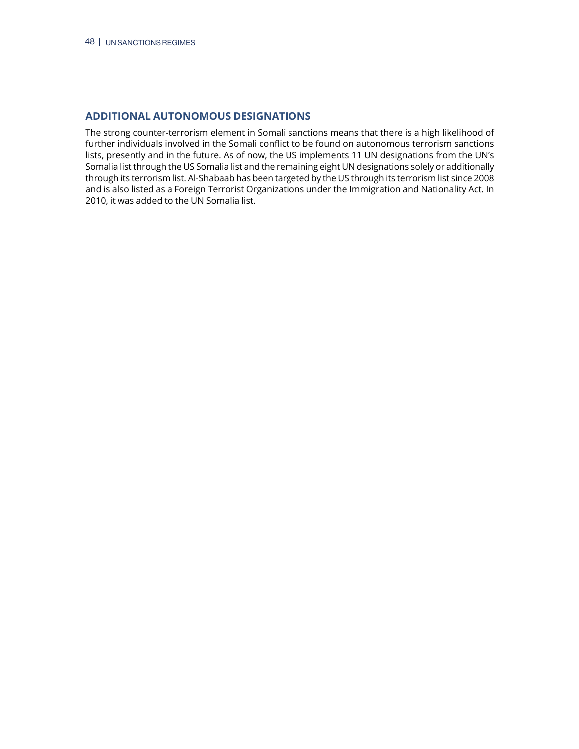## ADDITIONAL AUTONOMOUS DESIGNATIONS

The strong counter-terrorism element in Somali sanctions means that there is a high likelihood of further individuals involved in the Somali conflict to be found on autonomous terrorism sanctions lists, presently and in the future. As of now, the US implements 11 UN designations from the UN's Somalia list through the US Somalia list and the remaining eight UN designations solely or additionally through its terrorism list. Al-Shabaab has been targeted by the US through its terrorism list since 2008 and is also listed as a Foreign Terrorist Organizations under the Immigration and Nationality Act. In 2010, it was added to the UN Somalia list.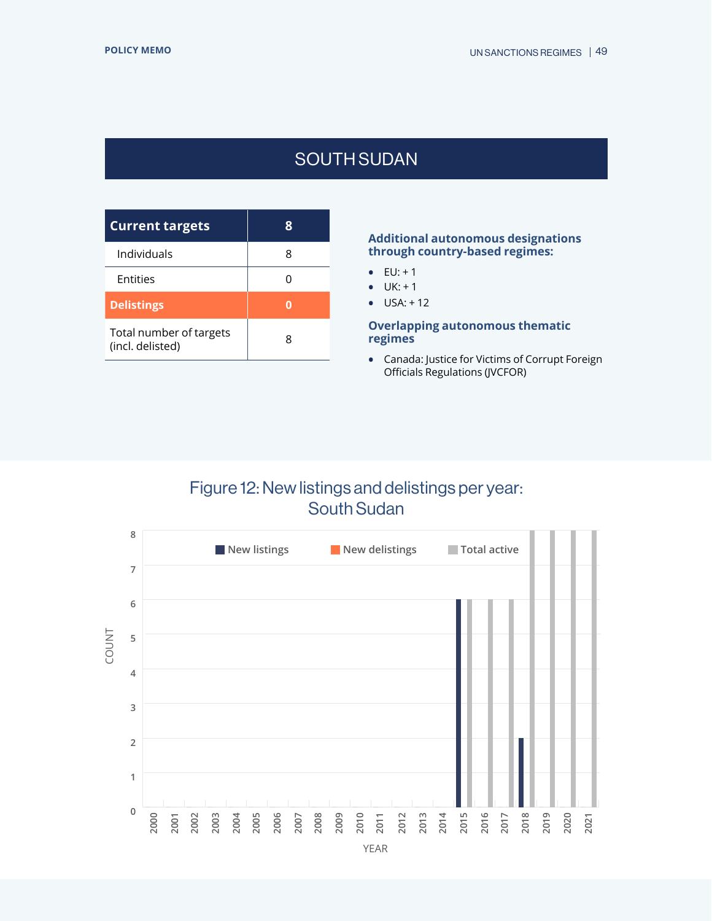# SOUTH SUDAN

| Current targets | 8 |
|---|---|
| Individuals | 8 |
| Entities | 0 |
| **Delistings** | **0** |
| Total number of targets (incl. delisted) | 8 |

**Additional autonomous designations through country-based regimes:**

- EU: + 1
- UK: + 1
- USA: + 12

**Overlapping autonomous thematic regimes**

- Canada: Justice for Victims of Corrupt Foreign Officials Regulations (JVCFOR)

## Figure 12: New listings and delistings per year: South Sudan

| Year | New listings | New delistings | Total active |
|---|---|---|---|
| 2000 | 0 | 0 | 0 |
| 2001 | 0 | 0 | 0 |
| 2002 | 0 | 0 | 0 |
| 2003 | 0 | 0 | 0 |
| 2004 | 0 | 0 | 0 |
| 2005 | 0 | 0 | 0 |
| 2006 | 0 | 0 | 0 |
| 2007 | 0 | 0 | 0 |
| 2008 | 0 | 0 | 0 |
| 2009 | 0 | 0 | 0 |
| 2010 | 0 | 0 | 0 |
| 2011 | 0 | 0 | 0 |
| 2012 | 0 | 0 | 0 |
| 2013 | 0 | 0 | 0 |
| 2014 | 0 | 0 | 0 |
| 2015 | 6 | 0 | 6 |
| 2016 | 0 | 0 | 6 |
| 2017 | 0 | 0 | 6 |
| 2018 | 2 | 0 | 8 |
| 2019 | 0 | 0 | 8 |
| 2020 | 0 | 0 | 8 |
| 2021 | 0 | 0 | 8 |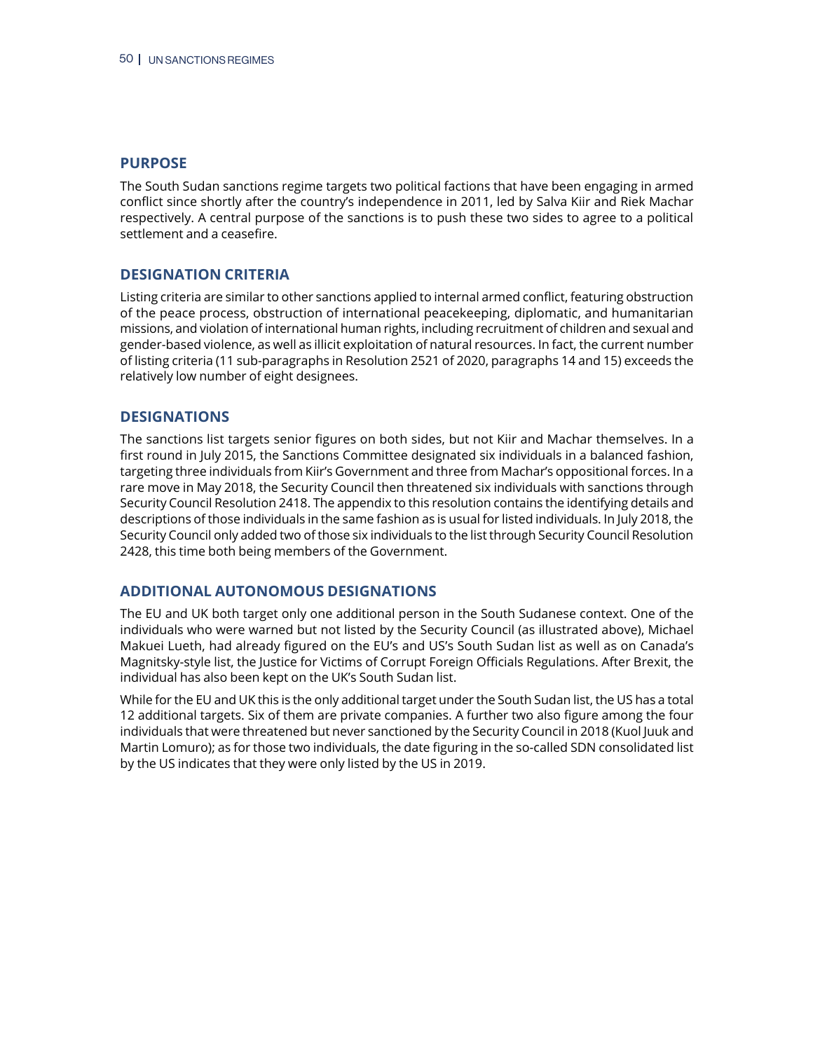## PURPOSE

The South Sudan sanctions regime targets two political factions that have been engaging in armed conflict since shortly after the country's independence in 2011, led by Salva Kiir and Riek Machar respectively. A central purpose of the sanctions is to push these two sides to agree to a political settlement and a ceasefire.

## DESIGNATION CRITERIA

Listing criteria are similar to other sanctions applied to internal armed conflict, featuring obstruction of the peace process, obstruction of international peacekeeping, diplomatic, and humanitarian missions, and violation of international human rights, including recruitment of children and sexual and gender-based violence, as well as illicit exploitation of natural resources. In fact, the current number of listing criteria (11 sub-paragraphs in Resolution 2521 of 2020, paragraphs 14 and 15) exceeds the relatively low number of eight designees.

## DESIGNATIONS

The sanctions list targets senior figures on both sides, but not Kiir and Machar themselves. In a first round in July 2015, the Sanctions Committee designated six individuals in a balanced fashion, targeting three individuals from Kiir's Government and three from Machar's oppositional forces. In a rare move in May 2018, the Security Council then threatened six individuals with sanctions through Security Council Resolution 2418. The appendix to this resolution contains the identifying details and descriptions of those individuals in the same fashion as is usual for listed individuals. In July 2018, the Security Council only added two of those six individuals to the list through Security Council Resolution 2428, this time both being members of the Government.

## ADDITIONAL AUTONOMOUS DESIGNATIONS

The EU and UK both target only one additional person in the South Sudanese context. One of the individuals who were warned but not listed by the Security Council (as illustrated above), Michael Makuei Lueth, had already figured on the EU's and US's South Sudan list as well as on Canada's Magnitsky-style list, the Justice for Victims of Corrupt Foreign Officials Regulations. After Brexit, the individual has also been kept on the UK's South Sudan list.

While for the EU and UK this is the only additional target under the South Sudan list, the US has a total 12 additional targets. Six of them are private companies. A further two also figure among the four individuals that were threatened but never sanctioned by the Security Council in 2018 (Kuol Juuk and Martin Lomuro); as for those two individuals, the date figuring in the so-called SDN consolidated list by the US indicates that they were only listed by the US in 2019.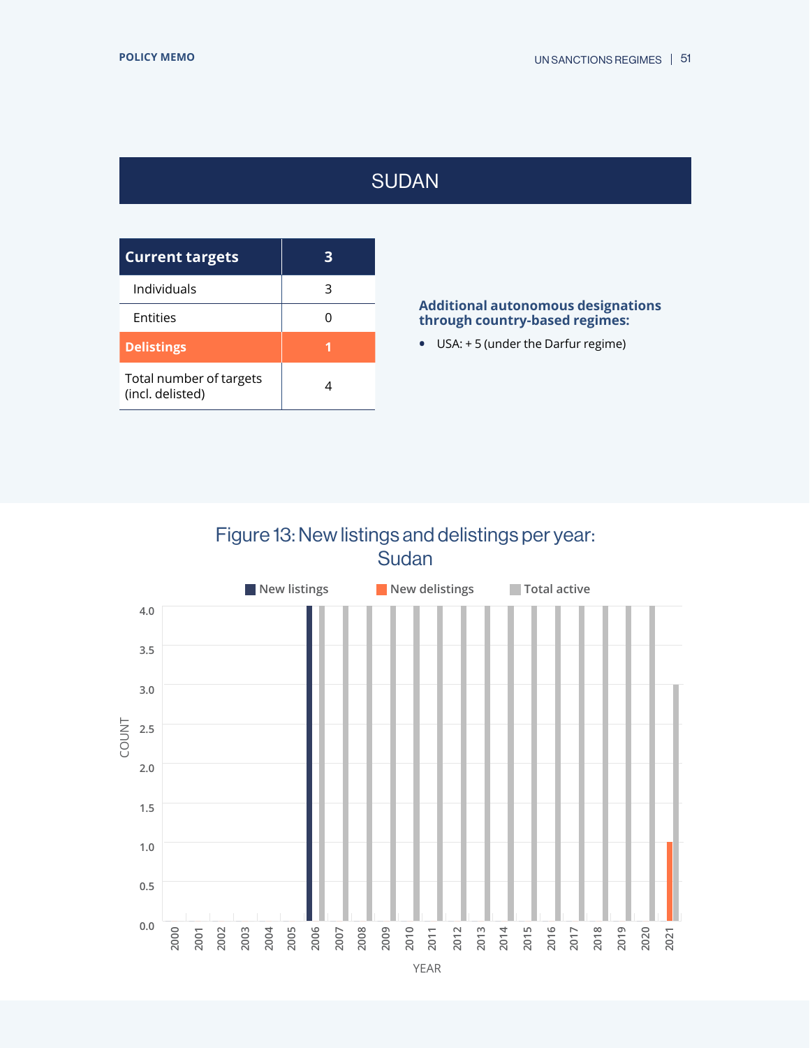# SUDAN

| Current targets | 3 |
|---|---|
| Individuals | 3 |
| Entities | 0 |
| **Delistings** | **1** |
| Total number of targets (incl. delisted) | 4 |

**Additional autonomous designations through country-based regimes:**

- USA: + 5 (under the Darfur regime)

Figure 13: New listings and delistings per year: Sudan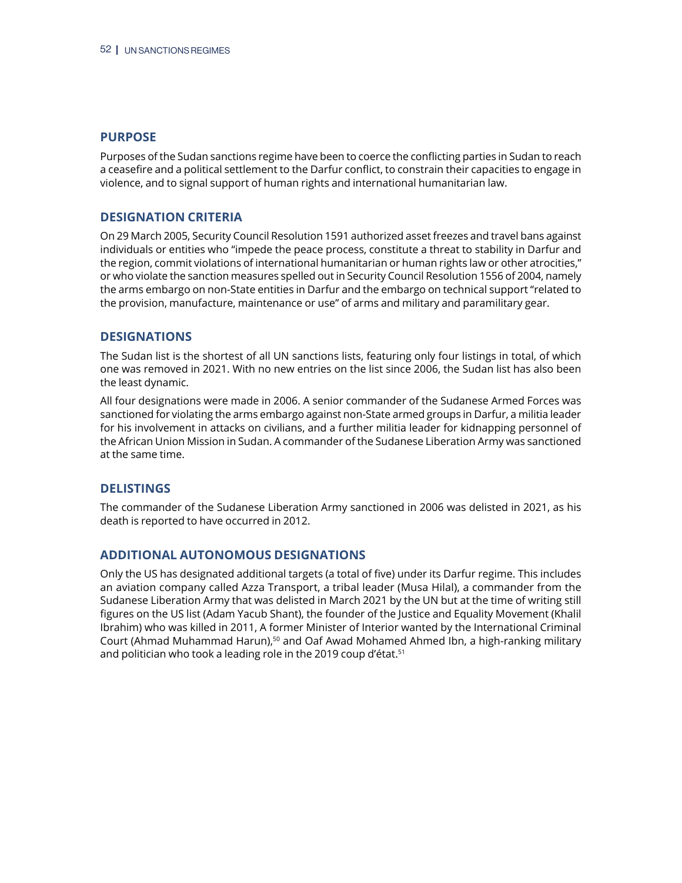## PURPOSE

Purposes of the Sudan sanctions regime have been to coerce the conflicting parties in Sudan to reach a ceasefire and a political settlement to the Darfur conflict, to constrain their capacities to engage in violence, and to signal support of human rights and international humanitarian law.

## DESIGNATION CRITERIA

On 29 March 2005, Security Council Resolution 1591 authorized asset freezes and travel bans against individuals or entities who "impede the peace process, constitute a threat to stability in Darfur and the region, commit violations of international humanitarian or human rights law or other atrocities," or who violate the sanction measures spelled out in Security Council Resolution 1556 of 2004, namely the arms embargo on non-State entities in Darfur and the embargo on technical support "related to the provision, manufacture, maintenance or use" of arms and military and paramilitary gear.

## DESIGNATIONS

The Sudan list is the shortest of all UN sanctions lists, featuring only four listings in total, of which one was removed in 2021. With no new entries on the list since 2006, the Sudan list has also been the least dynamic.

All four designations were made in 2006. A senior commander of the Sudanese Armed Forces was sanctioned for violating the arms embargo against non-State armed groups in Darfur, a militia leader for his involvement in attacks on civilians, and a further militia leader for kidnapping personnel of the African Union Mission in Sudan. A commander of the Sudanese Liberation Army was sanctioned at the same time.

## DELISTINGS

The commander of the Sudanese Liberation Army sanctioned in 2006 was delisted in 2021, as his death is reported to have occurred in 2012.

## ADDITIONAL AUTONOMOUS DESIGNATIONS

Only the US has designated additional targets (a total of five) under its Darfur regime. This includes an aviation company called Azza Transport, a tribal leader (Musa Hilal), a commander from the Sudanese Liberation Army that was delisted in March 2021 by the UN but at the time of writing still figures on the US list (Adam Yacub Shant), the founder of the Justice and Equality Movement (Khalil Ibrahim) who was killed in 2011, A former Minister of Interior wanted by the International Criminal Court (Ahmad Muhammad Harun),[50] and Oaf Awad Mohamed Ahmed Ibn, a high-ranking military and politician who took a leading role in the 2019 coup d'état.[51]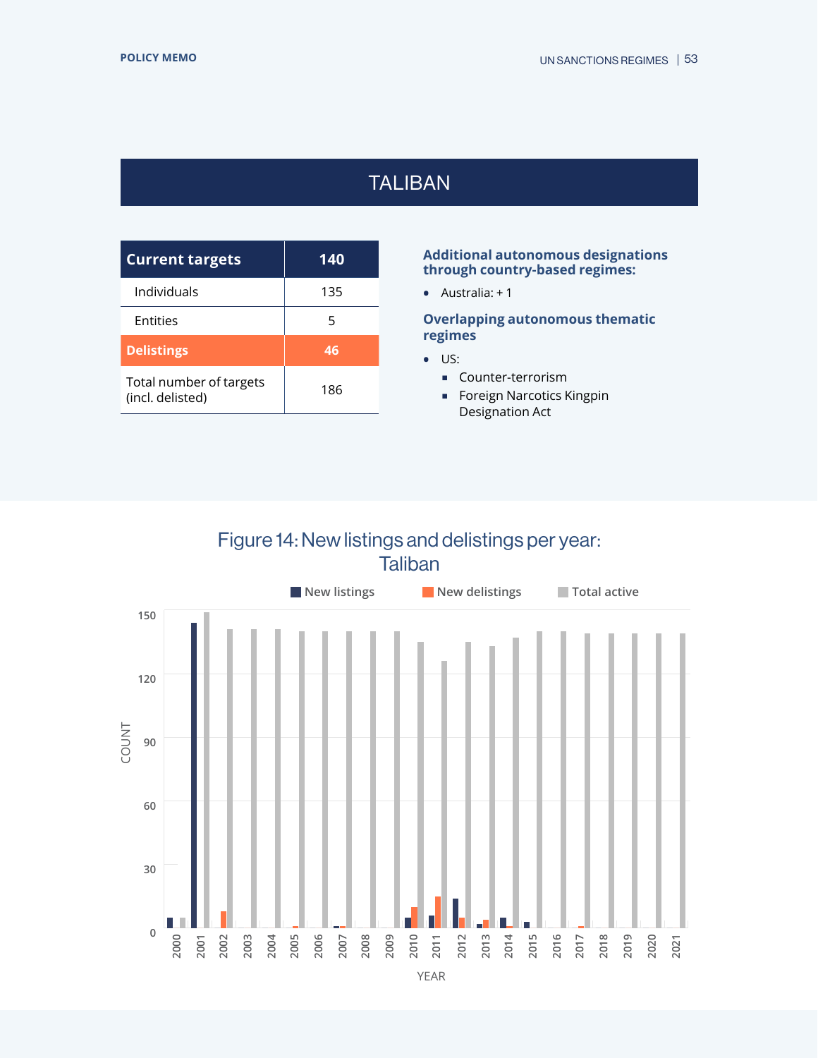# TALIBAN

| Current targets | 140 |
|---|---|
| Individuals | 135 |
| Entities | 5 |
| **Delistings** | **46** |
| Total number of targets (incl. delisted) | 186 |

**Additional autonomous designations through country-based regimes:**

- Australia: + 1

**Overlapping autonomous thematic regimes**

- US:
  - Counter-terrorism
  - Foreign Narcotics Kingpin Designation Act

Figure 14: New listings and delistings per year: Taliban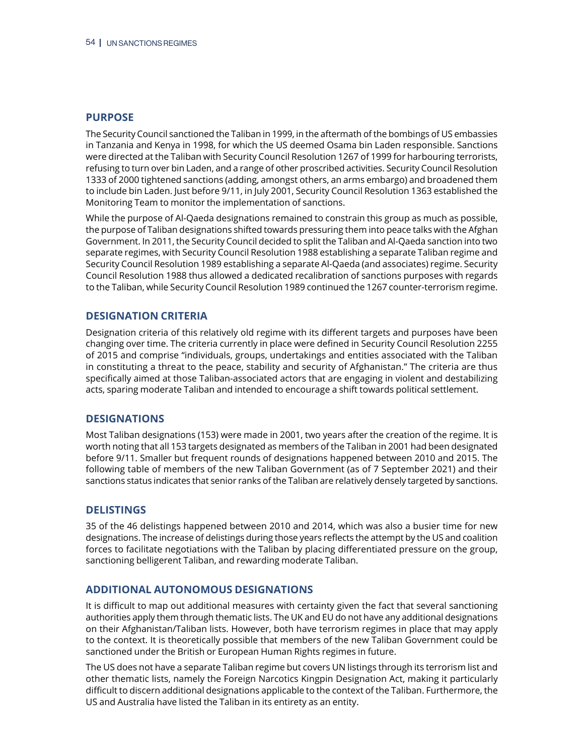## PURPOSE

The Security Council sanctioned the Taliban in 1999, in the aftermath of the bombings of US embassies in Tanzania and Kenya in 1998, for which the US deemed Osama bin Laden responsible. Sanctions were directed at the Taliban with Security Council Resolution 1267 of 1999 for harbouring terrorists, refusing to turn over bin Laden, and a range of other proscribed activities. Security Council Resolution 1333 of 2000 tightened sanctions (adding, amongst others, an arms embargo) and broadened them to include bin Laden. Just before 9/11, in July 2001, Security Council Resolution 1363 established the Monitoring Team to monitor the implementation of sanctions.

While the purpose of Al-Qaeda designations remained to constrain this group as much as possible, the purpose of Taliban designations shifted towards pressuring them into peace talks with the Afghan Government. In 2011, the Security Council decided to split the Taliban and Al-Qaeda sanction into two separate regimes, with Security Council Resolution 1988 establishing a separate Taliban regime and Security Council Resolution 1989 establishing a separate Al-Qaeda (and associates) regime. Security Council Resolution 1988 thus allowed a dedicated recalibration of sanctions purposes with regards to the Taliban, while Security Council Resolution 1989 continued the 1267 counter-terrorism regime.

## DESIGNATION CRITERIA

Designation criteria of this relatively old regime with its different targets and purposes have been changing over time. The criteria currently in place were defined in Security Council Resolution 2255 of 2015 and comprise "individuals, groups, undertakings and entities associated with the Taliban in constituting a threat to the peace, stability and security of Afghanistan." The criteria are thus specifically aimed at those Taliban-associated actors that are engaging in violent and destabilizing acts, sparing moderate Taliban and intended to encourage a shift towards political settlement.

## DESIGNATIONS

Most Taliban designations (153) were made in 2001, two years after the creation of the regime. It is worth noting that all 153 targets designated as members of the Taliban in 2001 had been designated before 9/11. Smaller but frequent rounds of designations happened between 2010 and 2015. The following table of members of the new Taliban Government (as of 7 September 2021) and their sanctions status indicates that senior ranks of the Taliban are relatively densely targeted by sanctions.

## DELISTINGS

35 of the 46 delistings happened between 2010 and 2014, which was also a busier time for new designations. The increase of delistings during those years reflects the attempt by the US and coalition forces to facilitate negotiations with the Taliban by placing differentiated pressure on the group, sanctioning belligerent Taliban, and rewarding moderate Taliban.

## ADDITIONAL AUTONOMOUS DESIGNATIONS

It is difficult to map out additional measures with certainty given the fact that several sanctioning authorities apply them through thematic lists. The UK and EU do not have any additional designations on their Afghanistan/Taliban lists. However, both have terrorism regimes in place that may apply to the context. It is theoretically possible that members of the new Taliban Government could be sanctioned under the British or European Human Rights regimes in future.

The US does not have a separate Taliban regime but covers UN listings through its terrorism list and other thematic lists, namely the Foreign Narcotics Kingpin Designation Act, making it particularly difficult to discern additional designations applicable to the context of the Taliban. Furthermore, the US and Australia have listed the Taliban in its entirety as an entity.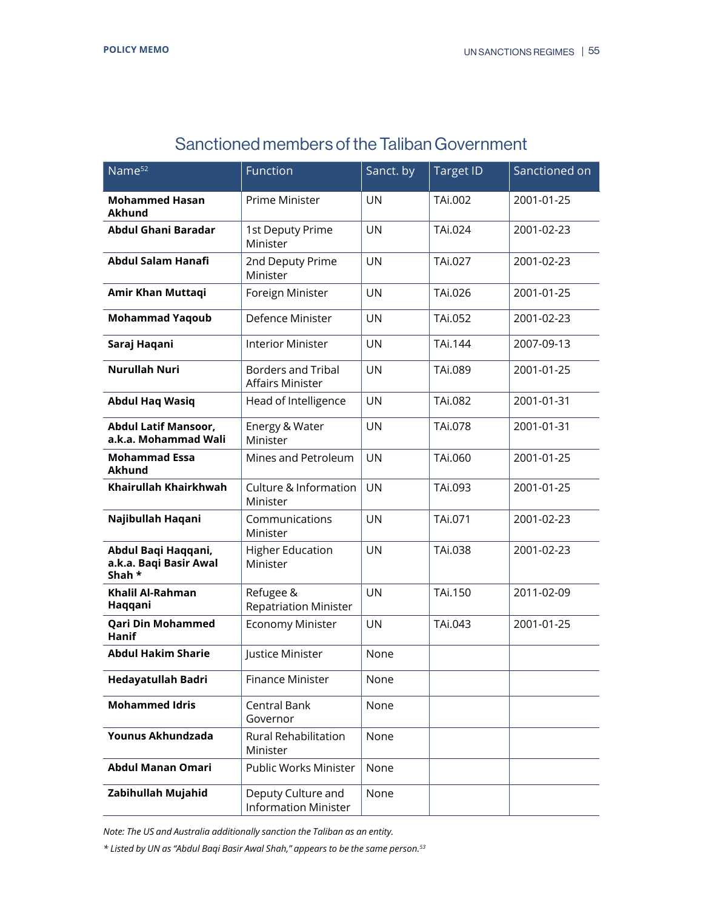## Sanctioned members of the Taliban Government

| Name[52] | Function | Sanct. by | Target ID | Sanctioned on |
|---|---|---|---|---|
| **Mohammed Hasan Akhund** | Prime Minister | UN | TAi.002 | 2001-01-25 |
| **Abdul Ghani Baradar** | 1st Deputy Prime Minister | UN | TAi.024 | 2001-02-23 |
| **Abdul Salam Hanafi** | 2nd Deputy Prime Minister | UN | TAi.027 | 2001-02-23 |
| **Amir Khan Muttaqi** | Foreign Minister | UN | TAi.026 | 2001-01-25 |
| **Mohammad Yaqoub** | Defence Minister | UN | TAi.052 | 2001-02-23 |
| **Saraj Haqani** | Interior Minister | UN | TAi.144 | 2007-09-13 |
| **Nurullah Nuri** | Borders and Tribal Affairs Minister | UN | TAi.089 | 2001-01-25 |
| **Abdul Haq Wasiq** | Head of Intelligence | UN | TAi.082 | 2001-01-31 |
| **Abdul Latif Mansoor, a.k.a. Mohammad Wali** | Energy & Water Minister | UN | TAi.078 | 2001-01-31 |
| **Mohammad Essa Akhund** | Mines and Petroleum | UN | TAi.060 | 2001-01-25 |
| **Khairullah Khairkhwah** | Culture & Information Minister | UN | TAi.093 | 2001-01-25 |
| **Najibullah Haqani** | Communications Minister | UN | TAi.071 | 2001-02-23 |
| **Abdul Baqi Haqqani, a.k.a. Baqi Basir Awal Shah** * | Higher Education Minister | UN | TAi.038 | 2001-02-23 |
| **Khalil Al-Rahman Haqqani** | Refugee & Repatriation Minister | UN | TAi.150 | 2011-02-09 |
| **Qari Din Mohammed Hanif** | Economy Minister | UN | TAi.043 | 2001-01-25 |
| **Abdul Hakim Sharie** | Justice Minister | None | | |
| **Hedayatullah Badri** | Finance Minister | None | | |
| **Mohammed Idris** | Central Bank Governor | None | | |
| **Younus Akhundzada** | Rural Rehabilitation Minister | None | | |
| **Abdul Manan Omari** | Public Works Minister | None | | |
| **Zabihullah Mujahid** | Deputy Culture and Information Minister | None | | |

*Note: The US and Australia additionally sanction the Taliban as an entity.*

*\* Listed by UN as "Abdul Baqi Basir Awal Shah," appears to be the same person.[53]*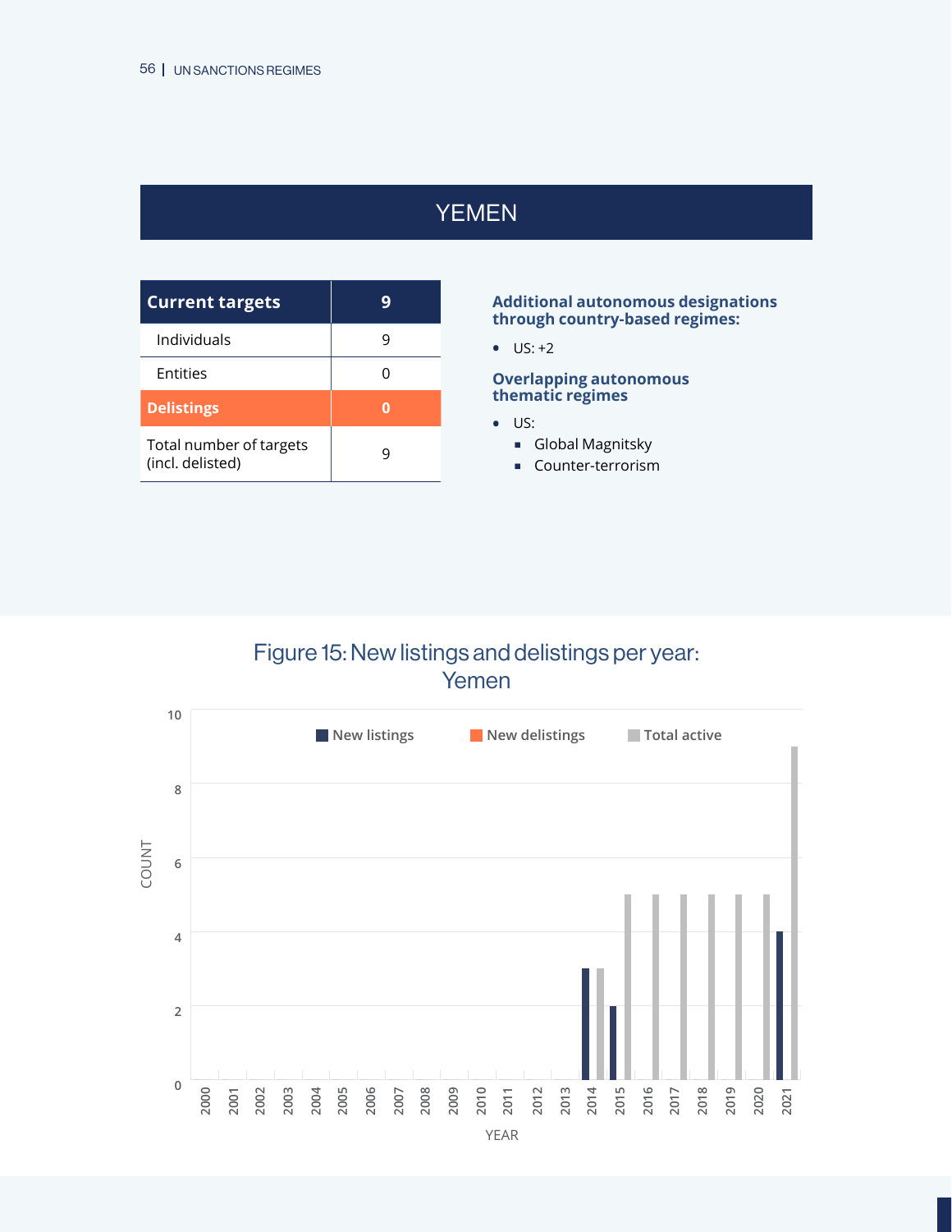# YEMEN

| Current targets | 9 |
|---|---|
| Individuals | 9 |
| Entities | 0 |
| **Delistings** | **0** |
| Total number of targets (incl. delisted) | 9 |

**Additional autonomous designations through country-based regimes:**

- US: +2

**Overlapping autonomous thematic regimes**

- US:
  - Global Magnitsky
  - Counter-terrorism

Figure 15: New listings and delistings per year: Yemen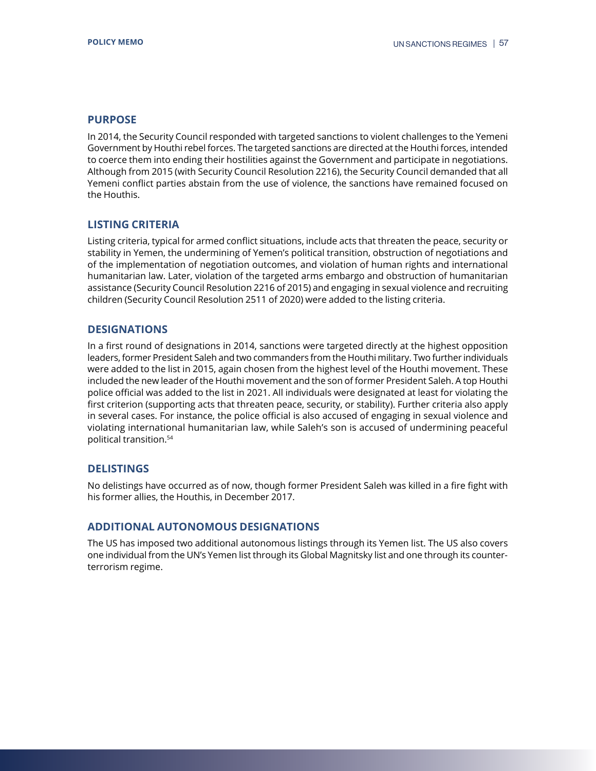## PURPOSE

In 2014, the Security Council responded with targeted sanctions to violent challenges to the Yemeni Government by Houthi rebel forces. The targeted sanctions are directed at the Houthi forces, intended to coerce them into ending their hostilities against the Government and participate in negotiations. Although from 2015 (with Security Council Resolution 2216), the Security Council demanded that all Yemeni conflict parties abstain from the use of violence, the sanctions have remained focused on the Houthis.

## LISTING CRITERIA

Listing criteria, typical for armed conflict situations, include acts that threaten the peace, security or stability in Yemen, the undermining of Yemen's political transition, obstruction of negotiations and of the implementation of negotiation outcomes, and violation of human rights and international humanitarian law. Later, violation of the targeted arms embargo and obstruction of humanitarian assistance (Security Council Resolution 2216 of 2015) and engaging in sexual violence and recruiting children (Security Council Resolution 2511 of 2020) were added to the listing criteria.

## DESIGNATIONS

In a first round of designations in 2014, sanctions were targeted directly at the highest opposition leaders, former President Saleh and two commanders from the Houthi military. Two further individuals were added to the list in 2015, again chosen from the highest level of the Houthi movement. These included the new leader of the Houthi movement and the son of former President Saleh. A top Houthi police official was added to the list in 2021. All individuals were designated at least for violating the first criterion (supporting acts that threaten peace, security, or stability). Further criteria also apply in several cases. For instance, the police official is also accused of engaging in sexual violence and violating international humanitarian law, while Saleh's son is accused of undermining peaceful political transition.[54]

## DELISTINGS

No delistings have occurred as of now, though former President Saleh was killed in a fire fight with his former allies, the Houthis, in December 2017.

## ADDITIONAL AUTONOMOUS DESIGNATIONS

The US has imposed two additional autonomous listings through its Yemen list. The US also covers one individual from the UN's Yemen list through its Global Magnitsky list and one through its counter-terrorism regime.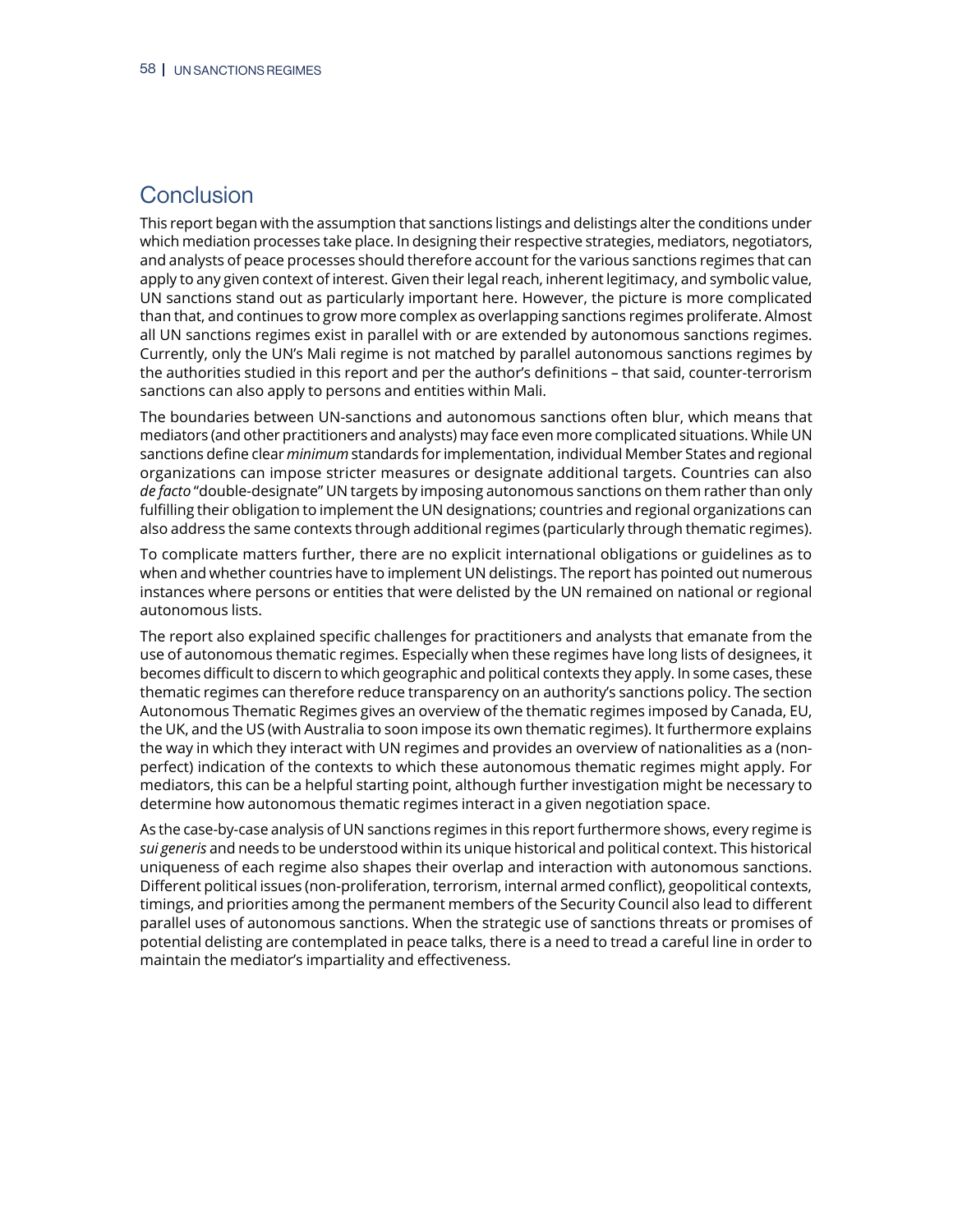## Conclusion

This report began with the assumption that sanctions listings and delistings alter the conditions under which mediation processes take place. In designing their respective strategies, mediators, negotiators, and analysts of peace processes should therefore account for the various sanctions regimes that can apply to any given context of interest. Given their legal reach, inherent legitimacy, and symbolic value, UN sanctions stand out as particularly important here. However, the picture is more complicated than that, and continues to grow more complex as overlapping sanctions regimes proliferate. Almost all UN sanctions regimes exist in parallel with or are extended by autonomous sanctions regimes. Currently, only the UN's Mali regime is not matched by parallel autonomous sanctions regimes by the authorities studied in this report and per the author's definitions – that said, counter-terrorism sanctions can also apply to persons and entities within Mali.

The boundaries between UN-sanctions and autonomous sanctions often blur, which means that mediators (and other practitioners and analysts) may face even more complicated situations. While UN sanctions define clear *minimum* standards for implementation, individual Member States and regional organizations can impose stricter measures or designate additional targets. Countries can also *de facto* "double-designate" UN targets by imposing autonomous sanctions on them rather than only fulfilling their obligation to implement the UN designations; countries and regional organizations can also address the same contexts through additional regimes (particularly through thematic regimes).

To complicate matters further, there are no explicit international obligations or guidelines as to when and whether countries have to implement UN delistings. The report has pointed out numerous instances where persons or entities that were delisted by the UN remained on national or regional autonomous lists.

The report also explained specific challenges for practitioners and analysts that emanate from the use of autonomous thematic regimes. Especially when these regimes have long lists of designees, it becomes difficult to discern to which geographic and political contexts they apply. In some cases, these thematic regimes can therefore reduce transparency on an authority's sanctions policy. The section Autonomous Thematic Regimes gives an overview of the thematic regimes imposed by Canada, EU, the UK, and the US (with Australia to soon impose its own thematic regimes). It furthermore explains the way in which they interact with UN regimes and provides an overview of nationalities as a (non-perfect) indication of the contexts to which these autonomous thematic regimes might apply. For mediators, this can be a helpful starting point, although further investigation might be necessary to determine how autonomous thematic regimes interact in a given negotiation space.

As the case-by-case analysis of UN sanctions regimes in this report furthermore shows, every regime is *sui generis* and needs to be understood within its unique historical and political context. This historical uniqueness of each regime also shapes their overlap and interaction with autonomous sanctions. Different political issues (non-proliferation, terrorism, internal armed conflict), geopolitical contexts, timings, and priorities among the permanent members of the Security Council also lead to different parallel uses of autonomous sanctions. When the strategic use of sanctions threats or promises of potential delisting are contemplated in peace talks, there is a need to tread a careful line in order to maintain the mediator's impartiality and effectiveness.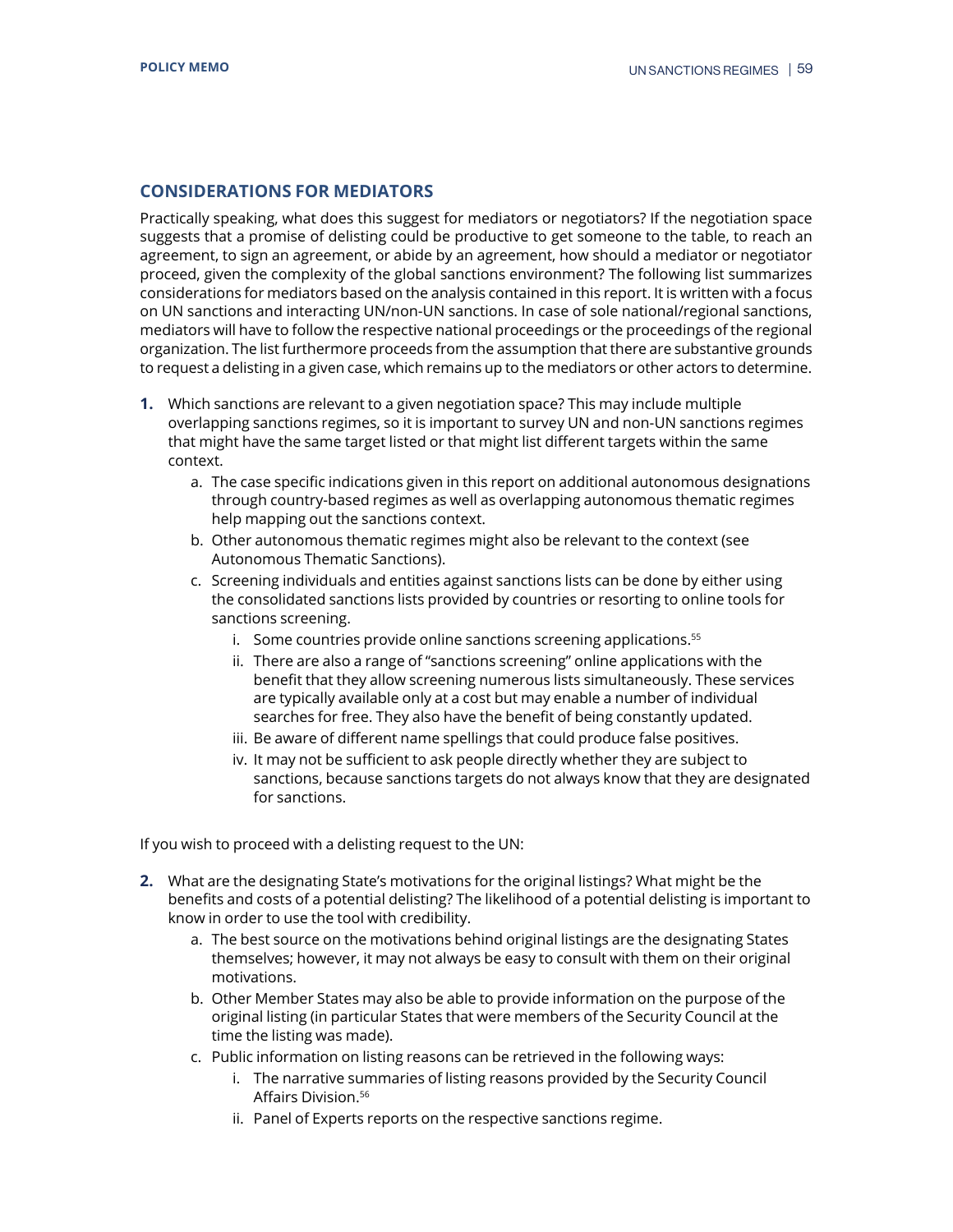## CONSIDERATIONS FOR MEDIATORS

Practically speaking, what does this suggest for mediators or negotiators? If the negotiation space suggests that a promise of delisting could be productive to get someone to the table, to reach an agreement, to sign an agreement, or abide by an agreement, how should a mediator or negotiator proceed, given the complexity of the global sanctions environment? The following list summarizes considerations for mediators based on the analysis contained in this report. It is written with a focus on UN sanctions and interacting UN/non-UN sanctions. In case of sole national/regional sanctions, mediators will have to follow the respective national proceedings or the proceedings of the regional organization. The list furthermore proceeds from the assumption that there are substantive grounds to request a delisting in a given case, which remains up to the mediators or other actors to determine.

1. Which sanctions are relevant to a given negotiation space? This may include multiple overlapping sanctions regimes, so it is important to survey UN and non-UN sanctions regimes that might have the same target listed or that might list different targets within the same context.
    a. The case specific indications given in this report on additional autonomous designations through country-based regimes as well as overlapping autonomous thematic regimes help mapping out the sanctions context.
    b. Other autonomous thematic regimes might also be relevant to the context (see Autonomous Thematic Sanctions).
    c. Screening individuals and entities against sanctions lists can be done by either using the consolidated sanctions lists provided by countries or resorting to online tools for sanctions screening.
        i. Some countries provide online sanctions screening applications.[55]
        ii. There are also a range of "sanctions screening" online applications with the benefit that they allow screening numerous lists simultaneously. These services are typically available only at a cost but may enable a number of individual searches for free. They also have the benefit of being constantly updated.
        iii. Be aware of different name spellings that could produce false positives.
        iv. It may not be sufficient to ask people directly whether they are subject to sanctions, because sanctions targets do not always know that they are designated for sanctions.

If you wish to proceed with a delisting request to the UN:

2. What are the designating State's motivations for the original listings? What might be the benefits and costs of a potential delisting? The likelihood of a potential delisting is important to know in order to use the tool with credibility.
    a. The best source on the motivations behind original listings are the designating States themselves; however, it may not always be easy to consult with them on their original motivations.
    b. Other Member States may also be able to provide information on the purpose of the original listing (in particular States that were members of the Security Council at the time the listing was made).
    c. Public information on listing reasons can be retrieved in the following ways:
        i. The narrative summaries of listing reasons provided by the Security Council Affairs Division.[56]
        ii. Panel of Experts reports on the respective sanctions regime.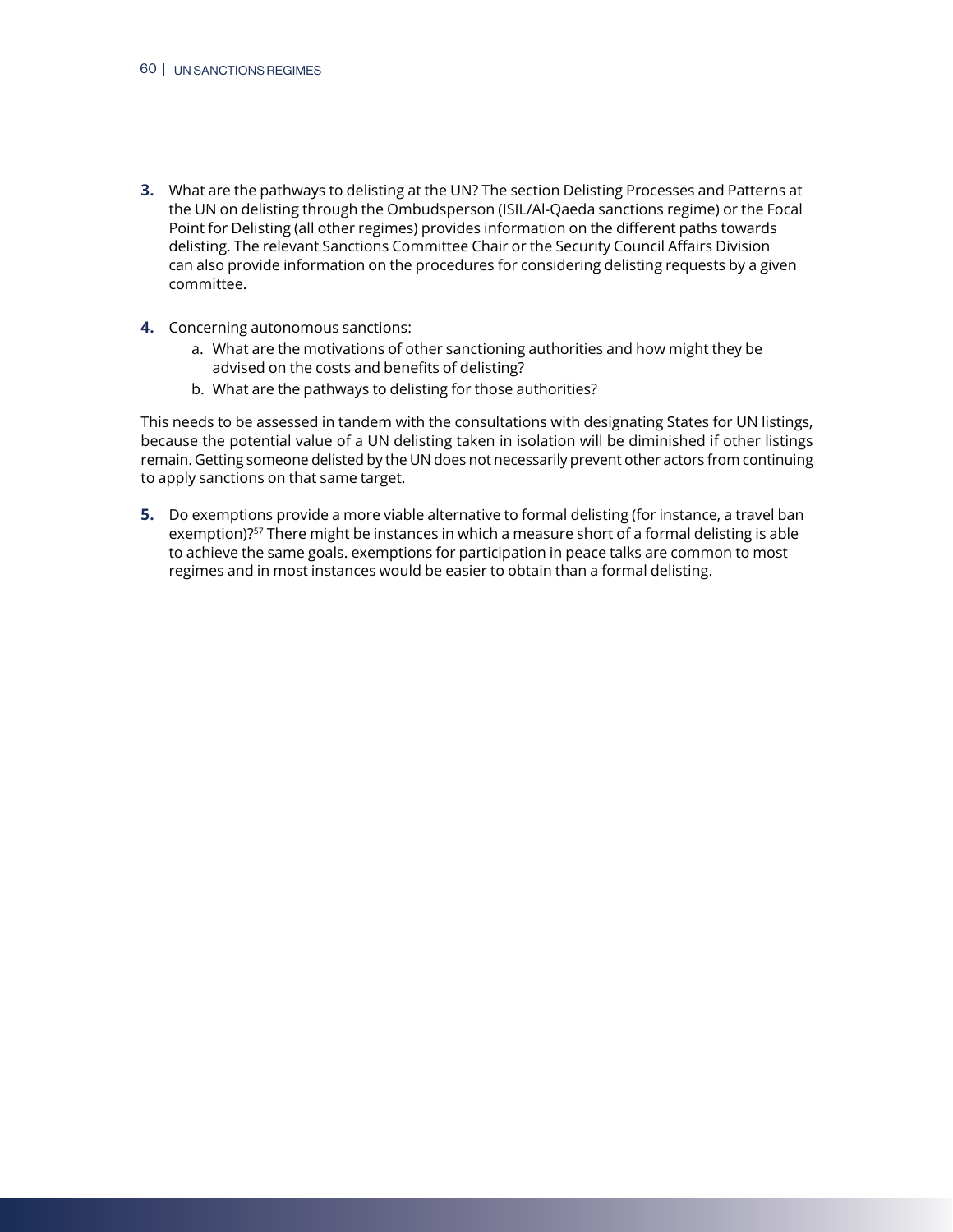3. What are the pathways to delisting at the UN? The section Delisting Processes and Patterns at the UN on delisting through the Ombudsperson (ISIL/Al-Qaeda sanctions regime) or the Focal Point for Delisting (all other regimes) provides information on the different paths towards delisting. The relevant Sanctions Committee Chair or the Security Council Affairs Division can also provide information on the procedures for considering delisting requests by a given committee.

4. Concerning autonomous sanctions:
   a. What are the motivations of other sanctioning authorities and how might they be advised on the costs and benefits of delisting?
   b. What are the pathways to delisting for those authorities?

This needs to be assessed in tandem with the consultations with designating States for UN listings, because the potential value of a UN delisting taken in isolation will be diminished if other listings remain. Getting someone delisted by the UN does not necessarily prevent other actors from continuing to apply sanctions on that same target.

5. Do exemptions provide a more viable alternative to formal delisting (for instance, a travel ban exemption)?[57] There might be instances in which a measure short of a formal delisting is able to achieve the same goals. exemptions for participation in peace talks are common to most regimes and in most instances would be easier to obtain than a formal delisting.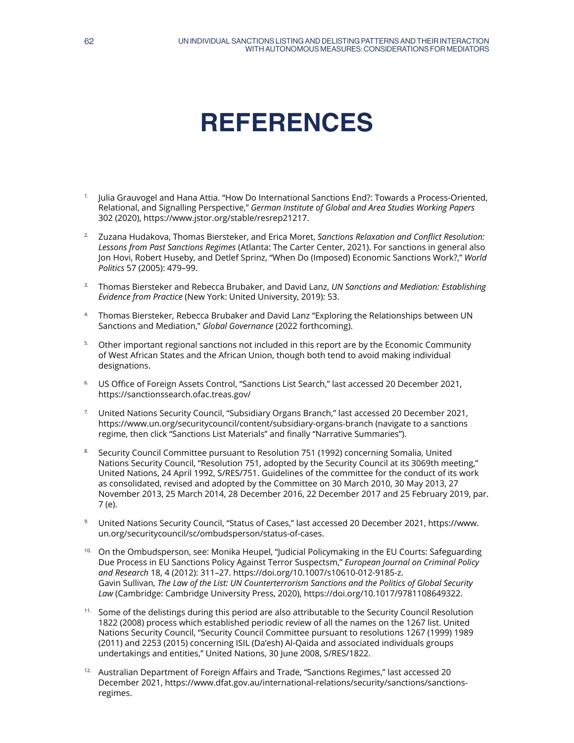# REFERENCES

1. Julia Grauvogel and Hana Attia. "How Do International Sanctions End?: Towards a Process-Oriented, Relational, and Signalling Perspective," *German Institute of Global and Area Studies Working Papers* 302 (2020), https://www.jstor.org/stable/resrep21217.

2. Zuzana Hudakova, Thomas Biersteker, and Erica Moret, *Sanctions Relaxation and Conflict Resolution: Lessons from Past Sanctions Regimes* (Atlanta: The Carter Center, 2021). For sanctions in general also Jon Hovi, Robert Huseby, and Detlef Sprinz, "When Do (Imposed) Economic Sanctions Work?," *World Politics* 57 (2005): 479–99.

3. Thomas Biersteker and Rebecca Brubaker, and David Lanz, *UN Sanctions and Mediation: Establishing Evidence from Practice* (New York: United University, 2019): 53.

4. Thomas Biersteker, Rebecca Brubaker and David Lanz "Exploring the Relationships between UN Sanctions and Mediation," *Global Governance* (2022 forthcoming).

5. Other important regional sanctions not included in this report are by the Economic Community of West African States and the African Union, though both tend to avoid making individual designations.

6. US Office of Foreign Assets Control, "Sanctions List Search," last accessed 20 December 2021, https://sanctionssearch.ofac.treas.gov/

7. United Nations Security Council, "Subsidiary Organs Branch," last accessed 20 December 2021, https://www.un.org/securitycouncil/content/subsidiary-organs-branch (navigate to a sanctions regime, then click "Sanctions List Materials" and finally "Narrative Summaries").

8. Security Council Committee pursuant to Resolution 751 (1992) concerning Somalia, United Nations Security Council, "Resolution 751, adopted by the Security Council at its 3069th meeting," United Nations, 24 April 1992, S/RES/751. Guidelines of the committee for the conduct of its work as consolidated, revised and adopted by the Committee on 30 March 2010, 30 May 2013, 27 November 2013, 25 March 2014, 28 December 2016, 22 December 2017 and 25 February 2019, par. 7 (e).

9. United Nations Security Council, "Status of Cases," last accessed 20 December 2021, https://www.un.org/securitycouncil/sc/ombudsperson/status-of-cases.

10. On the Ombudsperson, see: Monika Heupel, "Judicial Policymaking in the EU Courts: Safeguarding Due Process in EU Sanctions Policy Against Terror Suspectsm," *European Journal on Criminal Policy and Research* 18, 4 (2012): 311–27. https://doi.org/10.1007/s10610-012-9185-z. Gavin Sullivan, *The Law of the List: UN Counterterrorism Sanctions and the Politics of Global Security Law* (Cambridge: Cambridge University Press, 2020), https://doi.org/10.1017/9781108649322.

11. Some of the delistings during this period are also attributable to the Security Council Resolution 1822 (2008) process which established periodic review of all the names on the 1267 list. United Nations Security Council, "Security Council Committee pursuant to resolutions 1267 (1999) 1989 (2011) and 2253 (2015) concerning ISIL (Da'esh) Al-Qaida and associated individuals groups undertakings and entities," United Nations, 30 June 2008, S/RES/1822.

12. Australian Department of Foreign Affairs and Trade, "Sanctions Regimes," last accessed 20 December 2021, https://www.dfat.gov.au/international-relations/security/sanctions/sanctions-regimes.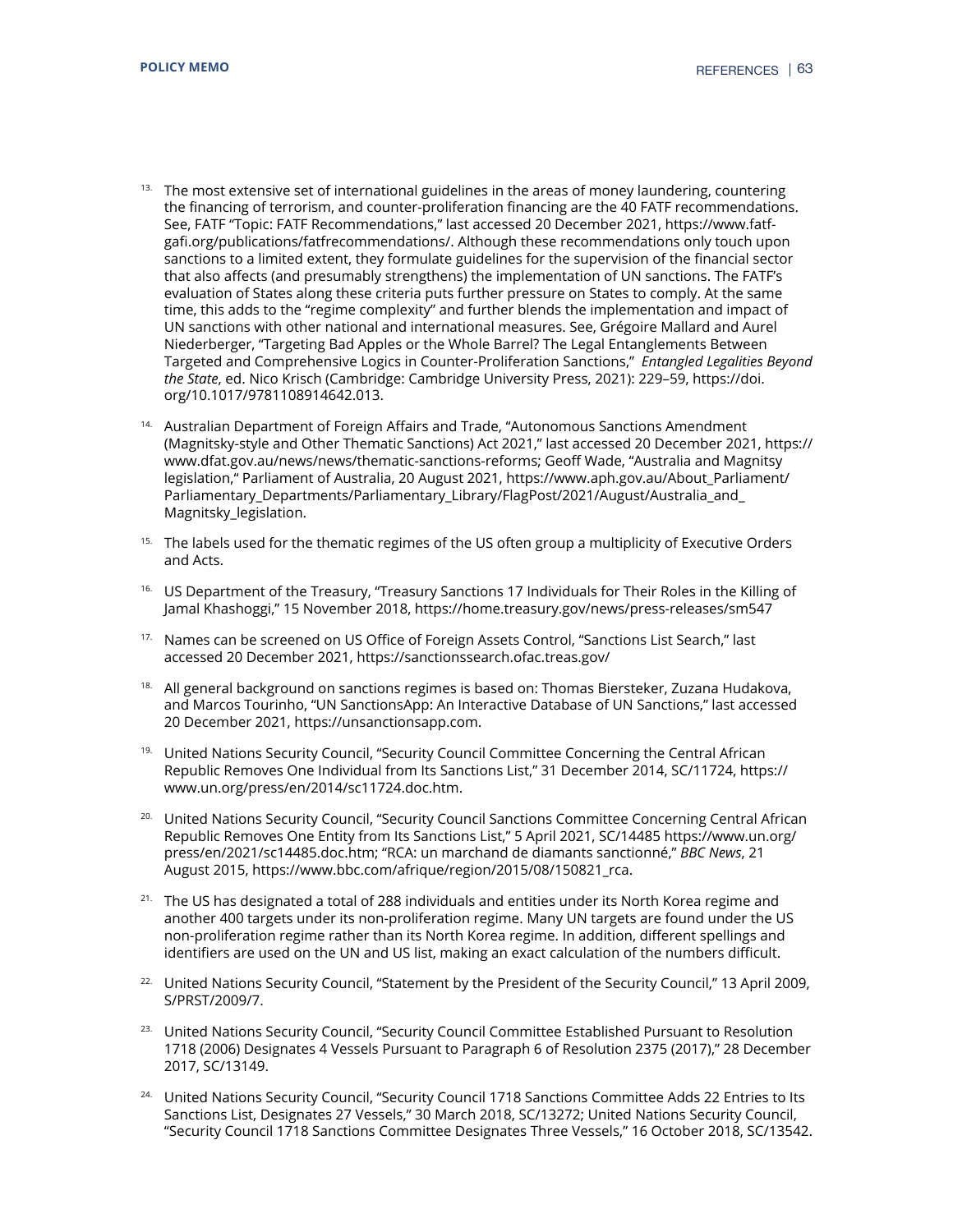13. The most extensive set of international guidelines in the areas of money laundering, countering the financing of terrorism, and counter-proliferation financing are the 40 FATF recommendations. See, FATF "Topic: FATF Recommendations," last accessed 20 December 2021, https://www.fatf-gafi.org/publications/fatfrecommendations/. Although these recommendations only touch upon sanctions to a limited extent, they formulate guidelines for the supervision of the financial sector that also affects (and presumably strengthens) the implementation of UN sanctions. The FATF's evaluation of States along these criteria puts further pressure on States to comply. At the same time, this adds to the "regime complexity" and further blends the implementation and impact of UN sanctions with other national and international measures. See, Grégoire Mallard and Aurel Niederberger, "Targeting Bad Apples or the Whole Barrel? The Legal Entanglements Between Targeted and Comprehensive Logics in Counter-Proliferation Sanctions," *Entangled Legalities Beyond the State*, ed. Nico Krisch (Cambridge: Cambridge University Press, 2021): 229–59, https://doi.org/10.1017/9781108914642.013.

14. Australian Department of Foreign Affairs and Trade, "Autonomous Sanctions Amendment (Magnitsky-style and Other Thematic Sanctions) Act 2021," last accessed 20 December 2021, https://www.dfat.gov.au/news/news/thematic-sanctions-reforms; Geoff Wade, "Australia and Magnitsy legislation," Parliament of Australia, 20 August 2021, https://www.aph.gov.au/About_Parliament/Parliamentary_Departments/Parliamentary_Library/FlagPost/2021/August/Australia_and_Magnitsky_legislation.

15. The labels used for the thematic regimes of the US often group a multiplicity of Executive Orders and Acts.

16. US Department of the Treasury, "Treasury Sanctions 17 Individuals for Their Roles in the Killing of Jamal Khashoggi," 15 November 2018, https://home.treasury.gov/news/press-releases/sm547

17. Names can be screened on US Office of Foreign Assets Control, "Sanctions List Search," last accessed 20 December 2021, https://sanctionssearch.ofac.treas.gov/

18. All general background on sanctions regimes is based on: Thomas Biersteker, Zuzana Hudakova, and Marcos Tourinho, "UN SanctionsApp: An Interactive Database of UN Sanctions," last accessed 20 December 2021, https://unsanctionsapp.com.

19. United Nations Security Council, "Security Council Committee Concerning the Central African Republic Removes One Individual from Its Sanctions List," 31 December 2014, SC/11724, https://www.un.org/press/en/2014/sc11724.doc.htm.

20. United Nations Security Council, "Security Council Sanctions Committee Concerning Central African Republic Removes One Entity from Its Sanctions List," 5 April 2021, SC/14485 https://www.un.org/press/en/2021/sc14485.doc.htm; "RCA: un marchand de diamants sanctionné," *BBC News*, 21 August 2015, https://www.bbc.com/afrique/region/2015/08/150821_rca.

21. The US has designated a total of 288 individuals and entities under its North Korea regime and another 400 targets under its non-proliferation regime. Many UN targets are found under the US non-proliferation regime rather than its North Korea regime. In addition, different spellings and identifiers are used on the UN and US list, making an exact calculation of the numbers difficult.

22. United Nations Security Council, "Statement by the President of the Security Council," 13 April 2009, S/PRST/2009/7.

23. United Nations Security Council, "Security Council Committee Established Pursuant to Resolution 1718 (2006) Designates 4 Vessels Pursuant to Paragraph 6 of Resolution 2375 (2017)," 28 December 2017, SC/13149.

24. United Nations Security Council, "Security Council 1718 Sanctions Committee Adds 22 Entries to Its Sanctions List, Designates 27 Vessels," 30 March 2018, SC/13272; United Nations Security Council, "Security Council 1718 Sanctions Committee Designates Three Vessels," 16 October 2018, SC/13542.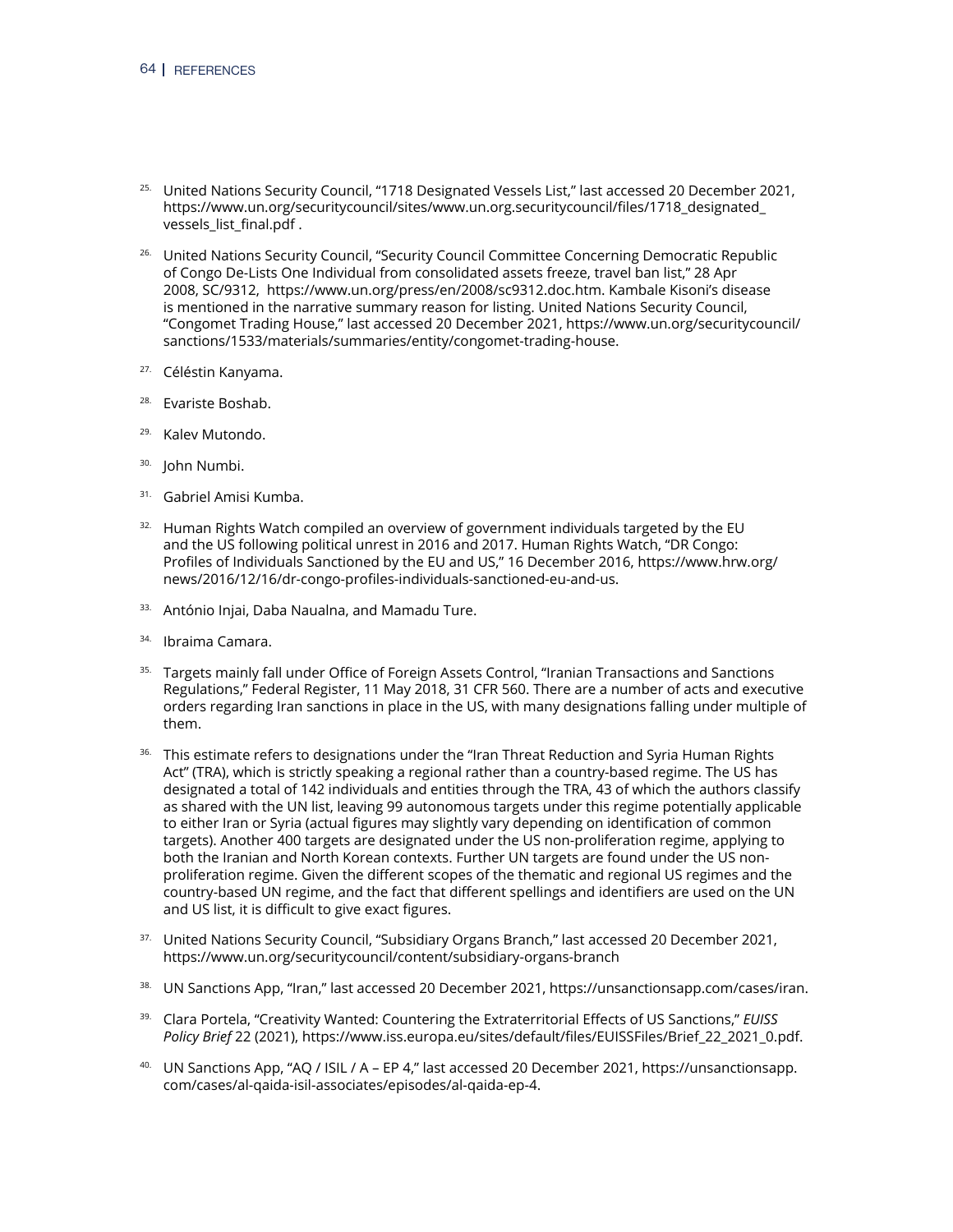25. United Nations Security Council, "1718 Designated Vessels List," last accessed 20 December 2021, https://www.un.org/securitycouncil/sites/www.un.org.securitycouncil/files/1718_designated_vessels_list_final.pdf .

26. United Nations Security Council, "Security Council Committee Concerning Democratic Republic of Congo De-Lists One Individual from consolidated assets freeze, travel ban list," 28 Apr 2008, SC/9312, https://www.un.org/press/en/2008/sc9312.doc.htm. Kambale Kisoni's disease is mentioned in the narrative summary reason for listing. United Nations Security Council, "Congomet Trading House," last accessed 20 December 2021, https://www.un.org/securitycouncil/sanctions/1533/materials/summaries/entity/congomet-trading-house.

27. Céléstin Kanyama.

28. Evariste Boshab.

29. Kalev Mutondo.

30. John Numbi.

31. Gabriel Amisi Kumba.

32. Human Rights Watch compiled an overview of government individuals targeted by the EU and the US following political unrest in 2016 and 2017. Human Rights Watch, "DR Congo: Profiles of Individuals Sanctioned by the EU and US," 16 December 2016, https://www.hrw.org/news/2016/12/16/dr-congo-profiles-individuals-sanctioned-eu-and-us.

33. António Injai, Daba Naualna, and Mamadu Ture.

34. Ibraima Camara.

35. Targets mainly fall under Office of Foreign Assets Control, "Iranian Transactions and Sanctions Regulations," Federal Register, 11 May 2018, 31 CFR 560. There are a number of acts and executive orders regarding Iran sanctions in place in the US, with many designations falling under multiple of them.

36. This estimate refers to designations under the "Iran Threat Reduction and Syria Human Rights Act" (TRA), which is strictly speaking a regional rather than a country-based regime. The US has designated a total of 142 individuals and entities through the TRA, 43 of which the authors classify as shared with the UN list, leaving 99 autonomous targets under this regime potentially applicable to either Iran or Syria (actual figures may slightly vary depending on identification of common targets). Another 400 targets are designated under the US non-proliferation regime, applying to both the Iranian and North Korean contexts. Further UN targets are found under the US non-proliferation regime. Given the different scopes of the thematic and regional US regimes and the country-based UN regime, and the fact that different spellings and identifiers are used on the UN and US list, it is difficult to give exact figures.

37. United Nations Security Council, "Subsidiary Organs Branch," last accessed 20 December 2021, https://www.un.org/securitycouncil/content/subsidiary-organs-branch

38. UN Sanctions App, "Iran," last accessed 20 December 2021, https://unsanctionsapp.com/cases/iran.

39. Clara Portela, "Creativity Wanted: Countering the Extraterritorial Effects of US Sanctions," *EUISS Policy Brief* 22 (2021), https://www.iss.europa.eu/sites/default/files/EUISSFiles/Brief_22_2021_0.pdf.

40. UN Sanctions App, "AQ / ISIL / A – EP 4," last accessed 20 December 2021, https://unsanctionsapp.com/cases/al-qaida-isil-associates/episodes/al-qaida-ep-4.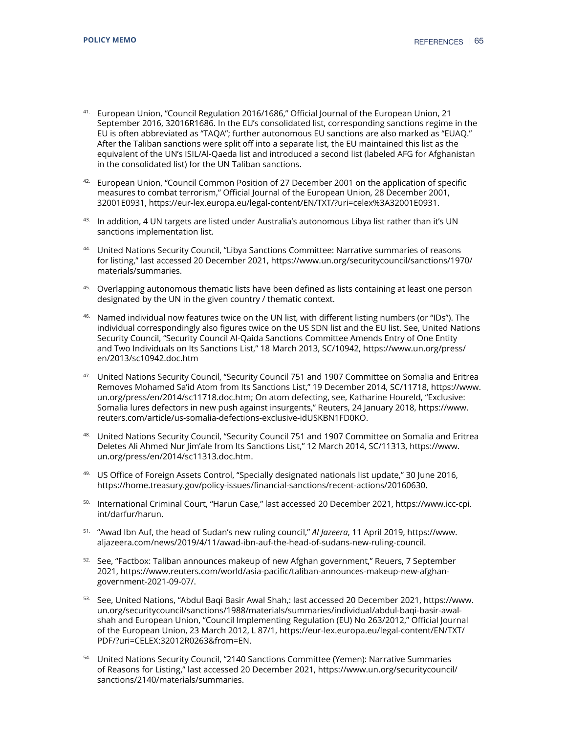41. European Union, "Council Regulation 2016/1686," Official Journal of the European Union, 21 September 2016, 32016R1686. In the EU's consolidated list, corresponding sanctions regime in the EU is often abbreviated as "TAQA"; further autonomous EU sanctions are also marked as "EUAQ." After the Taliban sanctions were split off into a separate list, the EU maintained this list as the equivalent of the UN's ISIL/Al-Qaeda list and introduced a second list (labeled AFG for Afghanistan in the consolidated list) for the UN Taliban sanctions.

42. European Union, "Council Common Position of 27 December 2001 on the application of specific measures to combat terrorism," Official Journal of the European Union, 28 December 2001, 32001E0931, https://eur-lex.europa.eu/legal-content/EN/TXT/?uri=celex%3A32001E0931.

43. In addition, 4 UN targets are listed under Australia's autonomous Libya list rather than it's UN sanctions implementation list.

44. United Nations Security Council, "Libya Sanctions Committee: Narrative summaries of reasons for listing," last accessed 20 December 2021, https://www.un.org/securitycouncil/sanctions/1970/materials/summaries.

45. Overlapping autonomous thematic lists have been defined as lists containing at least one person designated by the UN in the given country / thematic context.

46. Named individual now features twice on the UN list, with different listing numbers (or "IDs"). The individual correspondingly also figures twice on the US SDN list and the EU list. See, United Nations Security Council, "Security Council Al-Qaida Sanctions Committee Amends Entry of One Entity and Two Individuals on Its Sanctions List," 18 March 2013, SC/10942, https://www.un.org/press/en/2013/sc10942.doc.htm

47. United Nations Security Council, "Security Council 751 and 1907 Committee on Somalia and Eritrea Removes Mohamed Sa'id Atom from Its Sanctions List," 19 December 2014, SC/11718, https://www.un.org/press/en/2014/sc11718.doc.htm; On atom defecting, see, Katharine Houreld, "Exclusive: Somalia lures defectors in new push against insurgents," Reuters, 24 January 2018, https://www.reuters.com/article/us-somalia-defections-exclusive-idUSKBN1FD0KO.

48. United Nations Security Council, "Security Council 751 and 1907 Committee on Somalia and Eritrea Deletes Ali Ahmed Nur Jim'ale from Its Sanctions List," 12 March 2014, SC/11313, https://www.un.org/press/en/2014/sc11313.doc.htm.

49. US Office of Foreign Assets Control, "Specially designated nationals list update," 30 June 2016, https://home.treasury.gov/policy-issues/financial-sanctions/recent-actions/20160630.

50. International Criminal Court, "Harun Case," last accessed 20 December 2021, https://www.icc-cpi.int/darfur/harun.

51. "Awad Ibn Auf, the head of Sudan's new ruling council," *Al Jazeera*, 11 April 2019, https://www.aljazeera.com/news/2019/4/11/awad-ibn-auf-the-head-of-sudans-new-ruling-council.

52. See, "Factbox: Taliban announces makeup of new Afghan government," Reuers, 7 September 2021, https://www.reuters.com/world/asia-pacific/taliban-announces-makeup-new-afghan-government-2021-09-07/.

53. See, United Nations, "Abdul Baqi Basir Awal Shah,: last accessed 20 December 2021, https://www.un.org/securitycouncil/sanctions/1988/materials/summaries/individual/abdul-baqi-basir-awal-shah and European Union, "Council Implementing Regulation (EU) No 263/2012," Official Journal of the European Union, 23 March 2012, L 87/1, https://eur-lex.europa.eu/legal-content/EN/TXT/PDF/?uri=CELEX:32012R0263&from=EN.

54. United Nations Security Council, "2140 Sanctions Committee (Yemen): Narrative Summaries of Reasons for Listing," last accessed 20 December 2021, https://www.un.org/securitycouncil/sanctions/2140/materials/summaries.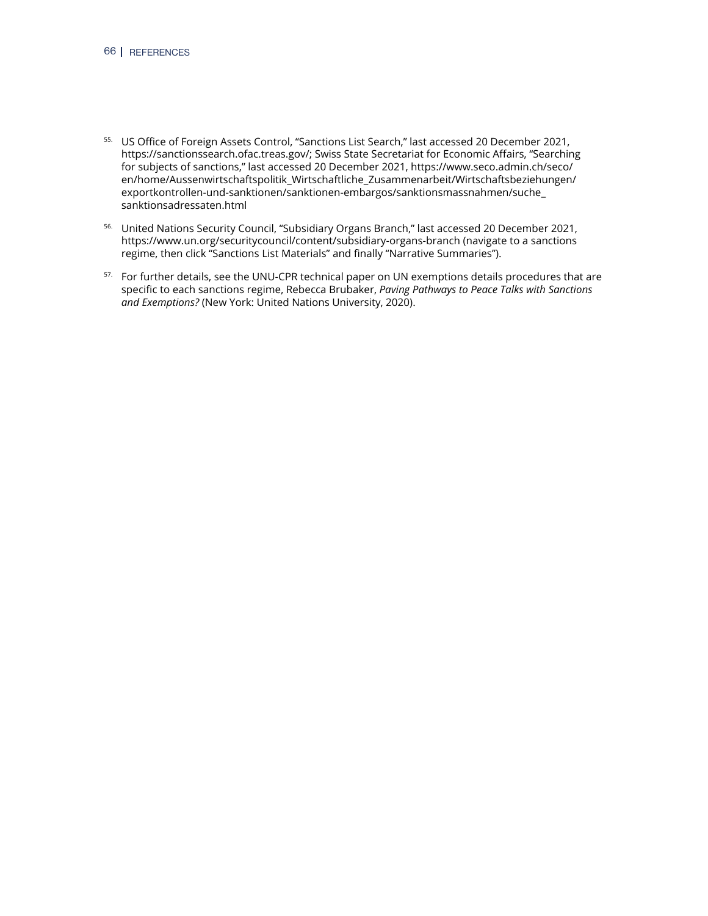55. US Office of Foreign Assets Control, "Sanctions List Search," last accessed 20 December 2021, https://sanctionssearch.ofac.treas.gov/; Swiss State Secretariat for Economic Affairs, "Searching for subjects of sanctions," last accessed 20 December 2021, https://www.seco.admin.ch/seco/en/home/Aussenwirtschaftspolitik_Wirtschaftliche_Zusammenarbeit/Wirtschaftsbeziehungen/exportkontrollen-und-sanktionen/sanktionen-embargos/sanktionsmassnahmen/suche_sanktionsadressaten.html

56. United Nations Security Council, "Subsidiary Organs Branch," last accessed 20 December 2021, https://www.un.org/securitycouncil/content/subsidiary-organs-branch (navigate to a sanctions regime, then click "Sanctions List Materials" and finally "Narrative Summaries").

57. For further details, see the UNU-CPR technical paper on UN exemptions details procedures that are specific to each sanctions regime, Rebecca Brubaker, *Paving Pathways to Peace Talks with Sanctions and Exemptions?* (New York: United Nations University, 2020).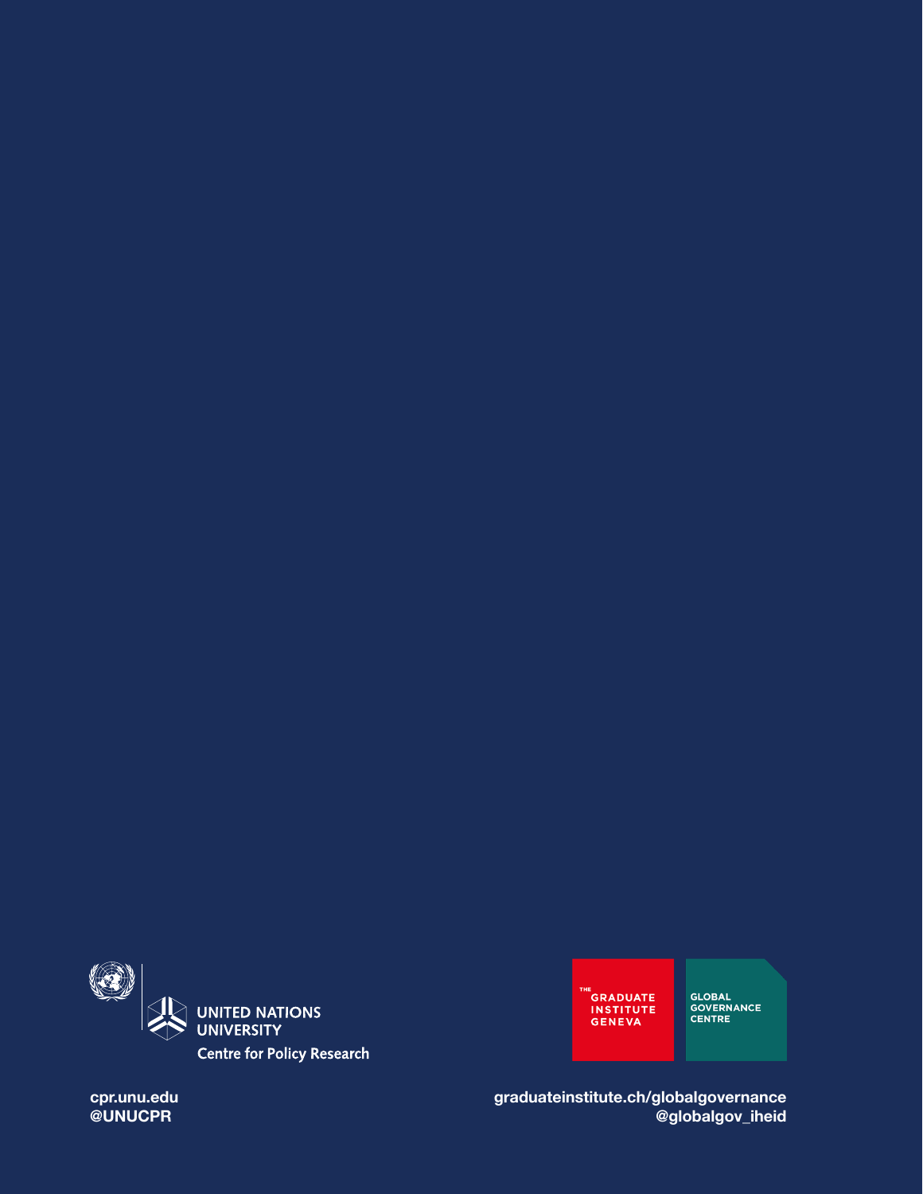UNITED NATIONS UNIVERSITY

Centre for Policy Research

THE GRADUATE INSTITUTE GENEVA

GLOBAL GOVERNANCE CENTRE

cpr.unu.edu
@UNUCPR

graduateinstitute.ch/globalgovernance
@globalgov_iheid